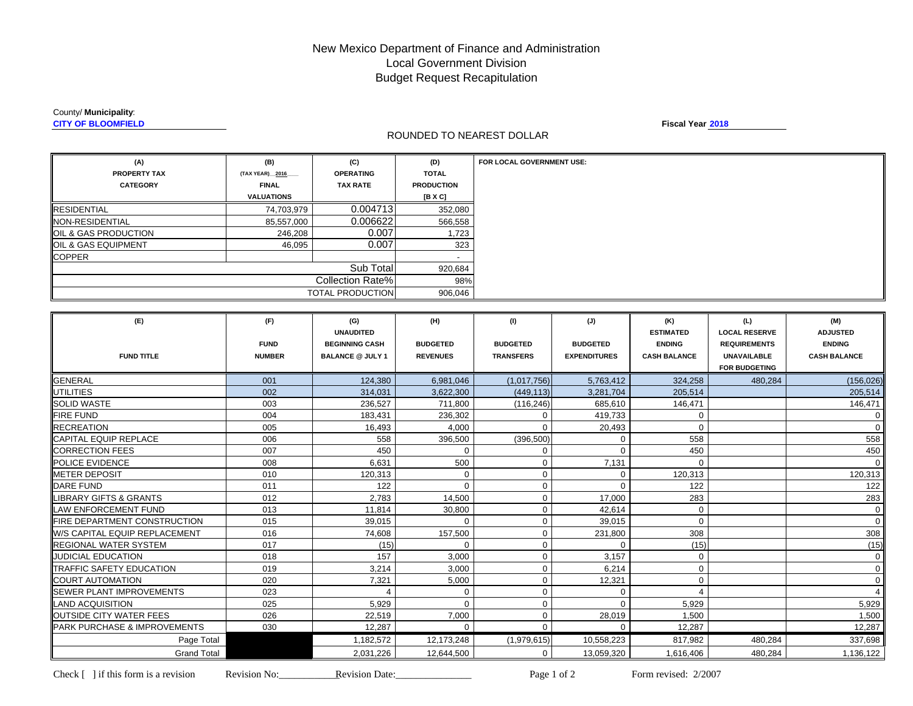# New Mexico Department of Finance and Administration
## Local Government Division
## Budget Request Recapitulation

County/ **Municipality**:
**CITY OF BLOOMFIELD**

**Fiscal Year 2018**

ROUNDED TO NEAREST DOLLAR

| (A) PROPERTY TAX CATEGORY | (B) (TAX YEAR) 2016 FINAL VALUATIONS | (C) OPERATING TAX RATE | (D) TOTAL PRODUCTION [B X C] | FOR LOCAL GOVERNMENT USE: |
|---|---|---|---|---|
| RESIDENTIAL | 74,703,979 | 0.004713 | 352,080 | |
| NON-RESIDENTIAL | 85,557,000 | 0.006622 | 566,558 | |
| OIL & GAS PRODUCTION | 246,208 | 0.007 | 1,723 | |
| OIL & GAS EQUIPMENT | 46,095 | 0.007 | 323 | |
| COPPER | | | - | |
| | | Sub Total | 920,684 | |
| | | Collection Rate% | 98% | |
| | | TOTAL PRODUCTION | 906,046 | |

| (E) FUND TITLE | (F) FUND NUMBER | (G) UNAUDITED BEGINNING CASH BALANCE @ JULY 1 | (H) BUDGETED REVENUES | (I) BUDGETED TRANSFERS | (J) BUDGETED EXPENDITURES | (K) ESTIMATED ENDING CASH BALANCE | (L) LOCAL RESERVE REQUIREMENTS UNAVAILABLE FOR BUDGETING | (M) ADJUSTED ENDING CASH BALANCE |
|---|---|---|---|---|---|---|---|---|
| GENERAL | 001 | 124,380 | 6,981,046 | (1,017,756) | 5,763,412 | 324,258 | 480,284 | (156,026) |
| UTILITIES | 002 | 314,031 | 3,622,300 | (449,113) | 3,281,704 | 205,514 | | 205,514 |
| SOLID WASTE | 003 | 236,527 | 711,800 | (116,246) | 685,610 | 146,471 | | 146,471 |
| FIRE FUND | 004 | 183,431 | 236,302 | 0 | 419,733 | 0 | | 0 |
| RECREATION | 005 | 16,493 | 4,000 | 0 | 20,493 | 0 | | 0 |
| CAPITAL EQUIP REPLACE | 006 | 558 | 396,500 | (396,500) | 0 | 558 | | 558 |
| CORRECTION FEES | 007 | 450 | 0 | 0 | 0 | 450 | | 450 |
| POLICE EVIDENCE | 008 | 6,631 | 500 | 0 | 7,131 | 0 | | 0 |
| METER DEPOSIT | 010 | 120,313 | 0 | 0 | 0 | 120,313 | | 120,313 |
| DARE FUND | 011 | 122 | 0 | 0 | 0 | 122 | | 122 |
| LIBRARY GIFTS & GRANTS | 012 | 2,783 | 14,500 | 0 | 17,000 | 283 | | 283 |
| LAW ENFORCEMENT FUND | 013 | 11,814 | 30,800 | 0 | 42,614 | 0 | | 0 |
| FIRE DEPARTMENT CONSTRUCTION | 015 | 39,015 | 0 | 0 | 39,015 | 0 | | 0 |
| W/S CAPITAL EQUIP REPLACEMENT | 016 | 74,608 | 157,500 | 0 | 231,800 | 308 | | 308 |
| REGIONAL WATER SYSTEM | 017 | (15) | 0 | 0 | 0 | (15) | | (15) |
| JUDICIAL EDUCATION | 018 | 157 | 3,000 | 0 | 3,157 | 0 | | 0 |
| TRAFFIC SAFETY EDUCATION | 019 | 3,214 | 3,000 | 0 | 6,214 | 0 | | 0 |
| COURT AUTOMATION | 020 | 7,321 | 5,000 | 0 | 12,321 | 0 | | 0 |
| SEWER PLANT IMPROVEMENTS | 023 | 4 | 0 | 0 | 0 | 4 | | 4 |
| LAND ACQUISITION | 025 | 5,929 | 0 | 0 | 0 | 5,929 | | 5,929 |
| OUTSIDE CITY WATER FEES | 026 | 22,519 | 7,000 | 0 | 28,019 | 1,500 | | 1,500 |
| PARK PURCHASE & IMPROVEMENTS | 030 | 12,287 | 0 | 0 | 0 | 12,287 | | 12,287 |
| Page Total | | 1,182,572 | 12,173,248 | (1,979,615) | 10,558,223 | 817,982 | 480,284 | 337,698 |
| Grand Total | | 2,031,226 | 12,644,500 | 0 | 13,059,320 | 1,616,406 | 480,284 | 1,136,122 |

Check [ ] if this form is a revision    Revision No:___________Revision Date:_______________    Form revised: 2/2007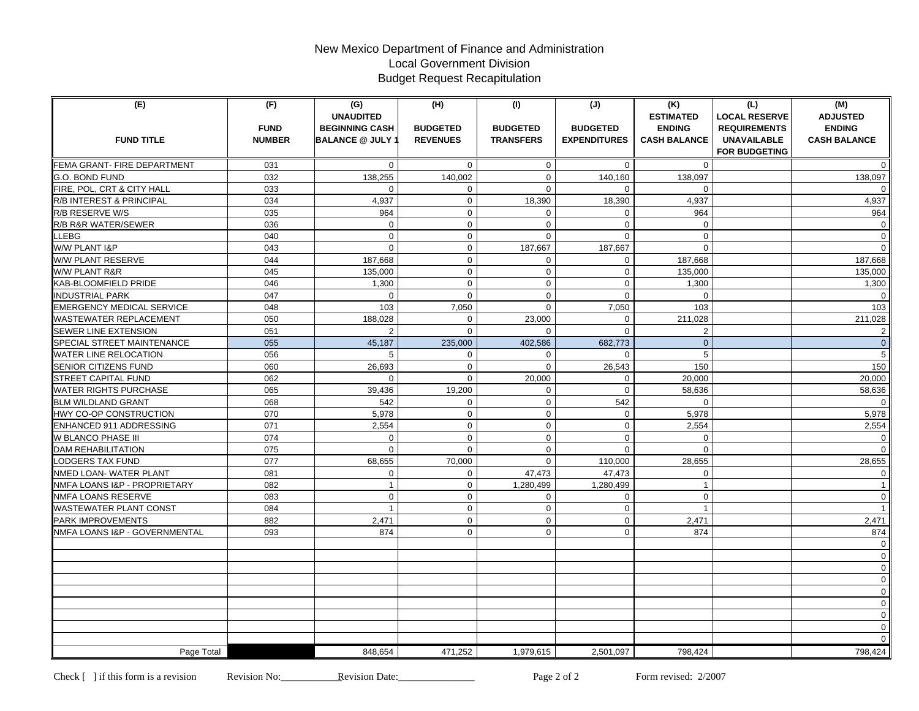# New Mexico Department of Finance and Administration
## Local Government Division
## Budget Request Recapitulation

| (E)<br>FUND TITLE | (F)<br>FUND NUMBER | (G)<br>UNAUDITED BEGINNING CASH BALANCE @ JULY 1 | (H)<br>BUDGETED REVENUES | (I)<br>BUDGETED TRANSFERS | (J)<br>BUDGETED EXPENDITURES | (K)<br>ESTIMATED ENDING CASH BALANCE | (L)<br>LOCAL RESERVE REQUIREMENTS UNAVAILABLE FOR BUDGETING | (M)<br>ADJUSTED ENDING CASH BALANCE |
|---|---|---|---|---|---|---|---|---|
| FEMA GRANT- FIRE DEPARTMENT | 031 | 0 | 0 | 0 | 0 | 0 | | 0 |
| G.O. BOND FUND | 032 | 138,255 | 140,002 | 0 | 140,160 | 138,097 | | 138,097 |
| FIRE, POL, CRT & CITY HALL | 033 | 0 | 0 | 0 | 0 | 0 | | 0 |
| R/B INTEREST & PRINCIPAL | 034 | 4,937 | 0 | 18,390 | 18,390 | 4,937 | | 4,937 |
| R/B RESERVE W/S | 035 | 964 | 0 | 0 | 0 | 964 | | 964 |
| R/B R&R WATER/SEWER | 036 | 0 | 0 | 0 | 0 | 0 | | 0 |
| LLEBG | 040 | 0 | 0 | 0 | 0 | 0 | | 0 |
| W/W PLANT I&P | 043 | 0 | 0 | 187,667 | 187,667 | 0 | | 0 |
| W/W PLANT RESERVE | 044 | 187,668 | 0 | 0 | 0 | 187,668 | | 187,668 |
| W/W PLANT R&R | 045 | 135,000 | 0 | 0 | 0 | 135,000 | | 135,000 |
| KAB-BLOOMFIELD PRIDE | 046 | 1,300 | 0 | 0 | 0 | 1,300 | | 1,300 |
| INDUSTRIAL PARK | 047 | 0 | 0 | 0 | 0 | 0 | | 0 |
| EMERGENCY MEDICAL SERVICE | 048 | 103 | 7,050 | 0 | 7,050 | 103 | | 103 |
| WASTEWATER REPLACEMENT | 050 | 188,028 | 0 | 23,000 | 0 | 211,028 | | 211,028 |
| SEWER LINE EXTENSION | 051 | 2 | 0 | 0 | 0 | 2 | | 2 |
| SPECIAL STREET MAINTENANCE | 055 | 45,187 | 235,000 | 402,586 | 682,773 | 0 | | 0 |
| WATER LINE RELOCATION | 056 | 5 | 0 | 0 | 0 | 5 | | 5 |
| SENIOR CITIZENS FUND | 060 | 26,693 | 0 | 0 | 26,543 | 150 | | 150 |
| STREET CAPITAL FUND | 062 | 0 | 0 | 20,000 | 0 | 20,000 | | 20,000 |
| WATER RIGHTS PURCHASE | 065 | 39,436 | 19,200 | 0 | 0 | 58,636 | | 58,636 |
| BLM WILDLAND GRANT | 068 | 542 | 0 | 0 | 542 | 0 | | 0 |
| HWY CO-OP CONSTRUCTION | 070 | 5,978 | 0 | 0 | 0 | 5,978 | | 5,978 |
| ENHANCED 911 ADDRESSING | 071 | 2,554 | 0 | 0 | 0 | 2,554 | | 2,554 |
| W BLANCO PHASE III | 074 | 0 | 0 | 0 | 0 | 0 | | 0 |
| DAM REHABILITATION | 075 | 0 | 0 | 0 | 0 | 0 | | 0 |
| LODGERS TAX FUND | 077 | 68,655 | 70,000 | 0 | 110,000 | 28,655 | | 28,655 |
| NMED LOAN- WATER PLANT | 081 | 0 | 0 | 47,473 | 47,473 | 0 | | 0 |
| NMFA LOANS I&P - PROPRIETARY | 082 | 1 | 0 | 1,280,499 | 1,280,499 | 1 | | 1 |
| NMFA LOANS RESERVE | 083 | 0 | 0 | 0 | 0 | 0 | | 0 |
| WASTEWATER PLANT CONST | 084 | 1 | 0 | 0 | 0 | 1 | | 1 |
| PARK IMPROVEMENTS | 882 | 2,471 | 0 | 0 | 0 | 2,471 | | 2,471 |
| NMFA LOANS I&P - GOVERNMENTAL | 093 | 874 | 0 | 0 | 0 | 874 | | 874 |
| | | | | | | | | 0 |
| | | | | | | | | 0 |
| | | | | | | | | 0 |
| | | | | | | | | 0 |
| | | | | | | | | 0 |
| | | | | | | | | 0 |
| | | | | | | | | 0 |
| | | | | | | | | 0 |
| | | | | | | | | 0 |
| Page Total | | 848,654 | 471,252 | 1,979,615 | 2,501,097 | 798,424 | | 798,424 |

Check [ ] if this form is a revision Revision No:___________ Revision Date:_______________ Page 2 of 2 Form revised: 2/2007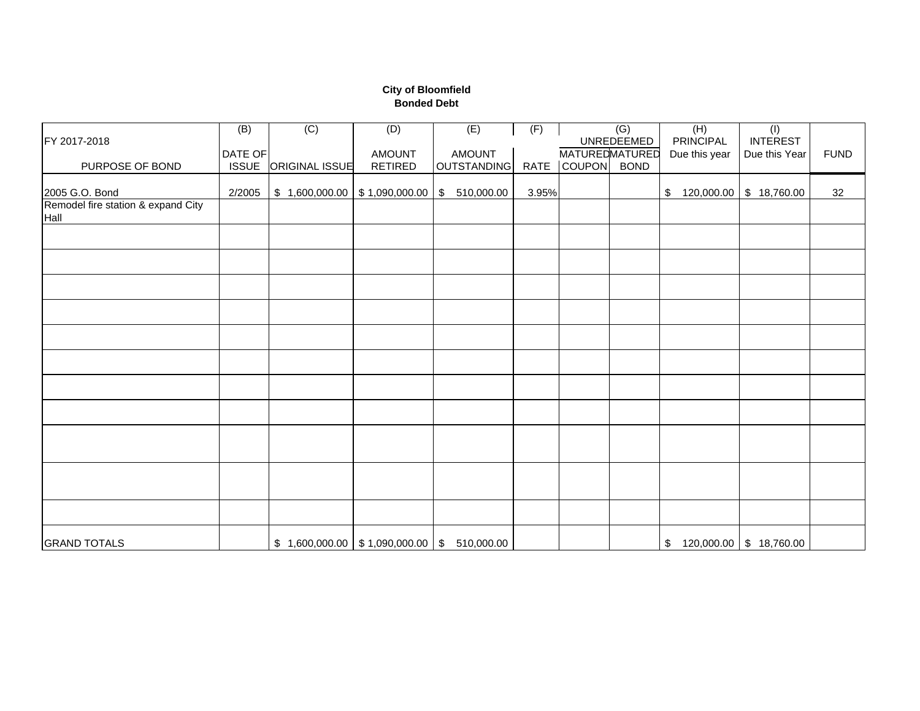**City of Bloomfield**
**Bonded Debt**

| FY 2017-2018 PURPOSE OF BOND | (B) DATE OF ISSUE | (C) ORIGINAL ISSUE | (D) AMOUNT RETIRED | (E) AMOUNT OUTSTANDING | (F) RATE | (G) UNREDEEMED MATURED COUPON | MATURED BOND | (H) PRINCIPAL Due this year | (I) INTEREST Due this Year | FUND |
|---|---|---|---|---|---|---|---|---|---|---|
| 2005 G.O. Bond | 2/2005 | $ 1,600,000.00 | $ 1,090,000.00 | $ 510,000.00 | 3.95% | | | $ 120,000.00 | $ 18,760.00 | 32 |
| Remodel fire station & expand City Hall | | | | | | | | | | |
| | | | | | | | | | | |
| | | | | | | | | | | |
| | | | | | | | | | | |
| | | | | | | | | | | |
| | | | | | | | | | | |
| | | | | | | | | | | |
| | | | | | | | | | | |
| | | | | | | | | | | |
| | | | | | | | | | | |
| | | | | | | | | | | |
| | | | | | | | | | | |
| GRAND TOTALS | | $ 1,600,000.00 | $ 1,090,000.00 | $ 510,000.00 | | | | $ 120,000.00 | $ 18,760.00 | |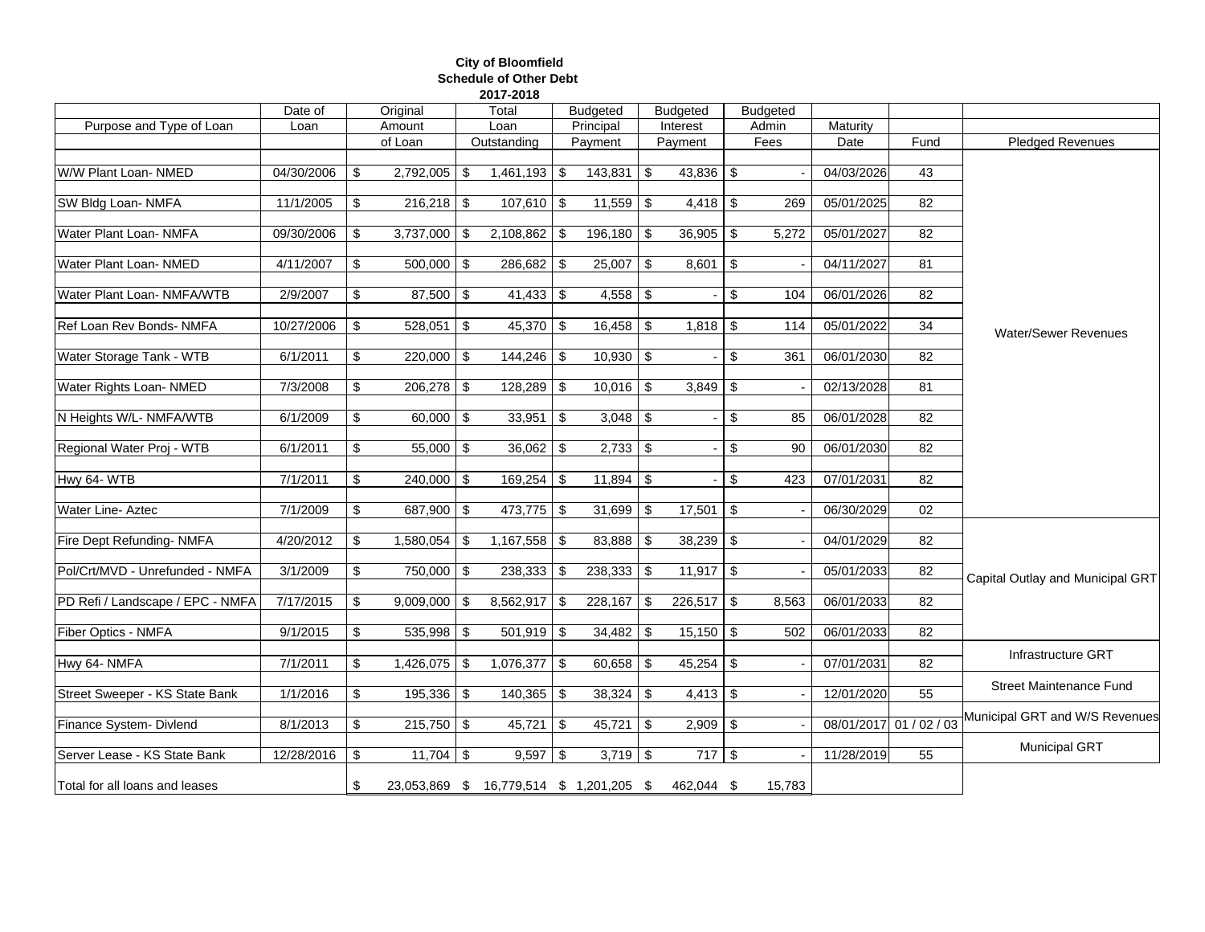**City of Bloomfield**
**Schedule of Other Debt**
**2017-2018**

| Purpose and Type of Loan | Date of Loan | Original Amount of Loan | Total Loan Outstanding | Budgeted Principal Payment | Budgeted Interest Payment | Budgeted Admin Fees | Maturity Date | Fund | Pledged Revenues |
|---|---|---|---|---|---|---|---|---|---|
| W/W Plant Loan- NMED | 04/30/2006 | $ 2,792,005 | $ 1,461,193 | $ 143,831 | $ 43,836 | $ - | 04/03/2026 | 43 | Water/Sewer Revenues |
| SW Bldg Loan- NMFA | 11/1/2005 | $ 216,218 | $ 107,610 | $ 11,559 | $ 4,418 | $ 269 | 05/01/2025 | 82 | |
| Water Plant Loan- NMFA | 09/30/2006 | $ 3,737,000 | $ 2,108,862 | $ 196,180 | $ 36,905 | $ 5,272 | 05/01/2027 | 82 | |
| Water Plant Loan- NMED | 4/11/2007 | $ 500,000 | $ 286,682 | $ 25,007 | $ 8,601 | $ - | 04/11/2027 | 81 | |
| Water Plant Loan- NMFA/WTB | 2/9/2007 | $ 87,500 | $ 41,433 | $ 4,558 | $ - | $ 104 | 06/01/2026 | 82 | |
| Ref Loan Rev Bonds- NMFA | 10/27/2006 | $ 528,051 | $ 45,370 | $ 16,458 | $ 1,818 | $ 114 | 05/01/2022 | 34 | |
| Water Storage Tank - WTB | 6/1/2011 | $ 220,000 | $ 144,246 | $ 10,930 | $ - | $ 361 | 06/01/2030 | 82 | |
| Water Rights Loan- NMED | 7/3/2008 | $ 206,278 | $ 128,289 | $ 10,016 | $ 3,849 | $ - | 02/13/2028 | 81 | |
| N Heights W/L- NMFA/WTB | 6/1/2009 | $ 60,000 | $ 33,951 | $ 3,048 | $ - | $ 85 | 06/01/2028 | 82 | |
| Regional Water Proj - WTB | 6/1/2011 | $ 55,000 | $ 36,062 | $ 2,733 | $ - | $ 90 | 06/01/2030 | 82 | |
| Hwy 64- WTB | 7/1/2011 | $ 240,000 | $ 169,254 | $ 11,894 | $ - | $ 423 | 07/01/2031 | 82 | |
| Water Line- Aztec | 7/1/2009 | $ 687,900 | $ 473,775 | $ 31,699 | $ 17,501 | $ - | 06/30/2029 | 02 | |
| Fire Dept Refunding- NMFA | 4/20/2012 | $ 1,580,054 | $ 1,167,558 | $ 83,888 | $ 38,239 | $ - | 04/01/2029 | 82 | Capital Outlay and Municipal GRT |
| Pol/Crt/MVD - Unrefunded - NMFA | 3/1/2009 | $ 750,000 | $ 238,333 | $ 238,333 | $ 11,917 | $ - | 05/01/2033 | 82 | |
| PD Refi / Landscape / EPC - NMFA | 7/17/2015 | $ 9,009,000 | $ 8,562,917 | $ 228,167 | $ 226,517 | $ 8,563 | 06/01/2033 | 82 | |
| Fiber Optics - NMFA | 9/1/2015 | $ 535,998 | $ 501,919 | $ 34,482 | $ 15,150 | $ 502 | 06/01/2033 | 82 | |
| Hwy 64- NMFA | 7/1/2011 | $ 1,426,075 | $ 1,076,377 | $ 60,658 | $ 45,254 | $ - | 07/01/2031 | 82 | Infrastructure GRT |
| Street Sweeper - KS State Bank | 1/1/2016 | $ 195,336 | $ 140,365 | $ 38,324 | $ 4,413 | $ - | 12/01/2020 | 55 | Street Maintenance Fund |
| Finance System- Divlend | 8/1/2013 | $ 215,750 | $ 45,721 | $ 45,721 | $ 2,909 | $ - | 08/01/2017 | 01 / 02 / 03 | Municipal GRT and W/S Revenues |
| Server Lease - KS State Bank | 12/28/2016 | $ 11,704 | $ 9,597 | $ 3,719 | $ 717 | $ - | 11/28/2019 | 55 | Municipal GRT |
| Total for all loans and leases | | $ 23,053,869 | $ 16,779,514 | $ 1,201,205 | $ 462,044 | $ 15,783 | | | |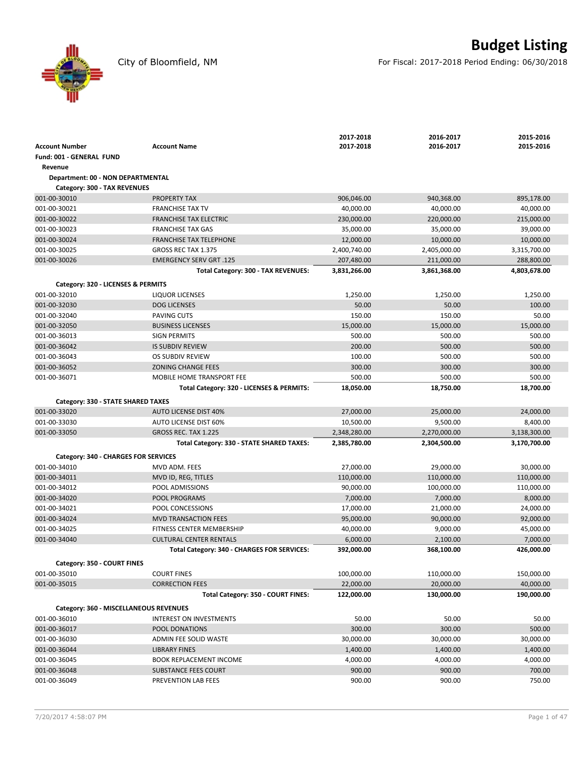# Budget Listing

City of Bloomfield, NM

For Fiscal: 2017-2018 Period Ending: 06/30/2018

| Account Number | Account Name | 2017-2018<br>2017-2018 | 2016-2017<br>2016-2017 | 2015-2016<br>2015-2016 |
|---|---|---|---|---|
| **Fund: 001 - GENERAL FUND** | | | | |
| **Revenue** | | | | |
| **Department: 00 - NON DEPARTMENTAL** | | | | |
| **Category: 300 - TAX REVENUES** | | | | |
| 001-00-30010 | PROPERTY TAX | 906,046.00 | 940,368.00 | 895,178.00 |
| 001-00-30021 | FRANCHISE TAX TV | 40,000.00 | 40,000.00 | 40,000.00 |
| 001-00-30022 | FRANCHISE TAX ELECTRIC | 230,000.00 | 220,000.00 | 215,000.00 |
| 001-00-30023 | FRANCHISE TAX GAS | 35,000.00 | 35,000.00 | 39,000.00 |
| 001-00-30024 | FRANCHISE TAX TELEPHONE | 12,000.00 | 10,000.00 | 10,000.00 |
| 001-00-30025 | GROSS REC TAX 1.375 | 2,400,740.00 | 2,405,000.00 | 3,315,700.00 |
| 001-00-30026 | EMERGENCY SERV GRT .125 | 207,480.00 | 211,000.00 | 288,800.00 |
| | **Total Category: 300 - TAX REVENUES:** | **3,831,266.00** | **3,861,368.00** | **4,803,678.00** |
| **Category: 320 - LICENSES & PERMITS** | | | | |
| 001-00-32010 | LIQUOR LICENSES | 1,250.00 | 1,250.00 | 1,250.00 |
| 001-00-32030 | DOG LICENSES | 50.00 | 50.00 | 100.00 |
| 001-00-32040 | PAVING CUTS | 150.00 | 150.00 | 50.00 |
| 001-00-32050 | BUSINESS LICENSES | 15,000.00 | 15,000.00 | 15,000.00 |
| 001-00-36013 | SIGN PERMITS | 500.00 | 500.00 | 500.00 |
| 001-00-36042 | IS SUBDIV REVIEW | 200.00 | 500.00 | 500.00 |
| 001-00-36043 | OS SUBDIV REVIEW | 100.00 | 500.00 | 500.00 |
| 001-00-36052 | ZONING CHANGE FEES | 300.00 | 300.00 | 300.00 |
| 001-00-36071 | MOBILE HOME TRANSPORT FEE | 500.00 | 500.00 | 500.00 |
| | **Total Category: 320 - LICENSES & PERMITS:** | **18,050.00** | **18,750.00** | **18,700.00** |
| **Category: 330 - STATE SHARED TAXES** | | | | |
| 001-00-33020 | AUTO LICENSE DIST 40% | 27,000.00 | 25,000.00 | 24,000.00 |
| 001-00-33030 | AUTO LICENSE DIST 60% | 10,500.00 | 9,500.00 | 8,400.00 |
| 001-00-33050 | GROSS REC. TAX 1.225 | 2,348,280.00 | 2,270,000.00 | 3,138,300.00 |
| | **Total Category: 330 - STATE SHARED TAXES:** | **2,385,780.00** | **2,304,500.00** | **3,170,700.00** |
| **Category: 340 - CHARGES FOR SERVICES** | | | | |
| 001-00-34010 | MVD ADM. FEES | 27,000.00 | 29,000.00 | 30,000.00 |
| 001-00-34011 | MVD ID, REG, TITLES | 110,000.00 | 110,000.00 | 110,000.00 |
| 001-00-34012 | POOL ADMISSIONS | 90,000.00 | 100,000.00 | 110,000.00 |
| 001-00-34020 | POOL PROGRAMS | 7,000.00 | 7,000.00 | 8,000.00 |
| 001-00-34021 | POOL CONCESSIONS | 17,000.00 | 21,000.00 | 24,000.00 |
| 001-00-34024 | MVD TRANSACTION FEES | 95,000.00 | 90,000.00 | 92,000.00 |
| 001-00-34025 | FITNESS CENTER MEMBERSHIP | 40,000.00 | 9,000.00 | 45,000.00 |
| 001-00-34040 | CULTURAL CENTER RENTALS | 6,000.00 | 2,100.00 | 7,000.00 |
| | **Total Category: 340 - CHARGES FOR SERVICES:** | **392,000.00** | **368,100.00** | **426,000.00** |
| **Category: 350 - COURT FINES** | | | | |
| 001-00-35010 | COURT FINES | 100,000.00 | 110,000.00 | 150,000.00 |
| 001-00-35015 | CORRECTION FEES | 22,000.00 | 20,000.00 | 40,000.00 |
| | **Total Category: 350 - COURT FINES:** | **122,000.00** | **130,000.00** | **190,000.00** |
| **Category: 360 - MISCELLANEOUS REVENUES** | | | | |
| 001-00-36010 | INTEREST ON INVESTMENTS | 50.00 | 50.00 | 50.00 |
| 001-00-36017 | POOL DONATIONS | 300.00 | 300.00 | 500.00 |
| 001-00-36030 | ADMIN FEE SOLID WASTE | 30,000.00 | 30,000.00 | 30,000.00 |
| 001-00-36044 | LIBRARY FINES | 1,400.00 | 1,400.00 | 1,400.00 |
| 001-00-36045 | BOOK REPLACEMENT INCOME | 4,000.00 | 4,000.00 | 4,000.00 |
| 001-00-36048 | SUBSTANCE FEES COURT | 900.00 | 900.00 | 700.00 |
| 001-00-36049 | PREVENTION LAB FEES | 900.00 | 900.00 | 750.00 |

7/20/2017 4:58:07 PM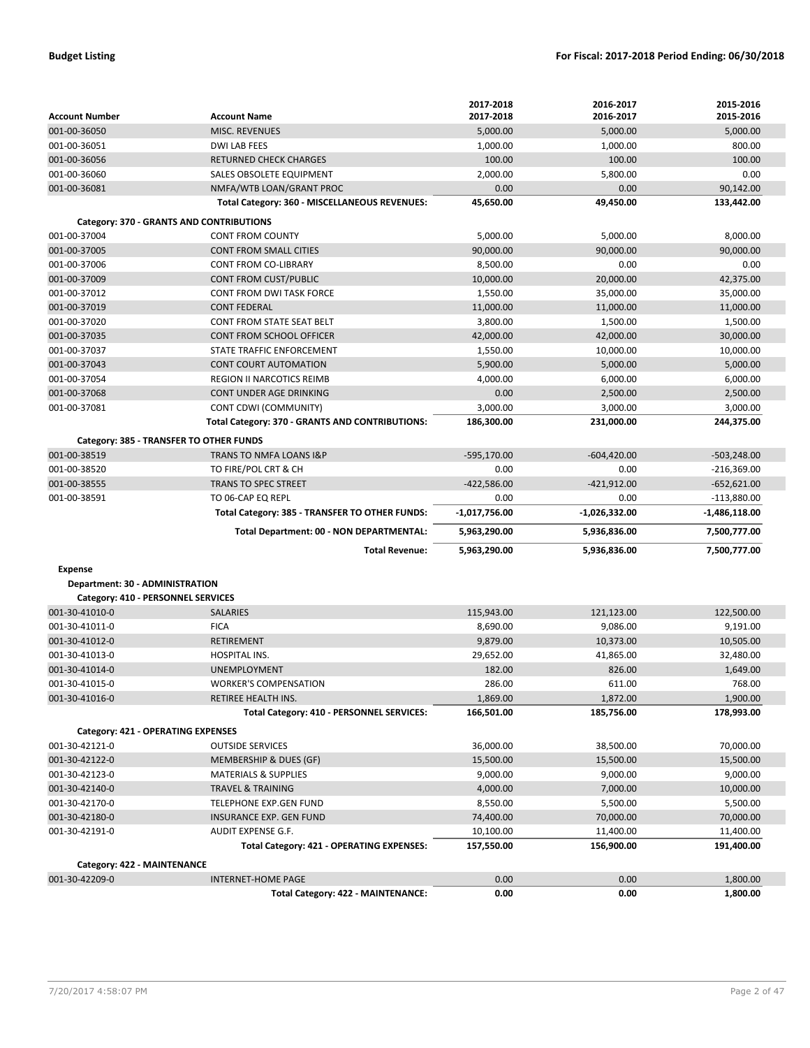**Budget Listing** | **For Fiscal: 2017-2018 Period Ending: 06/30/2018**

| Account Number | Account Name | 2017-2018<br>2017-2018 | 2016-2017<br>2016-2017 | 2015-2016<br>2015-2016 |
|---|---|---|---|---|
| 001-00-36050 | MISC. REVENUES | 5,000.00 | 5,000.00 | 5,000.00 |
| 001-00-36051 | DWI LAB FEES | 1,000.00 | 1,000.00 | 800.00 |
| 001-00-36056 | RETURNED CHECK CHARGES | 100.00 | 100.00 | 100.00 |
| 001-00-36060 | SALES OBSOLETE EQUIPMENT | 2,000.00 | 5,800.00 | 0.00 |
| 001-00-36081 | NMFA/WTB LOAN/GRANT PROC | 0.00 | 0.00 | 90,142.00 |
| | **Total Category: 360 - MISCELLANEOUS REVENUES:** | **45,650.00** | **49,450.00** | **133,442.00** |
| **Category: 370 - GRANTS AND CONTRIBUTIONS** | | | | |
| 001-00-37004 | CONT FROM COUNTY | 5,000.00 | 5,000.00 | 8,000.00 |
| 001-00-37005 | CONT FROM SMALL CITIES | 90,000.00 | 90,000.00 | 90,000.00 |
| 001-00-37006 | CONT FROM CO-LIBRARY | 8,500.00 | 0.00 | 0.00 |
| 001-00-37009 | CONT FROM CUST/PUBLIC | 10,000.00 | 20,000.00 | 42,375.00 |
| 001-00-37012 | CONT FROM DWI TASK FORCE | 1,550.00 | 35,000.00 | 35,000.00 |
| 001-00-37019 | CONT FEDERAL | 11,000.00 | 11,000.00 | 11,000.00 |
| 001-00-37020 | CONT FROM STATE SEAT BELT | 3,800.00 | 1,500.00 | 1,500.00 |
| 001-00-37035 | CONT FROM SCHOOL OFFICER | 42,000.00 | 42,000.00 | 30,000.00 |
| 001-00-37037 | STATE TRAFFIC ENFORCEMENT | 1,550.00 | 10,000.00 | 10,000.00 |
| 001-00-37043 | CONT COURT AUTOMATION | 5,900.00 | 5,000.00 | 5,000.00 |
| 001-00-37054 | REGION II NARCOTICS REIMB | 4,000.00 | 6,000.00 | 6,000.00 |
| 001-00-37068 | CONT UNDER AGE DRINKING | 0.00 | 2,500.00 | 2,500.00 |
| 001-00-37081 | CONT CDWI (COMMUNITY) | 3,000.00 | 3,000.00 | 3,000.00 |
| | **Total Category: 370 - GRANTS AND CONTRIBUTIONS:** | **186,300.00** | **231,000.00** | **244,375.00** |
| **Category: 385 - TRANSFER TO OTHER FUNDS** | | | | |
| 001-00-38519 | TRANS TO NMFA LOANS I&P | -595,170.00 | -604,420.00 | -503,248.00 |
| 001-00-38520 | TO FIRE/POL CRT & CH | 0.00 | 0.00 | -216,369.00 |
| 001-00-38555 | TRANS TO SPEC STREET | -422,586.00 | -421,912.00 | -652,621.00 |
| 001-00-38591 | TO 06-CAP EQ REPL | 0.00 | 0.00 | -113,880.00 |
| | **Total Category: 385 - TRANSFER TO OTHER FUNDS:** | **-1,017,756.00** | **-1,026,332.00** | **-1,486,118.00** |
| | **Total Department: 00 - NON DEPARTMENTAL:** | **5,963,290.00** | **5,936,836.00** | **7,500,777.00** |
| | **Total Revenue:** | **5,963,290.00** | **5,936,836.00** | **7,500,777.00** |
| **Expense** | | | | |
| **Department: 30 - ADMINISTRATION** | | | | |
| **Category: 410 - PERSONNEL SERVICES** | | | | |
| 001-30-41010-0 | SALARIES | 115,943.00 | 121,123.00 | 122,500.00 |
| 001-30-41011-0 | FICA | 8,690.00 | 9,086.00 | 9,191.00 |
| 001-30-41012-0 | RETIREMENT | 9,879.00 | 10,373.00 | 10,505.00 |
| 001-30-41013-0 | HOSPITAL INS. | 29,652.00 | 41,865.00 | 32,480.00 |
| 001-30-41014-0 | UNEMPLOYMENT | 182.00 | 826.00 | 1,649.00 |
| 001-30-41015-0 | WORKER'S COMPENSATION | 286.00 | 611.00 | 768.00 |
| 001-30-41016-0 | RETIREE HEALTH INS. | 1,869.00 | 1,872.00 | 1,900.00 |
| | **Total Category: 410 - PERSONNEL SERVICES:** | **166,501.00** | **185,756.00** | **178,993.00** |
| **Category: 421 - OPERATING EXPENSES** | | | | |
| 001-30-42121-0 | OUTSIDE SERVICES | 36,000.00 | 38,500.00 | 70,000.00 |
| 001-30-42122-0 | MEMBERSHIP & DUES (GF) | 15,500.00 | 15,500.00 | 15,500.00 |
| 001-30-42123-0 | MATERIALS & SUPPLIES | 9,000.00 | 9,000.00 | 9,000.00 |
| 001-30-42140-0 | TRAVEL & TRAINING | 4,000.00 | 7,000.00 | 10,000.00 |
| 001-30-42170-0 | TELEPHONE EXP.GEN FUND | 8,550.00 | 5,500.00 | 5,500.00 |
| 001-30-42180-0 | INSURANCE EXP. GEN FUND | 74,400.00 | 70,000.00 | 70,000.00 |
| 001-30-42191-0 | AUDIT EXPENSE G.F. | 10,100.00 | 11,400.00 | 11,400.00 |
| | **Total Category: 421 - OPERATING EXPENSES:** | **157,550.00** | **156,900.00** | **191,400.00** |
| **Category: 422 - MAINTENANCE** | | | | |
| 001-30-42209-0 | INTERNET-HOME PAGE | 0.00 | 0.00 | 1,800.00 |
| | **Total Category: 422 - MAINTENANCE:** | **0.00** | **0.00** | **1,800.00** |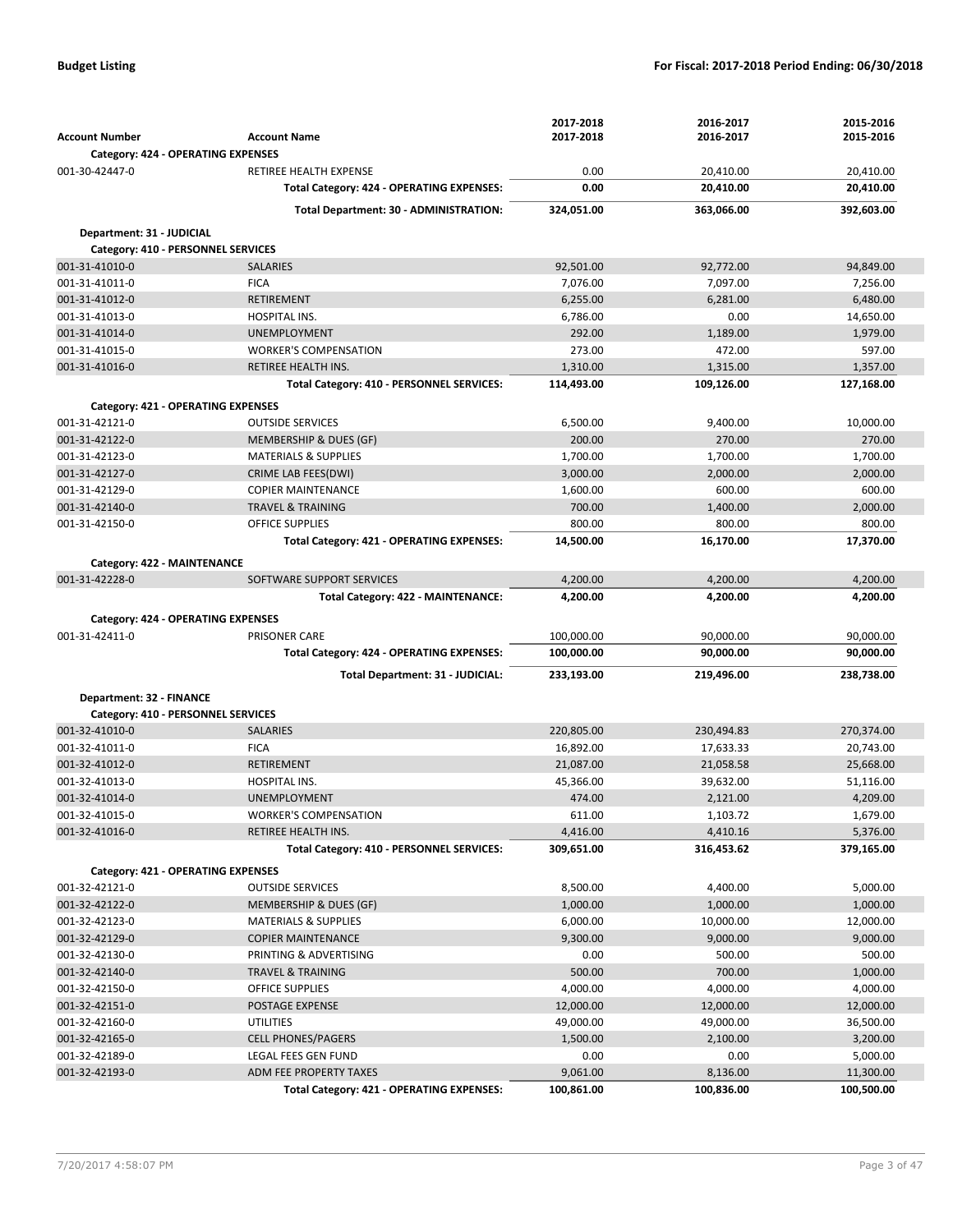| Account Number | Account Name | 2017-2018 2017-2018 | 2016-2017 2016-2017 | 2015-2016 2015-2016 |
|---|---|---|---|---|
| **Category: 424 - OPERATING EXPENSES** | | | | |
| 001-30-42447-0 | RETIREE HEALTH EXPENSE | 0.00 | 20,410.00 | 20,410.00 |
| | **Total Category: 424 - OPERATING EXPENSES:** | **0.00** | **20,410.00** | **20,410.00** |
| | **Total Department: 30 - ADMINISTRATION:** | **324,051.00** | **363,066.00** | **392,603.00** |
| **Department: 31 - JUDICIAL** | | | | |
| **Category: 410 - PERSONNEL SERVICES** | | | | |
| 001-31-41010-0 | SALARIES | 92,501.00 | 92,772.00 | 94,849.00 |
| 001-31-41011-0 | FICA | 7,076.00 | 7,097.00 | 7,256.00 |
| 001-31-41012-0 | RETIREMENT | 6,255.00 | 6,281.00 | 6,480.00 |
| 001-31-41013-0 | HOSPITAL INS. | 6,786.00 | 0.00 | 14,650.00 |
| 001-31-41014-0 | UNEMPLOYMENT | 292.00 | 1,189.00 | 1,979.00 |
| 001-31-41015-0 | WORKER'S COMPENSATION | 273.00 | 472.00 | 597.00 |
| 001-31-41016-0 | RETIREE HEALTH INS. | 1,310.00 | 1,315.00 | 1,357.00 |
| | **Total Category: 410 - PERSONNEL SERVICES:** | **114,493.00** | **109,126.00** | **127,168.00** |
| **Category: 421 - OPERATING EXPENSES** | | | | |
| 001-31-42121-0 | OUTSIDE SERVICES | 6,500.00 | 9,400.00 | 10,000.00 |
| 001-31-42122-0 | MEMBERSHIP & DUES (GF) | 200.00 | 270.00 | 270.00 |
| 001-31-42123-0 | MATERIALS & SUPPLIES | 1,700.00 | 1,700.00 | 1,700.00 |
| 001-31-42127-0 | CRIME LAB FEES(DWI) | 3,000.00 | 2,000.00 | 2,000.00 |
| 001-31-42129-0 | COPIER MAINTENANCE | 1,600.00 | 600.00 | 600.00 |
| 001-31-42140-0 | TRAVEL & TRAINING | 700.00 | 1,400.00 | 2,000.00 |
| 001-31-42150-0 | OFFICE SUPPLIES | 800.00 | 800.00 | 800.00 |
| | **Total Category: 421 - OPERATING EXPENSES:** | **14,500.00** | **16,170.00** | **17,370.00** |
| **Category: 422 - MAINTENANCE** | | | | |
| 001-31-42228-0 | SOFTWARE SUPPORT SERVICES | 4,200.00 | 4,200.00 | 4,200.00 |
| | **Total Category: 422 - MAINTENANCE:** | **4,200.00** | **4,200.00** | **4,200.00** |
| **Category: 424 - OPERATING EXPENSES** | | | | |
| 001-31-42411-0 | PRISONER CARE | 100,000.00 | 90,000.00 | 90,000.00 |
| | **Total Category: 424 - OPERATING EXPENSES:** | **100,000.00** | **90,000.00** | **90,000.00** |
| | **Total Department: 31 - JUDICIAL:** | **233,193.00** | **219,496.00** | **238,738.00** |
| **Department: 32 - FINANCE** | | | | |
| **Category: 410 - PERSONNEL SERVICES** | | | | |
| 001-32-41010-0 | SALARIES | 220,805.00 | 230,494.83 | 270,374.00 |
| 001-32-41011-0 | FICA | 16,892.00 | 17,633.33 | 20,743.00 |
| 001-32-41012-0 | RETIREMENT | 21,087.00 | 21,058.58 | 25,668.00 |
| 001-32-41013-0 | HOSPITAL INS. | 45,366.00 | 39,632.00 | 51,116.00 |
| 001-32-41014-0 | UNEMPLOYMENT | 474.00 | 2,121.00 | 4,209.00 |
| 001-32-41015-0 | WORKER'S COMPENSATION | 611.00 | 1,103.72 | 1,679.00 |
| 001-32-41016-0 | RETIREE HEALTH INS. | 4,416.00 | 4,410.16 | 5,376.00 |
| | **Total Category: 410 - PERSONNEL SERVICES:** | **309,651.00** | **316,453.62** | **379,165.00** |
| **Category: 421 - OPERATING EXPENSES** | | | | |
| 001-32-42121-0 | OUTSIDE SERVICES | 8,500.00 | 4,400.00 | 5,000.00 |
| 001-32-42122-0 | MEMBERSHIP & DUES (GF) | 1,000.00 | 1,000.00 | 1,000.00 |
| 001-32-42123-0 | MATERIALS & SUPPLIES | 6,000.00 | 10,000.00 | 12,000.00 |
| 001-32-42129-0 | COPIER MAINTENANCE | 9,300.00 | 9,000.00 | 9,000.00 |
| 001-32-42130-0 | PRINTING & ADVERTISING | 0.00 | 500.00 | 500.00 |
| 001-32-42140-0 | TRAVEL & TRAINING | 500.00 | 700.00 | 1,000.00 |
| 001-32-42150-0 | OFFICE SUPPLIES | 4,000.00 | 4,000.00 | 4,000.00 |
| 001-32-42151-0 | POSTAGE EXPENSE | 12,000.00 | 12,000.00 | 12,000.00 |
| 001-32-42160-0 | UTILITIES | 49,000.00 | 49,000.00 | 36,500.00 |
| 001-32-42165-0 | CELL PHONES/PAGERS | 1,500.00 | 2,100.00 | 3,200.00 |
| 001-32-42189-0 | LEGAL FEES GEN FUND | 0.00 | 0.00 | 5,000.00 |
| 001-32-42193-0 | ADM FEE PROPERTY TAXES | 9,061.00 | 8,136.00 | 11,300.00 |
| | **Total Category: 421 - OPERATING EXPENSES:** | **100,861.00** | **100,836.00** | **100,500.00** |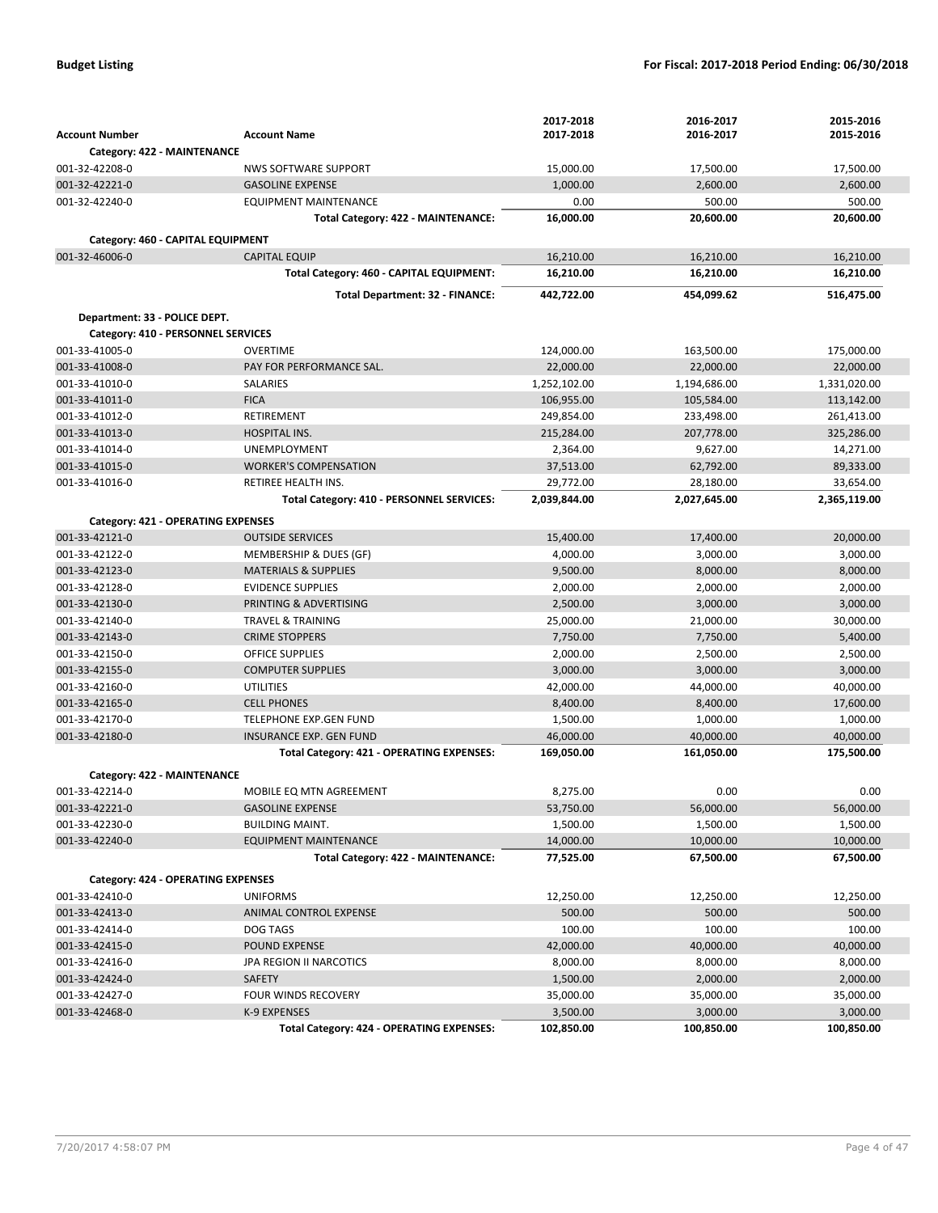| Account Number | Account Name | 2017-2018<br>2017-2018 | 2016-2017<br>2016-2017 | 2015-2016<br>2015-2016 |
|---|---|---|---|---|
| **Category: 422 - MAINTENANCE** | | | | |
| 001-32-42208-0 | NWS SOFTWARE SUPPORT | 15,000.00 | 17,500.00 | 17,500.00 |
| 001-32-42221-0 | GASOLINE EXPENSE | 1,000.00 | 2,600.00 | 2,600.00 |
| 001-32-42240-0 | EQUIPMENT MAINTENANCE | 0.00 | 500.00 | 500.00 |
| | **Total Category: 422 - MAINTENANCE:** | **16,000.00** | **20,600.00** | **20,600.00** |
| **Category: 460 - CAPITAL EQUIPMENT** | | | | |
| 001-32-46006-0 | CAPITAL EQUIP | 16,210.00 | 16,210.00 | 16,210.00 |
| | **Total Category: 460 - CAPITAL EQUIPMENT:** | **16,210.00** | **16,210.00** | **16,210.00** |
| | **Total Department: 32 - FINANCE:** | **442,722.00** | **454,099.62** | **516,475.00** |
| **Department: 33 - POLICE DEPT.** | | | | |
| **Category: 410 - PERSONNEL SERVICES** | | | | |
| 001-33-41005-0 | OVERTIME | 124,000.00 | 163,500.00 | 175,000.00 |
| 001-33-41008-0 | PAY FOR PERFORMANCE SAL. | 22,000.00 | 22,000.00 | 22,000.00 |
| 001-33-41010-0 | SALARIES | 1,252,102.00 | 1,194,686.00 | 1,331,020.00 |
| 001-33-41011-0 | FICA | 106,955.00 | 105,584.00 | 113,142.00 |
| 001-33-41012-0 | RETIREMENT | 249,854.00 | 233,498.00 | 261,413.00 |
| 001-33-41013-0 | HOSPITAL INS. | 215,284.00 | 207,778.00 | 325,286.00 |
| 001-33-41014-0 | UNEMPLOYMENT | 2,364.00 | 9,627.00 | 14,271.00 |
| 001-33-41015-0 | WORKER'S COMPENSATION | 37,513.00 | 62,792.00 | 89,333.00 |
| 001-33-41016-0 | RETIREE HEALTH INS. | 29,772.00 | 28,180.00 | 33,654.00 |
| | **Total Category: 410 - PERSONNEL SERVICES:** | **2,039,844.00** | **2,027,645.00** | **2,365,119.00** |
| **Category: 421 - OPERATING EXPENSES** | | | | |
| 001-33-42121-0 | OUTSIDE SERVICES | 15,400.00 | 17,400.00 | 20,000.00 |
| 001-33-42122-0 | MEMBERSHIP & DUES (GF) | 4,000.00 | 3,000.00 | 3,000.00 |
| 001-33-42123-0 | MATERIALS & SUPPLIES | 9,500.00 | 8,000.00 | 8,000.00 |
| 001-33-42128-0 | EVIDENCE SUPPLIES | 2,000.00 | 2,000.00 | 2,000.00 |
| 001-33-42130-0 | PRINTING & ADVERTISING | 2,500.00 | 3,000.00 | 3,000.00 |
| 001-33-42140-0 | TRAVEL & TRAINING | 25,000.00 | 21,000.00 | 30,000.00 |
| 001-33-42143-0 | CRIME STOPPERS | 7,750.00 | 7,750.00 | 5,400.00 |
| 001-33-42150-0 | OFFICE SUPPLIES | 2,000.00 | 2,500.00 | 2,500.00 |
| 001-33-42155-0 | COMPUTER SUPPLIES | 3,000.00 | 3,000.00 | 3,000.00 |
| 001-33-42160-0 | UTILITIES | 42,000.00 | 44,000.00 | 40,000.00 |
| 001-33-42165-0 | CELL PHONES | 8,400.00 | 8,400.00 | 17,600.00 |
| 001-33-42170-0 | TELEPHONE EXP.GEN FUND | 1,500.00 | 1,000.00 | 1,000.00 |
| 001-33-42180-0 | INSURANCE EXP. GEN FUND | 46,000.00 | 40,000.00 | 40,000.00 |
| | **Total Category: 421 - OPERATING EXPENSES:** | **169,050.00** | **161,050.00** | **175,500.00** |
| **Category: 422 - MAINTENANCE** | | | | |
| 001-33-42214-0 | MOBILE EQ MTN AGREEMENT | 8,275.00 | 0.00 | 0.00 |
| 001-33-42221-0 | GASOLINE EXPENSE | 53,750.00 | 56,000.00 | 56,000.00 |
| 001-33-42230-0 | BUILDING MAINT. | 1,500.00 | 1,500.00 | 1,500.00 |
| 001-33-42240-0 | EQUIPMENT MAINTENANCE | 14,000.00 | 10,000.00 | 10,000.00 |
| | **Total Category: 422 - MAINTENANCE:** | **77,525.00** | **67,500.00** | **67,500.00** |
| **Category: 424 - OPERATING EXPENSES** | | | | |
| 001-33-42410-0 | UNIFORMS | 12,250.00 | 12,250.00 | 12,250.00 |
| 001-33-42413-0 | ANIMAL CONTROL EXPENSE | 500.00 | 500.00 | 500.00 |
| 001-33-42414-0 | DOG TAGS | 100.00 | 100.00 | 100.00 |
| 001-33-42415-0 | POUND EXPENSE | 42,000.00 | 40,000.00 | 40,000.00 |
| 001-33-42416-0 | JPA REGION II NARCOTICS | 8,000.00 | 8,000.00 | 8,000.00 |
| 001-33-42424-0 | SAFETY | 1,500.00 | 2,000.00 | 2,000.00 |
| 001-33-42427-0 | FOUR WINDS RECOVERY | 35,000.00 | 35,000.00 | 35,000.00 |
| 001-33-42468-0 | K-9 EXPENSES | 3,500.00 | 3,000.00 | 3,000.00 |
| | **Total Category: 424 - OPERATING EXPENSES:** | **102,850.00** | **100,850.00** | **100,850.00** |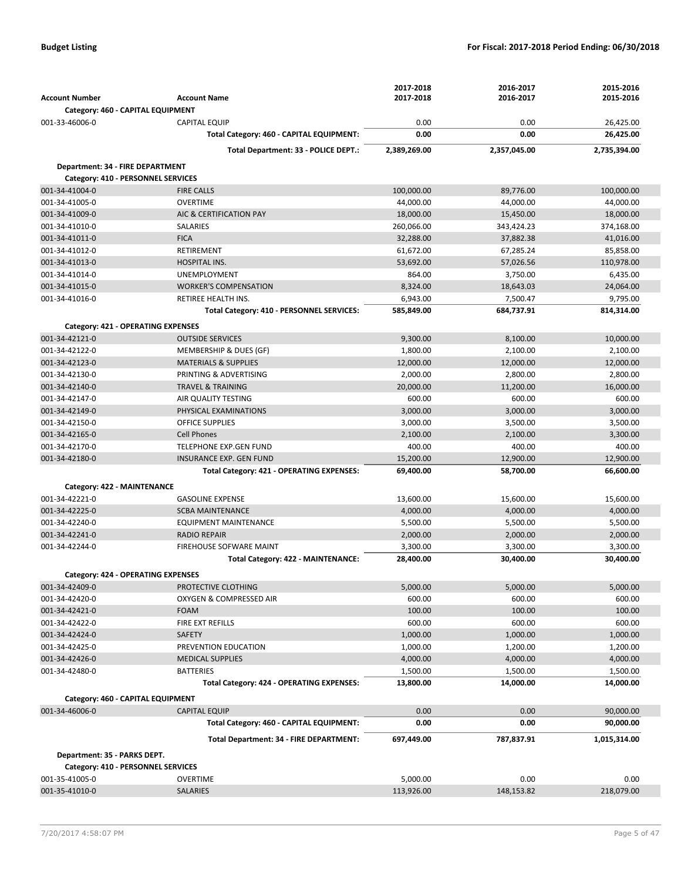| Account Number | Account Name | 2017-2018<br>2017-2018 | 2016-2017<br>2016-2017 | 2015-2016<br>2015-2016 |
|---|---|---|---|---|
| **Category: 460 - CAPITAL EQUIPMENT** | | | | |
| 001-33-46006-0 | CAPITAL EQUIP | 0.00 | 0.00 | 26,425.00 |
| | **Total Category: 460 - CAPITAL EQUIPMENT:** | **0.00** | **0.00** | **26,425.00** |
| | **Total Department: 33 - POLICE DEPT.:** | **2,389,269.00** | **2,357,045.00** | **2,735,394.00** |
| **Department: 34 - FIRE DEPARTMENT** | | | | |
| **Category: 410 - PERSONNEL SERVICES** | | | | |
| 001-34-41004-0 | FIRE CALLS | 100,000.00 | 89,776.00 | 100,000.00 |
| 001-34-41005-0 | OVERTIME | 44,000.00 | 44,000.00 | 44,000.00 |
| 001-34-41009-0 | AIC & CERTIFICATION PAY | 18,000.00 | 15,450.00 | 18,000.00 |
| 001-34-41010-0 | SALARIES | 260,066.00 | 343,424.23 | 374,168.00 |
| 001-34-41011-0 | FICA | 32,288.00 | 37,882.38 | 41,016.00 |
| 001-34-41012-0 | RETIREMENT | 61,672.00 | 67,285.24 | 85,858.00 |
| 001-34-41013-0 | HOSPITAL INS. | 53,692.00 | 57,026.56 | 110,978.00 |
| 001-34-41014-0 | UNEMPLOYMENT | 864.00 | 3,750.00 | 6,435.00 |
| 001-34-41015-0 | WORKER'S COMPENSATION | 8,324.00 | 18,643.03 | 24,064.00 |
| 001-34-41016-0 | RETIREE HEALTH INS. | 6,943.00 | 7,500.47 | 9,795.00 |
| | **Total Category: 410 - PERSONNEL SERVICES:** | **585,849.00** | **684,737.91** | **814,314.00** |
| **Category: 421 - OPERATING EXPENSES** | | | | |
| 001-34-42121-0 | OUTSIDE SERVICES | 9,300.00 | 8,100.00 | 10,000.00 |
| 001-34-42122-0 | MEMBERSHIP & DUES (GF) | 1,800.00 | 2,100.00 | 2,100.00 |
| 001-34-42123-0 | MATERIALS & SUPPLIES | 12,000.00 | 12,000.00 | 12,000.00 |
| 001-34-42130-0 | PRINTING & ADVERTISING | 2,000.00 | 2,800.00 | 2,800.00 |
| 001-34-42140-0 | TRAVEL & TRAINING | 20,000.00 | 11,200.00 | 16,000.00 |
| 001-34-42147-0 | AIR QUALITY TESTING | 600.00 | 600.00 | 600.00 |
| 001-34-42149-0 | PHYSICAL EXAMINATIONS | 3,000.00 | 3,000.00 | 3,000.00 |
| 001-34-42150-0 | OFFICE SUPPLIES | 3,000.00 | 3,500.00 | 3,500.00 |
| 001-34-42165-0 | Cell Phones | 2,100.00 | 2,100.00 | 3,300.00 |
| 001-34-42170-0 | TELEPHONE EXP.GEN FUND | 400.00 | 400.00 | 400.00 |
| 001-34-42180-0 | INSURANCE EXP. GEN FUND | 15,200.00 | 12,900.00 | 12,900.00 |
| | **Total Category: 421 - OPERATING EXPENSES:** | **69,400.00** | **58,700.00** | **66,600.00** |
| **Category: 422 - MAINTENANCE** | | | | |
| 001-34-42221-0 | GASOLINE EXPENSE | 13,600.00 | 15,600.00 | 15,600.00 |
| 001-34-42225-0 | SCBA MAINTENANCE | 4,000.00 | 4,000.00 | 4,000.00 |
| 001-34-42240-0 | EQUIPMENT MAINTENANCE | 5,500.00 | 5,500.00 | 5,500.00 |
| 001-34-42241-0 | RADIO REPAIR | 2,000.00 | 2,000.00 | 2,000.00 |
| 001-34-42244-0 | FIREHOUSE SOFWARE MAINT | 3,300.00 | 3,300.00 | 3,300.00 |
| | **Total Category: 422 - MAINTENANCE:** | **28,400.00** | **30,400.00** | **30,400.00** |
| **Category: 424 - OPERATING EXPENSES** | | | | |
| 001-34-42409-0 | PROTECTIVE CLOTHING | 5,000.00 | 5,000.00 | 5,000.00 |
| 001-34-42420-0 | OXYGEN & COMPRESSED AIR | 600.00 | 600.00 | 600.00 |
| 001-34-42421-0 | FOAM | 100.00 | 100.00 | 100.00 |
| 001-34-42422-0 | FIRE EXT REFILLS | 600.00 | 600.00 | 600.00 |
| 001-34-42424-0 | SAFETY | 1,000.00 | 1,000.00 | 1,000.00 |
| 001-34-42425-0 | PREVENTION EDUCATION | 1,000.00 | 1,200.00 | 1,200.00 |
| 001-34-42426-0 | MEDICAL SUPPLIES | 4,000.00 | 4,000.00 | 4,000.00 |
| 001-34-42480-0 | BATTERIES | 1,500.00 | 1,500.00 | 1,500.00 |
| | **Total Category: 424 - OPERATING EXPENSES:** | **13,800.00** | **14,000.00** | **14,000.00** |
| **Category: 460 - CAPITAL EQUIPMENT** | | | | |
| 001-34-46006-0 | CAPITAL EQUIP | 0.00 | 0.00 | 90,000.00 |
| | **Total Category: 460 - CAPITAL EQUIPMENT:** | **0.00** | **0.00** | **90,000.00** |
| | **Total Department: 34 - FIRE DEPARTMENT:** | **697,449.00** | **787,837.91** | **1,015,314.00** |
| **Department: 35 - PARKS DEPT.** | | | | |
| **Category: 410 - PERSONNEL SERVICES** | | | | |
| 001-35-41005-0 | OVERTIME | 5,000.00 | 0.00 | 0.00 |
| 001-35-41010-0 | SALARIES | 113,926.00 | 148,153.82 | 218,079.00 |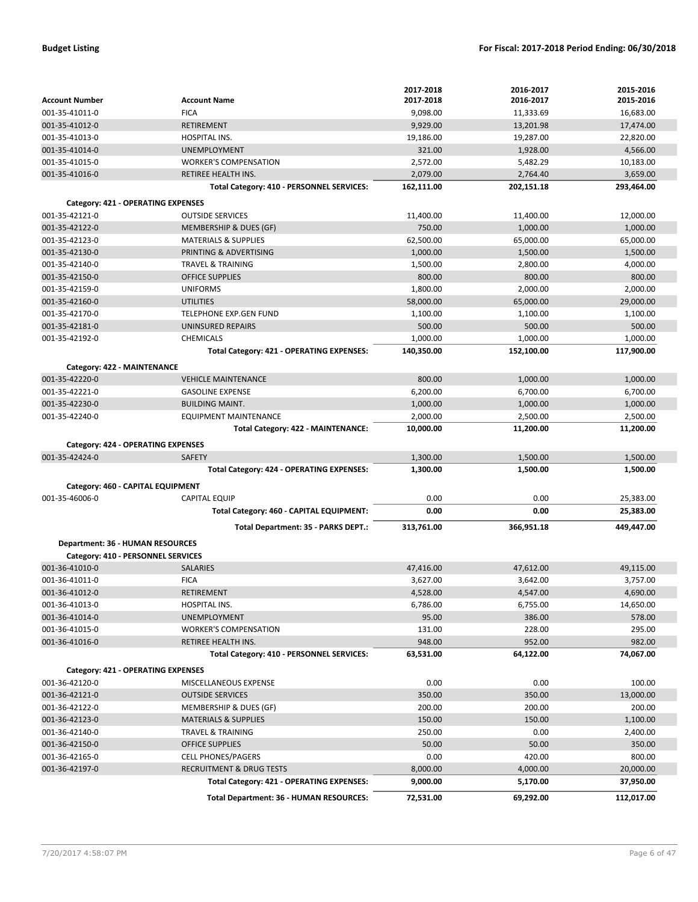| Account Number | Account Name | 2017-2018 2017-2018 | 2016-2017 2016-2017 | 2015-2016 2015-2016 |
|---|---|---|---|---|
| 001-35-41011-0 | FICA | 9,098.00 | 11,333.69 | 16,683.00 |
| 001-35-41012-0 | RETIREMENT | 9,929.00 | 13,201.98 | 17,474.00 |
| 001-35-41013-0 | HOSPITAL INS. | 19,186.00 | 19,287.00 | 22,820.00 |
| 001-35-41014-0 | UNEMPLOYMENT | 321.00 | 1,928.00 | 4,566.00 |
| 001-35-41015-0 | WORKER'S COMPENSATION | 2,572.00 | 5,482.29 | 10,183.00 |
| 001-35-41016-0 | RETIREE HEALTH INS. | 2,079.00 | 2,764.40 | 3,659.00 |
| | **Total Category: 410 - PERSONNEL SERVICES:** | **162,111.00** | **202,151.18** | **293,464.00** |
| **Category: 421 - OPERATING EXPENSES** | | | | |
| 001-35-42121-0 | OUTSIDE SERVICES | 11,400.00 | 11,400.00 | 12,000.00 |
| 001-35-42122-0 | MEMBERSHIP & DUES (GF) | 750.00 | 1,000.00 | 1,000.00 |
| 001-35-42123-0 | MATERIALS & SUPPLIES | 62,500.00 | 65,000.00 | 65,000.00 |
| 001-35-42130-0 | PRINTING & ADVERTISING | 1,000.00 | 1,500.00 | 1,500.00 |
| 001-35-42140-0 | TRAVEL & TRAINING | 1,500.00 | 2,800.00 | 4,000.00 |
| 001-35-42150-0 | OFFICE SUPPLIES | 800.00 | 800.00 | 800.00 |
| 001-35-42159-0 | UNIFORMS | 1,800.00 | 2,000.00 | 2,000.00 |
| 001-35-42160-0 | UTILITIES | 58,000.00 | 65,000.00 | 29,000.00 |
| 001-35-42170-0 | TELEPHONE EXP.GEN FUND | 1,100.00 | 1,100.00 | 1,100.00 |
| 001-35-42181-0 | UNINSURED REPAIRS | 500.00 | 500.00 | 500.00 |
| 001-35-42192-0 | CHEMICALS | 1,000.00 | 1,000.00 | 1,000.00 |
| | **Total Category: 421 - OPERATING EXPENSES:** | **140,350.00** | **152,100.00** | **117,900.00** |
| **Category: 422 - MAINTENANCE** | | | | |
| 001-35-42220-0 | VEHICLE MAINTENANCE | 800.00 | 1,000.00 | 1,000.00 |
| 001-35-42221-0 | GASOLINE EXPENSE | 6,200.00 | 6,700.00 | 6,700.00 |
| 001-35-42230-0 | BUILDING MAINT. | 1,000.00 | 1,000.00 | 1,000.00 |
| 001-35-42240-0 | EQUIPMENT MAINTENANCE | 2,000.00 | 2,500.00 | 2,500.00 |
| | **Total Category: 422 - MAINTENANCE:** | **10,000.00** | **11,200.00** | **11,200.00** |
| **Category: 424 - OPERATING EXPENSES** | | | | |
| 001-35-42424-0 | SAFETY | 1,300.00 | 1,500.00 | 1,500.00 |
| | **Total Category: 424 - OPERATING EXPENSES:** | **1,300.00** | **1,500.00** | **1,500.00** |
| **Category: 460 - CAPITAL EQUIPMENT** | | | | |
| 001-35-46006-0 | CAPITAL EQUIP | 0.00 | 0.00 | 25,383.00 |
| | **Total Category: 460 - CAPITAL EQUIPMENT:** | **0.00** | **0.00** | **25,383.00** |
| | **Total Department: 35 - PARKS DEPT.:** | **313,761.00** | **366,951.18** | **449,447.00** |
| **Department: 36 - HUMAN RESOURCES** | | | | |
| **Category: 410 - PERSONNEL SERVICES** | | | | |
| 001-36-41010-0 | SALARIES | 47,416.00 | 47,612.00 | 49,115.00 |
| 001-36-41011-0 | FICA | 3,627.00 | 3,642.00 | 3,757.00 |
| 001-36-41012-0 | RETIREMENT | 4,528.00 | 4,547.00 | 4,690.00 |
| 001-36-41013-0 | HOSPITAL INS. | 6,786.00 | 6,755.00 | 14,650.00 |
| 001-36-41014-0 | UNEMPLOYMENT | 95.00 | 386.00 | 578.00 |
| 001-36-41015-0 | WORKER'S COMPENSATION | 131.00 | 228.00 | 295.00 |
| 001-36-41016-0 | RETIREE HEALTH INS. | 948.00 | 952.00 | 982.00 |
| | **Total Category: 410 - PERSONNEL SERVICES:** | **63,531.00** | **64,122.00** | **74,067.00** |
| **Category: 421 - OPERATING EXPENSES** | | | | |
| 001-36-42120-0 | MISCELLANEOUS EXPENSE | 0.00 | 0.00 | 100.00 |
| 001-36-42121-0 | OUTSIDE SERVICES | 350.00 | 350.00 | 13,000.00 |
| 001-36-42122-0 | MEMBERSHIP & DUES (GF) | 200.00 | 200.00 | 200.00 |
| 001-36-42123-0 | MATERIALS & SUPPLIES | 150.00 | 150.00 | 1,100.00 |
| 001-36-42140-0 | TRAVEL & TRAINING | 250.00 | 0.00 | 2,400.00 |
| 001-36-42150-0 | OFFICE SUPPLIES | 50.00 | 50.00 | 350.00 |
| 001-36-42165-0 | CELL PHONES/PAGERS | 0.00 | 420.00 | 800.00 |
| 001-36-42197-0 | RECRUITMENT & DRUG TESTS | 8,000.00 | 4,000.00 | 20,000.00 |
| | **Total Category: 421 - OPERATING EXPENSES:** | **9,000.00** | **5,170.00** | **37,950.00** |
| | **Total Department: 36 - HUMAN RESOURCES:** | **72,531.00** | **69,292.00** | **112,017.00** |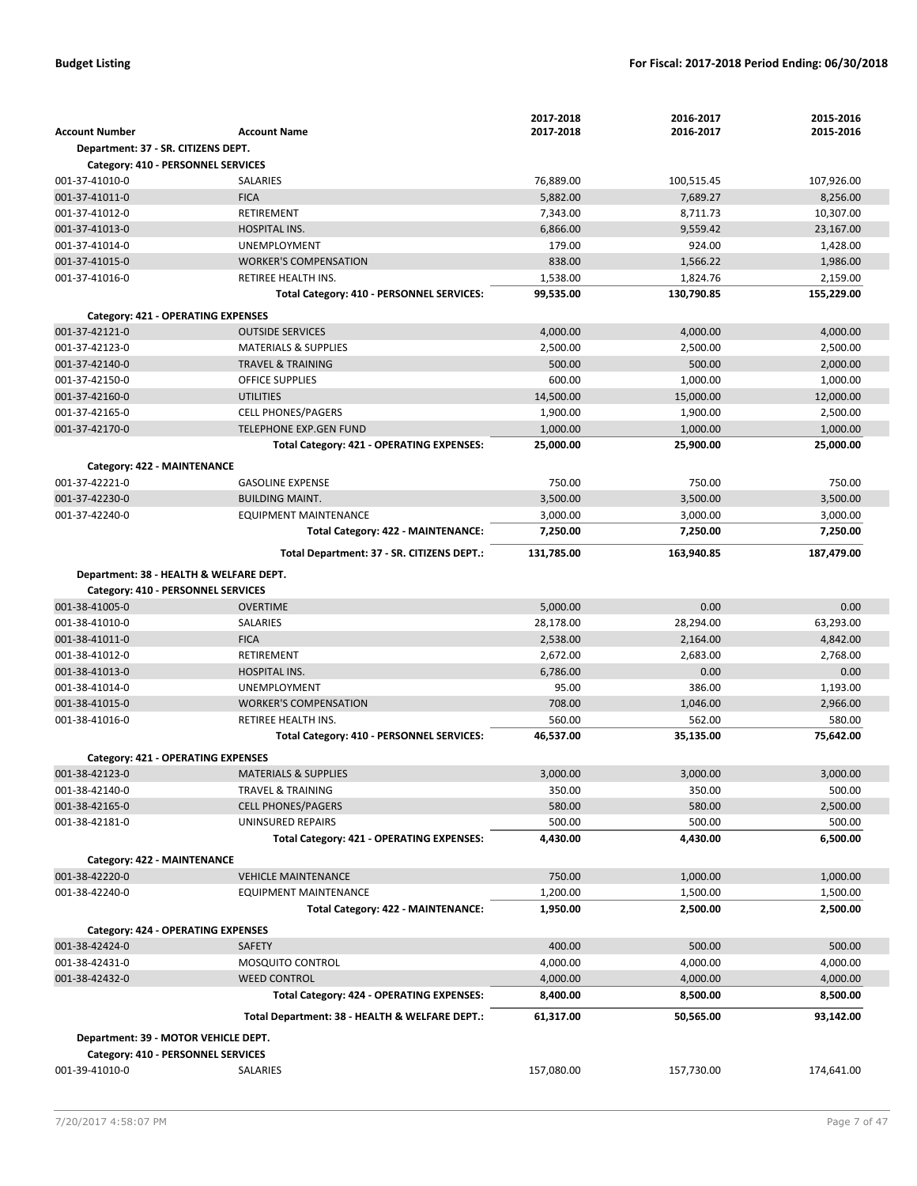| Account Number | Account Name | 2017-2018<br>2017-2018 | 2016-2017<br>2016-2017 | 2015-2016<br>2015-2016 |
|---|---|---|---|---|
| **Department: 37 - SR. CITIZENS DEPT.** | | | | |
| **Category: 410 - PERSONNEL SERVICES** | | | | |
| 001-37-41010-0 | SALARIES | 76,889.00 | 100,515.45 | 107,926.00 |
| 001-37-41011-0 | FICA | 5,882.00 | 7,689.27 | 8,256.00 |
| 001-37-41012-0 | RETIREMENT | 7,343.00 | 8,711.73 | 10,307.00 |
| 001-37-41013-0 | HOSPITAL INS. | 6,866.00 | 9,559.42 | 23,167.00 |
| 001-37-41014-0 | UNEMPLOYMENT | 179.00 | 924.00 | 1,428.00 |
| 001-37-41015-0 | WORKER'S COMPENSATION | 838.00 | 1,566.22 | 1,986.00 |
| 001-37-41016-0 | RETIREE HEALTH INS. | 1,538.00 | 1,824.76 | 2,159.00 |
| | **Total Category: 410 - PERSONNEL SERVICES:** | **99,535.00** | **130,790.85** | **155,229.00** |
| **Category: 421 - OPERATING EXPENSES** | | | | |
| 001-37-42121-0 | OUTSIDE SERVICES | 4,000.00 | 4,000.00 | 4,000.00 |
| 001-37-42123-0 | MATERIALS & SUPPLIES | 2,500.00 | 2,500.00 | 2,500.00 |
| 001-37-42140-0 | TRAVEL & TRAINING | 500.00 | 500.00 | 2,000.00 |
| 001-37-42150-0 | OFFICE SUPPLIES | 600.00 | 1,000.00 | 1,000.00 |
| 001-37-42160-0 | UTILITIES | 14,500.00 | 15,000.00 | 12,000.00 |
| 001-37-42165-0 | CELL PHONES/PAGERS | 1,900.00 | 1,900.00 | 2,500.00 |
| 001-37-42170-0 | TELEPHONE EXP.GEN FUND | 1,000.00 | 1,000.00 | 1,000.00 |
| | **Total Category: 421 - OPERATING EXPENSES:** | **25,000.00** | **25,900.00** | **25,000.00** |
| **Category: 422 - MAINTENANCE** | | | | |
| 001-37-42221-0 | GASOLINE EXPENSE | 750.00 | 750.00 | 750.00 |
| 001-37-42230-0 | BUILDING MAINT. | 3,500.00 | 3,500.00 | 3,500.00 |
| 001-37-42240-0 | EQUIPMENT MAINTENANCE | 3,000.00 | 3,000.00 | 3,000.00 |
| | **Total Category: 422 - MAINTENANCE:** | **7,250.00** | **7,250.00** | **7,250.00** |
| | **Total Department: 37 - SR. CITIZENS DEPT.:** | **131,785.00** | **163,940.85** | **187,479.00** |
| **Department: 38 - HEALTH & WELFARE DEPT.** | | | | |
| **Category: 410 - PERSONNEL SERVICES** | | | | |
| 001-38-41005-0 | OVERTIME | 5,000.00 | 0.00 | 0.00 |
| 001-38-41010-0 | SALARIES | 28,178.00 | 28,294.00 | 63,293.00 |
| 001-38-41011-0 | FICA | 2,538.00 | 2,164.00 | 4,842.00 |
| 001-38-41012-0 | RETIREMENT | 2,672.00 | 2,683.00 | 2,768.00 |
| 001-38-41013-0 | HOSPITAL INS. | 6,786.00 | 0.00 | 0.00 |
| 001-38-41014-0 | UNEMPLOYMENT | 95.00 | 386.00 | 1,193.00 |
| 001-38-41015-0 | WORKER'S COMPENSATION | 708.00 | 1,046.00 | 2,966.00 |
| 001-38-41016-0 | RETIREE HEALTH INS. | 560.00 | 562.00 | 580.00 |
| | **Total Category: 410 - PERSONNEL SERVICES:** | **46,537.00** | **35,135.00** | **75,642.00** |
| **Category: 421 - OPERATING EXPENSES** | | | | |
| 001-38-42123-0 | MATERIALS & SUPPLIES | 3,000.00 | 3,000.00 | 3,000.00 |
| 001-38-42140-0 | TRAVEL & TRAINING | 350.00 | 350.00 | 500.00 |
| 001-38-42165-0 | CELL PHONES/PAGERS | 580.00 | 580.00 | 2,500.00 |
| 001-38-42181-0 | UNINSURED REPAIRS | 500.00 | 500.00 | 500.00 |
| | **Total Category: 421 - OPERATING EXPENSES:** | **4,430.00** | **4,430.00** | **6,500.00** |
| **Category: 422 - MAINTENANCE** | | | | |
| 001-38-42220-0 | VEHICLE MAINTENANCE | 750.00 | 1,000.00 | 1,000.00 |
| 001-38-42240-0 | EQUIPMENT MAINTENANCE | 1,200.00 | 1,500.00 | 1,500.00 |
| | **Total Category: 422 - MAINTENANCE:** | **1,950.00** | **2,500.00** | **2,500.00** |
| **Category: 424 - OPERATING EXPENSES** | | | | |
| 001-38-42424-0 | SAFETY | 400.00 | 500.00 | 500.00 |
| 001-38-42431-0 | MOSQUITO CONTROL | 4,000.00 | 4,000.00 | 4,000.00 |
| 001-38-42432-0 | WEED CONTROL | 4,000.00 | 4,000.00 | 4,000.00 |
| | **Total Category: 424 - OPERATING EXPENSES:** | **8,400.00** | **8,500.00** | **8,500.00** |
| | **Total Department: 38 - HEALTH & WELFARE DEPT.:** | **61,317.00** | **50,565.00** | **93,142.00** |
| **Department: 39 - MOTOR VEHICLE DEPT.** | | | | |
| **Category: 410 - PERSONNEL SERVICES** | | | | |
| 001-39-41010-0 | SALARIES | 157,080.00 | 157,730.00 | 174,641.00 |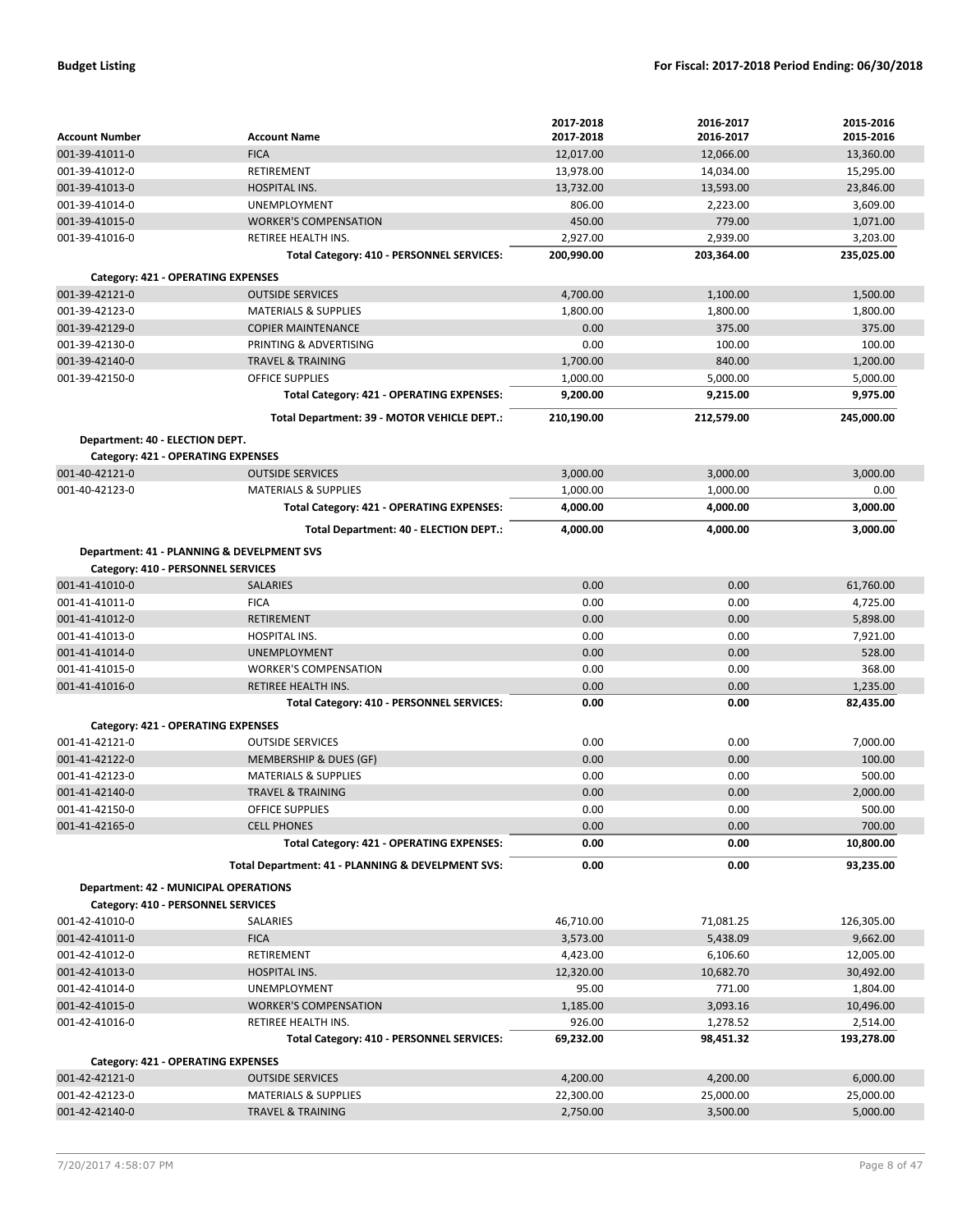| Account Number | Account Name | 2017-2018<br>2017-2018 | 2016-2017<br>2016-2017 | 2015-2016<br>2015-2016 |
|---|---|---|---|---|
| 001-39-41011-0 | FICA | 12,017.00 | 12,066.00 | 13,360.00 |
| 001-39-41012-0 | RETIREMENT | 13,978.00 | 14,034.00 | 15,295.00 |
| 001-39-41013-0 | HOSPITAL INS. | 13,732.00 | 13,593.00 | 23,846.00 |
| 001-39-41014-0 | UNEMPLOYMENT | 806.00 | 2,223.00 | 3,609.00 |
| 001-39-41015-0 | WORKER'S COMPENSATION | 450.00 | 779.00 | 1,071.00 |
| 001-39-41016-0 | RETIREE HEALTH INS. | 2,927.00 | 2,939.00 | 3,203.00 |
| | **Total Category: 410 - PERSONNEL SERVICES:** | **200,990.00** | **203,364.00** | **235,025.00** |
| **Category: 421 - OPERATING EXPENSES** | | | | |
| 001-39-42121-0 | OUTSIDE SERVICES | 4,700.00 | 1,100.00 | 1,500.00 |
| 001-39-42123-0 | MATERIALS & SUPPLIES | 1,800.00 | 1,800.00 | 1,800.00 |
| 001-39-42129-0 | COPIER MAINTENANCE | 0.00 | 375.00 | 375.00 |
| 001-39-42130-0 | PRINTING & ADVERTISING | 0.00 | 100.00 | 100.00 |
| 001-39-42140-0 | TRAVEL & TRAINING | 1,700.00 | 840.00 | 1,200.00 |
| 001-39-42150-0 | OFFICE SUPPLIES | 1,000.00 | 5,000.00 | 5,000.00 |
| | **Total Category: 421 - OPERATING EXPENSES:** | **9,200.00** | **9,215.00** | **9,975.00** |
| | **Total Department: 39 - MOTOR VEHICLE DEPT.:** | **210,190.00** | **212,579.00** | **245,000.00** |
| **Department: 40 - ELECTION DEPT.** | | | | |
| **Category: 421 - OPERATING EXPENSES** | | | | |
| 001-40-42121-0 | OUTSIDE SERVICES | 3,000.00 | 3,000.00 | 3,000.00 |
| 001-40-42123-0 | MATERIALS & SUPPLIES | 1,000.00 | 1,000.00 | 0.00 |
| | **Total Category: 421 - OPERATING EXPENSES:** | **4,000.00** | **4,000.00** | **3,000.00** |
| | **Total Department: 40 - ELECTION DEPT.:** | **4,000.00** | **4,000.00** | **3,000.00** |
| **Department: 41 - PLANNING & DEVELPMENT SVS** | | | | |
| **Category: 410 - PERSONNEL SERVICES** | | | | |
| 001-41-41010-0 | SALARIES | 0.00 | 0.00 | 61,760.00 |
| 001-41-41011-0 | FICA | 0.00 | 0.00 | 4,725.00 |
| 001-41-41012-0 | RETIREMENT | 0.00 | 0.00 | 5,898.00 |
| 001-41-41013-0 | HOSPITAL INS. | 0.00 | 0.00 | 7,921.00 |
| 001-41-41014-0 | UNEMPLOYMENT | 0.00 | 0.00 | 528.00 |
| 001-41-41015-0 | WORKER'S COMPENSATION | 0.00 | 0.00 | 368.00 |
| 001-41-41016-0 | RETIREE HEALTH INS. | 0.00 | 0.00 | 1,235.00 |
| | **Total Category: 410 - PERSONNEL SERVICES:** | **0.00** | **0.00** | **82,435.00** |
| **Category: 421 - OPERATING EXPENSES** | | | | |
| 001-41-42121-0 | OUTSIDE SERVICES | 0.00 | 0.00 | 7,000.00 |
| 001-41-42122-0 | MEMBERSHIP & DUES (GF) | 0.00 | 0.00 | 100.00 |
| 001-41-42123-0 | MATERIALS & SUPPLIES | 0.00 | 0.00 | 500.00 |
| 001-41-42140-0 | TRAVEL & TRAINING | 0.00 | 0.00 | 2,000.00 |
| 001-41-42150-0 | OFFICE SUPPLIES | 0.00 | 0.00 | 500.00 |
| 001-41-42165-0 | CELL PHONES | 0.00 | 0.00 | 700.00 |
| | **Total Category: 421 - OPERATING EXPENSES:** | **0.00** | **0.00** | **10,800.00** |
| | **Total Department: 41 - PLANNING & DEVELPMENT SVS:** | **0.00** | **0.00** | **93,235.00** |
| **Department: 42 - MUNICIPAL OPERATIONS** | | | | |
| **Category: 410 - PERSONNEL SERVICES** | | | | |
| 001-42-41010-0 | SALARIES | 46,710.00 | 71,081.25 | 126,305.00 |
| 001-42-41011-0 | FICA | 3,573.00 | 5,438.09 | 9,662.00 |
| 001-42-41012-0 | RETIREMENT | 4,423.00 | 6,106.60 | 12,005.00 |
| 001-42-41013-0 | HOSPITAL INS. | 12,320.00 | 10,682.70 | 30,492.00 |
| 001-42-41014-0 | UNEMPLOYMENT | 95.00 | 771.00 | 1,804.00 |
| 001-42-41015-0 | WORKER'S COMPENSATION | 1,185.00 | 3,093.16 | 10,496.00 |
| 001-42-41016-0 | RETIREE HEALTH INS. | 926.00 | 1,278.52 | 2,514.00 |
| | **Total Category: 410 - PERSONNEL SERVICES:** | **69,232.00** | **98,451.32** | **193,278.00** |
| **Category: 421 - OPERATING EXPENSES** | | | | |
| 001-42-42121-0 | OUTSIDE SERVICES | 4,200.00 | 4,200.00 | 6,000.00 |
| 001-42-42123-0 | MATERIALS & SUPPLIES | 22,300.00 | 25,000.00 | 25,000.00 |
| 001-42-42140-0 | TRAVEL & TRAINING | 2,750.00 | 3,500.00 | 5,000.00 |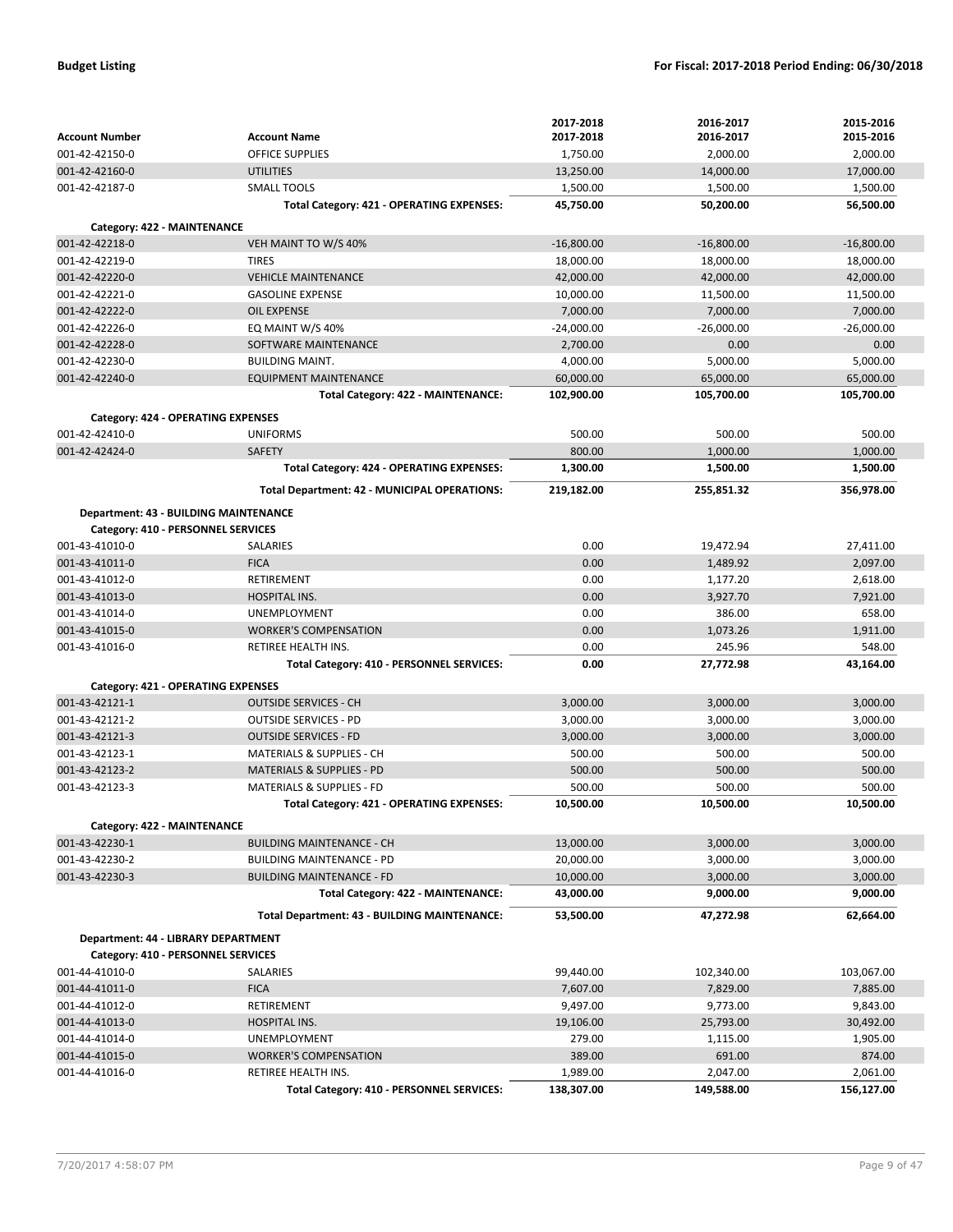| Account Number | Account Name | 2017-2018<br>2017-2018 | 2016-2017<br>2016-2017 | 2015-2016<br>2015-2016 |
|---|---|---|---|---|
| 001-42-42150-0 | OFFICE SUPPLIES | 1,750.00 | 2,000.00 | 2,000.00 |
| 001-42-42160-0 | UTILITIES | 13,250.00 | 14,000.00 | 17,000.00 |
| 001-42-42187-0 | SMALL TOOLS | 1,500.00 | 1,500.00 | 1,500.00 |
| | **Total Category: 421 - OPERATING EXPENSES:** | **45,750.00** | **50,200.00** | **56,500.00** |
| **Category: 422 - MAINTENANCE** | | | | |
| 001-42-42218-0 | VEH MAINT TO W/S 40% | -16,800.00 | -16,800.00 | -16,800.00 |
| 001-42-42219-0 | TIRES | 18,000.00 | 18,000.00 | 18,000.00 |
| 001-42-42220-0 | VEHICLE MAINTENANCE | 42,000.00 | 42,000.00 | 42,000.00 |
| 001-42-42221-0 | GASOLINE EXPENSE | 10,000.00 | 11,500.00 | 11,500.00 |
| 001-42-42222-0 | OIL EXPENSE | 7,000.00 | 7,000.00 | 7,000.00 |
| 001-42-42226-0 | EQ MAINT W/S 40% | -24,000.00 | -26,000.00 | -26,000.00 |
| 001-42-42228-0 | SOFTWARE MAINTENANCE | 2,700.00 | 0.00 | 0.00 |
| 001-42-42230-0 | BUILDING MAINT. | 4,000.00 | 5,000.00 | 5,000.00 |
| 001-42-42240-0 | EQUIPMENT MAINTENANCE | 60,000.00 | 65,000.00 | 65,000.00 |
| | **Total Category: 422 - MAINTENANCE:** | **102,900.00** | **105,700.00** | **105,700.00** |
| **Category: 424 - OPERATING EXPENSES** | | | | |
| 001-42-42410-0 | UNIFORMS | 500.00 | 500.00 | 500.00 |
| 001-42-42424-0 | SAFETY | 800.00 | 1,000.00 | 1,000.00 |
| | **Total Category: 424 - OPERATING EXPENSES:** | **1,300.00** | **1,500.00** | **1,500.00** |
| | **Total Department: 42 - MUNICIPAL OPERATIONS:** | **219,182.00** | **255,851.32** | **356,978.00** |
| **Department: 43 - BUILDING MAINTENANCE** | | | | |
| **Category: 410 - PERSONNEL SERVICES** | | | | |
| 001-43-41010-0 | SALARIES | 0.00 | 19,472.94 | 27,411.00 |
| 001-43-41011-0 | FICA | 0.00 | 1,489.92 | 2,097.00 |
| 001-43-41012-0 | RETIREMENT | 0.00 | 1,177.20 | 2,618.00 |
| 001-43-41013-0 | HOSPITAL INS. | 0.00 | 3,927.70 | 7,921.00 |
| 001-43-41014-0 | UNEMPLOYMENT | 0.00 | 386.00 | 658.00 |
| 001-43-41015-0 | WORKER'S COMPENSATION | 0.00 | 1,073.26 | 1,911.00 |
| 001-43-41016-0 | RETIREE HEALTH INS. | 0.00 | 245.96 | 548.00 |
| | **Total Category: 410 - PERSONNEL SERVICES:** | **0.00** | **27,772.98** | **43,164.00** |
| **Category: 421 - OPERATING EXPENSES** | | | | |
| 001-43-42121-1 | OUTSIDE SERVICES - CH | 3,000.00 | 3,000.00 | 3,000.00 |
| 001-43-42121-2 | OUTSIDE SERVICES - PD | 3,000.00 | 3,000.00 | 3,000.00 |
| 001-43-42121-3 | OUTSIDE SERVICES - FD | 3,000.00 | 3,000.00 | 3,000.00 |
| 001-43-42123-1 | MATERIALS & SUPPLIES - CH | 500.00 | 500.00 | 500.00 |
| 001-43-42123-2 | MATERIALS & SUPPLIES - PD | 500.00 | 500.00 | 500.00 |
| 001-43-42123-3 | MATERIALS & SUPPLIES - FD | 500.00 | 500.00 | 500.00 |
| | **Total Category: 421 - OPERATING EXPENSES:** | **10,500.00** | **10,500.00** | **10,500.00** |
| **Category: 422 - MAINTENANCE** | | | | |
| 001-43-42230-1 | BUILDING MAINTENANCE - CH | 13,000.00 | 3,000.00 | 3,000.00 |
| 001-43-42230-2 | BUILDING MAINTENANCE - PD | 20,000.00 | 3,000.00 | 3,000.00 |
| 001-43-42230-3 | BUILDING MAINTENANCE - FD | 10,000.00 | 3,000.00 | 3,000.00 |
| | **Total Category: 422 - MAINTENANCE:** | **43,000.00** | **9,000.00** | **9,000.00** |
| | **Total Department: 43 - BUILDING MAINTENANCE:** | **53,500.00** | **47,272.98** | **62,664.00** |
| **Department: 44 - LIBRARY DEPARTMENT** | | | | |
| **Category: 410 - PERSONNEL SERVICES** | | | | |
| 001-44-41010-0 | SALARIES | 99,440.00 | 102,340.00 | 103,067.00 |
| 001-44-41011-0 | FICA | 7,607.00 | 7,829.00 | 7,885.00 |
| 001-44-41012-0 | RETIREMENT | 9,497.00 | 9,773.00 | 9,843.00 |
| 001-44-41013-0 | HOSPITAL INS. | 19,106.00 | 25,793.00 | 30,492.00 |
| 001-44-41014-0 | UNEMPLOYMENT | 279.00 | 1,115.00 | 1,905.00 |
| 001-44-41015-0 | WORKER'S COMPENSATION | 389.00 | 691.00 | 874.00 |
| 001-44-41016-0 | RETIREE HEALTH INS. | 1,989.00 | 2,047.00 | 2,061.00 |
| | **Total Category: 410 - PERSONNEL SERVICES:** | **138,307.00** | **149,588.00** | **156,127.00** |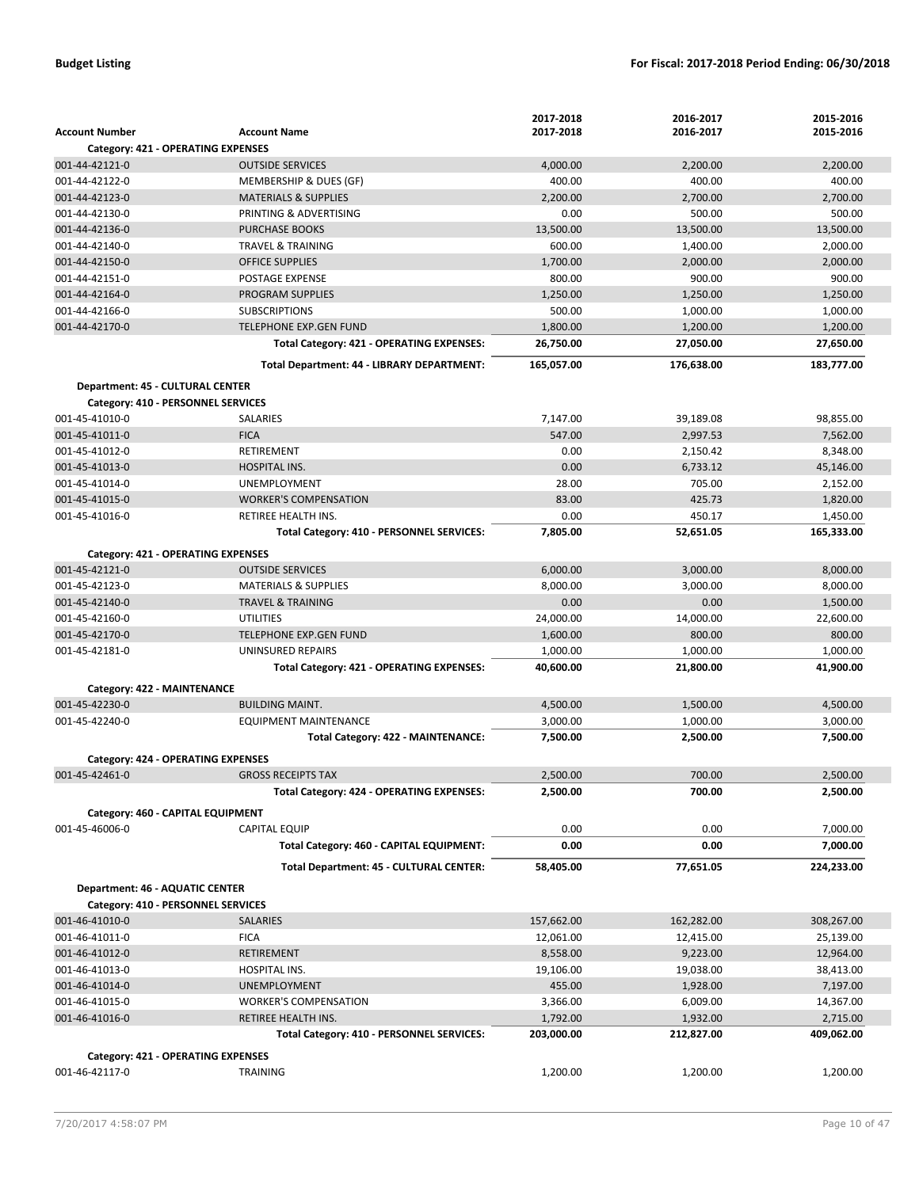| Account Number | Account Name | 2017-2018<br>2017-2018 | 2016-2017<br>2016-2017 | 2015-2016<br>2015-2016 |
|---|---|---|---|---|
| **Category: 421 - OPERATING EXPENSES** | | | | |
| 001-44-42121-0 | OUTSIDE SERVICES | 4,000.00 | 2,200.00 | 2,200.00 |
| 001-44-42122-0 | MEMBERSHIP & DUES (GF) | 400.00 | 400.00 | 400.00 |
| 001-44-42123-0 | MATERIALS & SUPPLIES | 2,200.00 | 2,700.00 | 2,700.00 |
| 001-44-42130-0 | PRINTING & ADVERTISING | 0.00 | 500.00 | 500.00 |
| 001-44-42136-0 | PURCHASE BOOKS | 13,500.00 | 13,500.00 | 13,500.00 |
| 001-44-42140-0 | TRAVEL & TRAINING | 600.00 | 1,400.00 | 2,000.00 |
| 001-44-42150-0 | OFFICE SUPPLIES | 1,700.00 | 2,000.00 | 2,000.00 |
| 001-44-42151-0 | POSTAGE EXPENSE | 800.00 | 900.00 | 900.00 |
| 001-44-42164-0 | PROGRAM SUPPLIES | 1,250.00 | 1,250.00 | 1,250.00 |
| 001-44-42166-0 | SUBSCRIPTIONS | 500.00 | 1,000.00 | 1,000.00 |
| 001-44-42170-0 | TELEPHONE EXP.GEN FUND | 1,800.00 | 1,200.00 | 1,200.00 |
| | **Total Category: 421 - OPERATING EXPENSES:** | **26,750.00** | **27,050.00** | **27,650.00** |
| | **Total Department: 44 - LIBRARY DEPARTMENT:** | **165,057.00** | **176,638.00** | **183,777.00** |
| **Department: 45 - CULTURAL CENTER** | | | | |
| **Category: 410 - PERSONNEL SERVICES** | | | | |
| 001-45-41010-0 | SALARIES | 7,147.00 | 39,189.08 | 98,855.00 |
| 001-45-41011-0 | FICA | 547.00 | 2,997.53 | 7,562.00 |
| 001-45-41012-0 | RETIREMENT | 0.00 | 2,150.42 | 8,348.00 |
| 001-45-41013-0 | HOSPITAL INS. | 0.00 | 6,733.12 | 45,146.00 |
| 001-45-41014-0 | UNEMPLOYMENT | 28.00 | 705.00 | 2,152.00 |
| 001-45-41015-0 | WORKER'S COMPENSATION | 83.00 | 425.73 | 1,820.00 |
| 001-45-41016-0 | RETIREE HEALTH INS. | 0.00 | 450.17 | 1,450.00 |
| | **Total Category: 410 - PERSONNEL SERVICES:** | **7,805.00** | **52,651.05** | **165,333.00** |
| **Category: 421 - OPERATING EXPENSES** | | | | |
| 001-45-42121-0 | OUTSIDE SERVICES | 6,000.00 | 3,000.00 | 8,000.00 |
| 001-45-42123-0 | MATERIALS & SUPPLIES | 8,000.00 | 3,000.00 | 8,000.00 |
| 001-45-42140-0 | TRAVEL & TRAINING | 0.00 | 0.00 | 1,500.00 |
| 001-45-42160-0 | UTILITIES | 24,000.00 | 14,000.00 | 22,600.00 |
| 001-45-42170-0 | TELEPHONE EXP.GEN FUND | 1,600.00 | 800.00 | 800.00 |
| 001-45-42181-0 | UNINSURED REPAIRS | 1,000.00 | 1,000.00 | 1,000.00 |
| | **Total Category: 421 - OPERATING EXPENSES:** | **40,600.00** | **21,800.00** | **41,900.00** |
| **Category: 422 - MAINTENANCE** | | | | |
| 001-45-42230-0 | BUILDING MAINT. | 4,500.00 | 1,500.00 | 4,500.00 |
| 001-45-42240-0 | EQUIPMENT MAINTENANCE | 3,000.00 | 1,000.00 | 3,000.00 |
| | **Total Category: 422 - MAINTENANCE:** | **7,500.00** | **2,500.00** | **7,500.00** |
| **Category: 424 - OPERATING EXPENSES** | | | | |
| 001-45-42461-0 | GROSS RECEIPTS TAX | 2,500.00 | 700.00 | 2,500.00 |
| | **Total Category: 424 - OPERATING EXPENSES:** | **2,500.00** | **700.00** | **2,500.00** |
| **Category: 460 - CAPITAL EQUIPMENT** | | | | |
| 001-45-46006-0 | CAPITAL EQUIP | 0.00 | 0.00 | 7,000.00 |
| | **Total Category: 460 - CAPITAL EQUIPMENT:** | **0.00** | **0.00** | **7,000.00** |
| | **Total Department: 45 - CULTURAL CENTER:** | **58,405.00** | **77,651.05** | **224,233.00** |
| **Department: 46 - AQUATIC CENTER** | | | | |
| **Category: 410 - PERSONNEL SERVICES** | | | | |
| 001-46-41010-0 | SALARIES | 157,662.00 | 162,282.00 | 308,267.00 |
| 001-46-41011-0 | FICA | 12,061.00 | 12,415.00 | 25,139.00 |
| 001-46-41012-0 | RETIREMENT | 8,558.00 | 9,223.00 | 12,964.00 |
| 001-46-41013-0 | HOSPITAL INS. | 19,106.00 | 19,038.00 | 38,413.00 |
| 001-46-41014-0 | UNEMPLOYMENT | 455.00 | 1,928.00 | 7,197.00 |
| 001-46-41015-0 | WORKER'S COMPENSATION | 3,366.00 | 6,009.00 | 14,367.00 |
| 001-46-41016-0 | RETIREE HEALTH INS. | 1,792.00 | 1,932.00 | 2,715.00 |
| | **Total Category: 410 - PERSONNEL SERVICES:** | **203,000.00** | **212,827.00** | **409,062.00** |
| **Category: 421 - OPERATING EXPENSES** | | | | |
| 001-46-42117-0 | TRAINING | 1,200.00 | 1,200.00 | 1,200.00 |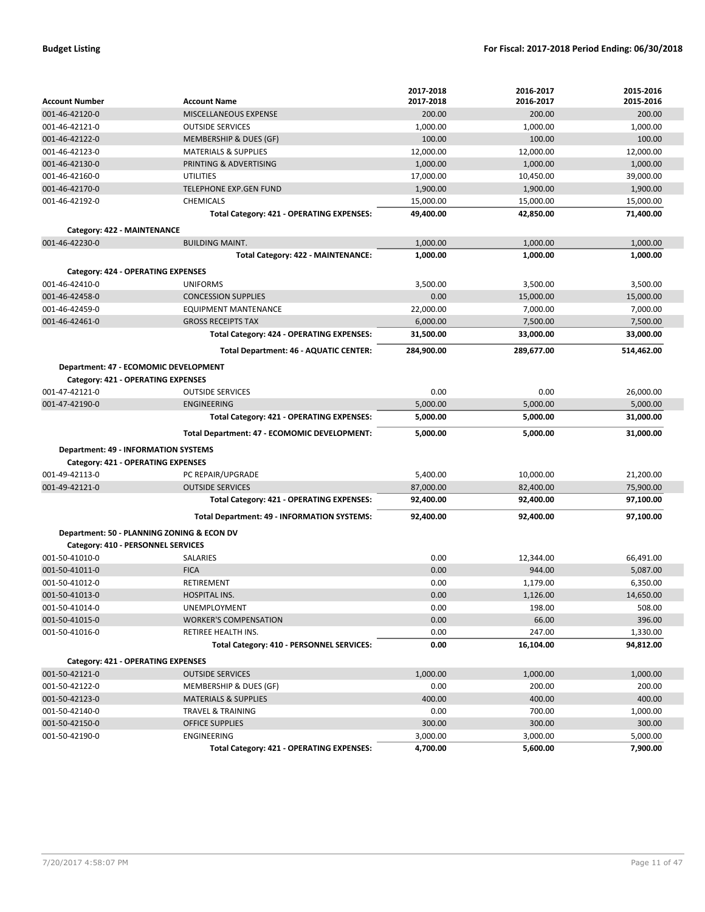| Account Number | Account Name | 2017-2018<br>2017-2018 | 2016-2017<br>2016-2017 | 2015-2016<br>2015-2016 |
|---|---|---|---|---|
| 001-46-42120-0 | MISCELLANEOUS EXPENSE | 200.00 | 200.00 | 200.00 |
| 001-46-42121-0 | OUTSIDE SERVICES | 1,000.00 | 1,000.00 | 1,000.00 |
| 001-46-42122-0 | MEMBERSHIP & DUES (GF) | 100.00 | 100.00 | 100.00 |
| 001-46-42123-0 | MATERIALS & SUPPLIES | 12,000.00 | 12,000.00 | 12,000.00 |
| 001-46-42130-0 | PRINTING & ADVERTISING | 1,000.00 | 1,000.00 | 1,000.00 |
| 001-46-42160-0 | UTILITIES | 17,000.00 | 10,450.00 | 39,000.00 |
| 001-46-42170-0 | TELEPHONE EXP.GEN FUND | 1,900.00 | 1,900.00 | 1,900.00 |
| 001-46-42192-0 | CHEMICALS | 15,000.00 | 15,000.00 | 15,000.00 |
| | **Total Category: 421 - OPERATING EXPENSES:** | **49,400.00** | **42,850.00** | **71,400.00** |
| **Category: 422 - MAINTENANCE** | | | | |
| 001-46-42230-0 | BUILDING MAINT. | 1,000.00 | 1,000.00 | 1,000.00 |
| | **Total Category: 422 - MAINTENANCE:** | **1,000.00** | **1,000.00** | **1,000.00** |
| **Category: 424 - OPERATING EXPENSES** | | | | |
| 001-46-42410-0 | UNIFORMS | 3,500.00 | 3,500.00 | 3,500.00 |
| 001-46-42458-0 | CONCESSION SUPPLIES | 0.00 | 15,000.00 | 15,000.00 |
| 001-46-42459-0 | EQUIPMENT MANTENANCE | 22,000.00 | 7,000.00 | 7,000.00 |
| 001-46-42461-0 | GROSS RECEIPTS TAX | 6,000.00 | 7,500.00 | 7,500.00 |
| | **Total Category: 424 - OPERATING EXPENSES:** | **31,500.00** | **33,000.00** | **33,000.00** |
| | **Total Department: 46 - AQUATIC CENTER:** | **284,900.00** | **289,677.00** | **514,462.00** |
| **Department: 47 - ECOMOMIC DEVELOPMENT** | | | | |
| **Category: 421 - OPERATING EXPENSES** | | | | |
| 001-47-42121-0 | OUTSIDE SERVICES | 0.00 | 0.00 | 26,000.00 |
| 001-47-42190-0 | ENGINEERING | 5,000.00 | 5,000.00 | 5,000.00 |
| | **Total Category: 421 - OPERATING EXPENSES:** | **5,000.00** | **5,000.00** | **31,000.00** |
| | **Total Department: 47 - ECOMOMIC DEVELOPMENT:** | **5,000.00** | **5,000.00** | **31,000.00** |
| **Department: 49 - INFORMATION SYSTEMS** | | | | |
| **Category: 421 - OPERATING EXPENSES** | | | | |
| 001-49-42113-0 | PC REPAIR/UPGRADE | 5,400.00 | 10,000.00 | 21,200.00 |
| 001-49-42121-0 | OUTSIDE SERVICES | 87,000.00 | 82,400.00 | 75,900.00 |
| | **Total Category: 421 - OPERATING EXPENSES:** | **92,400.00** | **92,400.00** | **97,100.00** |
| | **Total Department: 49 - INFORMATION SYSTEMS:** | **92,400.00** | **92,400.00** | **97,100.00** |
| **Department: 50 - PLANNING ZONING & ECON DV** | | | | |
| **Category: 410 - PERSONNEL SERVICES** | | | | |
| 001-50-41010-0 | SALARIES | 0.00 | 12,344.00 | 66,491.00 |
| 001-50-41011-0 | FICA | 0.00 | 944.00 | 5,087.00 |
| 001-50-41012-0 | RETIREMENT | 0.00 | 1,179.00 | 6,350.00 |
| 001-50-41013-0 | HOSPITAL INS. | 0.00 | 1,126.00 | 14,650.00 |
| 001-50-41014-0 | UNEMPLOYMENT | 0.00 | 198.00 | 508.00 |
| 001-50-41015-0 | WORKER'S COMPENSATION | 0.00 | 66.00 | 396.00 |
| 001-50-41016-0 | RETIREE HEALTH INS. | 0.00 | 247.00 | 1,330.00 |
| | **Total Category: 410 - PERSONNEL SERVICES:** | **0.00** | **16,104.00** | **94,812.00** |
| **Category: 421 - OPERATING EXPENSES** | | | | |
| 001-50-42121-0 | OUTSIDE SERVICES | 1,000.00 | 1,000.00 | 1,000.00 |
| 001-50-42122-0 | MEMBERSHIP & DUES (GF) | 0.00 | 200.00 | 200.00 |
| 001-50-42123-0 | MATERIALS & SUPPLIES | 400.00 | 400.00 | 400.00 |
| 001-50-42140-0 | TRAVEL & TRAINING | 0.00 | 700.00 | 1,000.00 |
| 001-50-42150-0 | OFFICE SUPPLIES | 300.00 | 300.00 | 300.00 |
| 001-50-42190-0 | ENGINEERING | 3,000.00 | 3,000.00 | 5,000.00 |
| | **Total Category: 421 - OPERATING EXPENSES:** | **4,700.00** | **5,600.00** | **7,900.00** |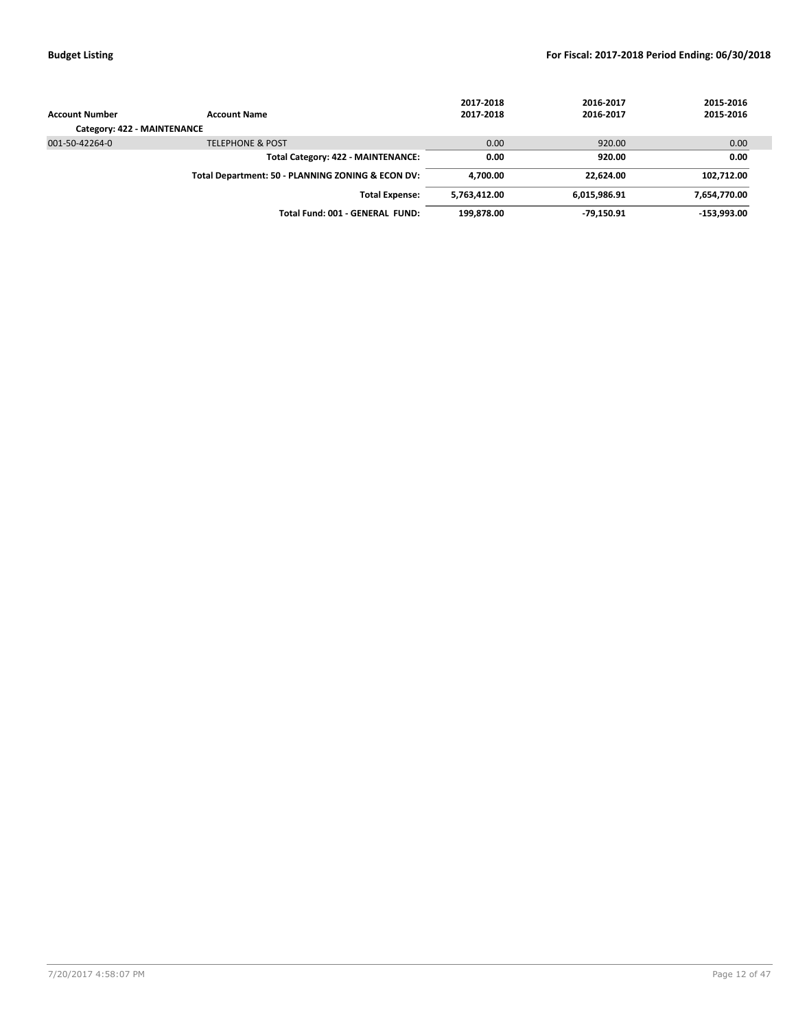| Account Number | Account Name | 2017-2018<br>2017-2018 | 2016-2017<br>2016-2017 | 2015-2016<br>2015-2016 |
|---|---|---|---|---|
| **Category: 422 - MAINTENANCE** | | | | |
| 001-50-42264-0 | TELEPHONE & POST | 0.00 | 920.00 | 0.00 |
| | **Total Category: 422 - MAINTENANCE:** | **0.00** | **920.00** | **0.00** |
| | **Total Department: 50 - PLANNING ZONING & ECON DV:** | **4,700.00** | **22,624.00** | **102,712.00** |
| | **Total Expense:** | **5,763,412.00** | **6,015,986.91** | **7,654,770.00** |
| | **Total Fund: 001 - GENERAL FUND:** | **199,878.00** | **-79,150.91** | **-153,993.00** |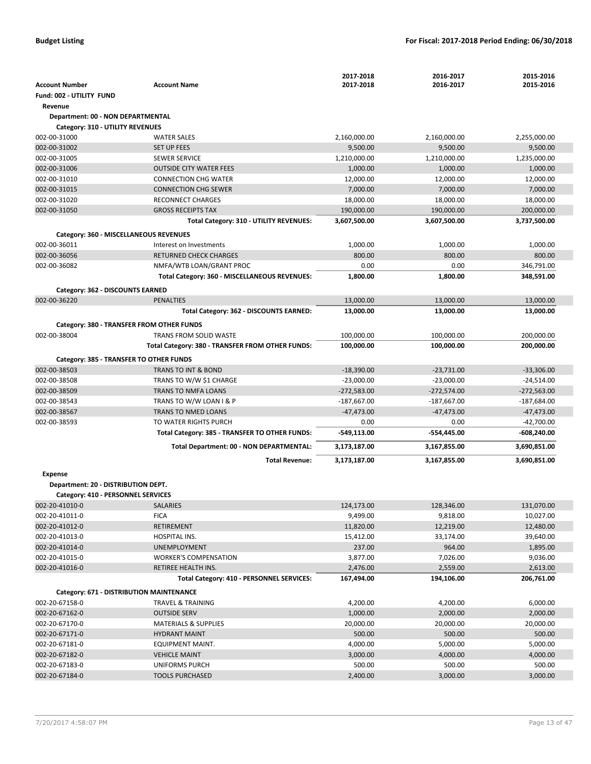| Account Number | Account Name | 2017-2018<br>2017-2018 | 2016-2017<br>2016-2017 | 2015-2016<br>2015-2016 |
|---|---|---|---|---|
| **Fund: 002 - UTILITY FUND** | | | | |
| **Revenue** | | | | |
| **Department: 00 - NON DEPARTMENTAL** | | | | |
| **Category: 310 - UTILITY REVENUES** | | | | |
| 002-00-31000 | WATER SALES | 2,160,000.00 | 2,160,000.00 | 2,255,000.00 |
| 002-00-31002 | SET UP FEES | 9,500.00 | 9,500.00 | 9,500.00 |
| 002-00-31005 | SEWER SERVICE | 1,210,000.00 | 1,210,000.00 | 1,235,000.00 |
| 002-00-31006 | OUTSIDE CITY WATER FEES | 1,000.00 | 1,000.00 | 1,000.00 |
| 002-00-31010 | CONNECTION CHG WATER | 12,000.00 | 12,000.00 | 12,000.00 |
| 002-00-31015 | CONNECTION CHG SEWER | 7,000.00 | 7,000.00 | 7,000.00 |
| 002-00-31020 | RECONNECT CHARGES | 18,000.00 | 18,000.00 | 18,000.00 |
| 002-00-31050 | GROSS RECEIPTS TAX | 190,000.00 | 190,000.00 | 200,000.00 |
| | **Total Category: 310 - UTILITY REVENUES:** | **3,607,500.00** | **3,607,500.00** | **3,737,500.00** |
| **Category: 360 - MISCELLANEOUS REVENUES** | | | | |
| 002-00-36011 | Interest on Investments | 1,000.00 | 1,000.00 | 1,000.00 |
| 002-00-36056 | RETURNED CHECK CHARGES | 800.00 | 800.00 | 800.00 |
| 002-00-36082 | NMFA/WTB LOAN/GRANT PROC | 0.00 | 0.00 | 346,791.00 |
| | **Total Category: 360 - MISCELLANEOUS REVENUES:** | **1,800.00** | **1,800.00** | **348,591.00** |
| **Category: 362 - DISCOUNTS EARNED** | | | | |
| 002-00-36220 | PENALTIES | 13,000.00 | 13,000.00 | 13,000.00 |
| | **Total Category: 362 - DISCOUNTS EARNED:** | **13,000.00** | **13,000.00** | **13,000.00** |
| **Category: 380 - TRANSFER FROM OTHER FUNDS** | | | | |
| 002-00-38004 | TRANS FROM SOLID WASTE | 100,000.00 | 100,000.00 | 200,000.00 |
| | **Total Category: 380 - TRANSFER FROM OTHER FUNDS:** | **100,000.00** | **100,000.00** | **200,000.00** |
| **Category: 385 - TRANSFER TO OTHER FUNDS** | | | | |
| 002-00-38503 | TRANS TO INT & BOND | -18,390.00 | -23,731.00 | -33,306.00 |
| 002-00-38508 | TRANS TO W/W $1 CHARGE | -23,000.00 | -23,000.00 | -24,514.00 |
| 002-00-38509 | TRANS TO NMFA LOANS | -272,583.00 | -272,574.00 | -272,563.00 |
| 002-00-38543 | TRANS TO W/W LOAN I & P | -187,667.00 | -187,667.00 | -187,684.00 |
| 002-00-38567 | TRANS TO NMED LOANS | -47,473.00 | -47,473.00 | -47,473.00 |
| 002-00-38593 | TO WATER RIGHTS PURCH | 0.00 | 0.00 | -42,700.00 |
| | **Total Category: 385 - TRANSFER TO OTHER FUNDS:** | **-549,113.00** | **-554,445.00** | **-608,240.00** |
| | **Total Department: 00 - NON DEPARTMENTAL:** | **3,173,187.00** | **3,167,855.00** | **3,690,851.00** |
| | **Total Revenue:** | **3,173,187.00** | **3,167,855.00** | **3,690,851.00** |
| **Expense** | | | | |
| **Department: 20 - DISTRIBUTION DEPT.** | | | | |
| **Category: 410 - PERSONNEL SERVICES** | | | | |
| 002-20-41010-0 | SALARIES | 124,173.00 | 128,346.00 | 131,070.00 |
| 002-20-41011-0 | FICA | 9,499.00 | 9,818.00 | 10,027.00 |
| 002-20-41012-0 | RETIREMENT | 11,820.00 | 12,219.00 | 12,480.00 |
| 002-20-41013-0 | HOSPITAL INS. | 15,412.00 | 33,174.00 | 39,640.00 |
| 002-20-41014-0 | UNEMPLOYMENT | 237.00 | 964.00 | 1,895.00 |
| 002-20-41015-0 | WORKER'S COMPENSATION | 3,877.00 | 7,026.00 | 9,036.00 |
| 002-20-41016-0 | RETIREE HEALTH INS. | 2,476.00 | 2,559.00 | 2,613.00 |
| | **Total Category: 410 - PERSONNEL SERVICES:** | **167,494.00** | **194,106.00** | **206,761.00** |
| **Category: 671 - DISTRIBUTION MAINTENANCE** | | | | |
| 002-20-67158-0 | TRAVEL & TRAINING | 4,200.00 | 4,200.00 | 6,000.00 |
| 002-20-67162-0 | OUTSIDE SERV | 1,000.00 | 2,000.00 | 2,000.00 |
| 002-20-67170-0 | MATERIALS & SUPPLIES | 20,000.00 | 20,000.00 | 20,000.00 |
| 002-20-67171-0 | HYDRANT MAINT | 500.00 | 500.00 | 500.00 |
| 002-20-67181-0 | EQUIPMENT MAINT. | 4,000.00 | 5,000.00 | 5,000.00 |
| 002-20-67182-0 | VEHICLE MAINT | 3,000.00 | 4,000.00 | 4,000.00 |
| 002-20-67183-0 | UNIFORMS PURCH | 500.00 | 500.00 | 500.00 |
| 002-20-67184-0 | TOOLS PURCHASED | 2,400.00 | 3,000.00 | 3,000.00 |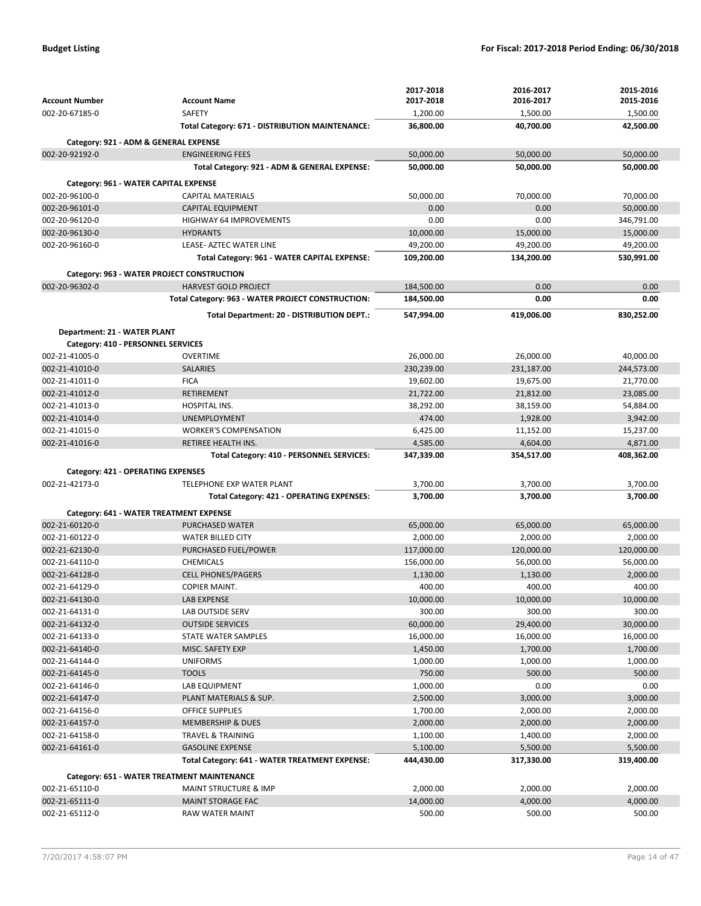| Account Number | Account Name | 2017-2018 2017-2018 | 2016-2017 2016-2017 | 2015-2016 2015-2016 |
|---|---|---|---|---|
| 002-20-67185-0 | SAFETY | 1,200.00 | 1,500.00 | 1,500.00 |
| | **Total Category: 671 - DISTRIBUTION MAINTENANCE:** | **36,800.00** | **40,700.00** | **42,500.00** |
| **Category: 921 - ADM & GENERAL EXPENSE** | | | | |
| 002-20-92192-0 | ENGINEERING FEES | 50,000.00 | 50,000.00 | 50,000.00 |
| | **Total Category: 921 - ADM & GENERAL EXPENSE:** | **50,000.00** | **50,000.00** | **50,000.00** |
| **Category: 961 - WATER CAPITAL EXPENSE** | | | | |
| 002-20-96100-0 | CAPITAL MATERIALS | 50,000.00 | 70,000.00 | 70,000.00 |
| 002-20-96101-0 | CAPITAL EQUIPMENT | 0.00 | 0.00 | 50,000.00 |
| 002-20-96120-0 | HIGHWAY 64 IMPROVEMENTS | 0.00 | 0.00 | 346,791.00 |
| 002-20-96130-0 | HYDRANTS | 10,000.00 | 15,000.00 | 15,000.00 |
| 002-20-96160-0 | LEASE- AZTEC WATER LINE | 49,200.00 | 49,200.00 | 49,200.00 |
| | **Total Category: 961 - WATER CAPITAL EXPENSE:** | **109,200.00** | **134,200.00** | **530,991.00** |
| **Category: 963 - WATER PROJECT CONSTRUCTION** | | | | |
| 002-20-96302-0 | HARVEST GOLD PROJECT | 184,500.00 | 0.00 | 0.00 |
| | **Total Category: 963 - WATER PROJECT CONSTRUCTION:** | **184,500.00** | **0.00** | **0.00** |
| | **Total Department: 20 - DISTRIBUTION DEPT.:** | **547,994.00** | **419,006.00** | **830,252.00** |
| **Department: 21 - WATER PLANT** | | | | |
| **Category: 410 - PERSONNEL SERVICES** | | | | |
| 002-21-41005-0 | OVERTIME | 26,000.00 | 26,000.00 | 40,000.00 |
| 002-21-41010-0 | SALARIES | 230,239.00 | 231,187.00 | 244,573.00 |
| 002-21-41011-0 | FICA | 19,602.00 | 19,675.00 | 21,770.00 |
| 002-21-41012-0 | RETIREMENT | 21,722.00 | 21,812.00 | 23,085.00 |
| 002-21-41013-0 | HOSPITAL INS. | 38,292.00 | 38,159.00 | 54,884.00 |
| 002-21-41014-0 | UNEMPLOYMENT | 474.00 | 1,928.00 | 3,942.00 |
| 002-21-41015-0 | WORKER'S COMPENSATION | 6,425.00 | 11,152.00 | 15,237.00 |
| 002-21-41016-0 | RETIREE HEALTH INS. | 4,585.00 | 4,604.00 | 4,871.00 |
| | **Total Category: 410 - PERSONNEL SERVICES:** | **347,339.00** | **354,517.00** | **408,362.00** |
| **Category: 421 - OPERATING EXPENSES** | | | | |
| 002-21-42173-0 | TELEPHONE EXP WATER PLANT | 3,700.00 | 3,700.00 | 3,700.00 |
| | **Total Category: 421 - OPERATING EXPENSES:** | **3,700.00** | **3,700.00** | **3,700.00** |
| **Category: 641 - WATER TREATMENT EXPENSE** | | | | |
| 002-21-60120-0 | PURCHASED WATER | 65,000.00 | 65,000.00 | 65,000.00 |
| 002-21-60122-0 | WATER BILLED CITY | 2,000.00 | 2,000.00 | 2,000.00 |
| 002-21-62130-0 | PURCHASED FUEL/POWER | 117,000.00 | 120,000.00 | 120,000.00 |
| 002-21-64110-0 | CHEMICALS | 156,000.00 | 56,000.00 | 56,000.00 |
| 002-21-64128-0 | CELL PHONES/PAGERS | 1,130.00 | 1,130.00 | 2,000.00 |
| 002-21-64129-0 | COPIER MAINT. | 400.00 | 400.00 | 400.00 |
| 002-21-64130-0 | LAB EXPENSE | 10,000.00 | 10,000.00 | 10,000.00 |
| 002-21-64131-0 | LAB OUTSIDE SERV | 300.00 | 300.00 | 300.00 |
| 002-21-64132-0 | OUTSIDE SERVICES | 60,000.00 | 29,400.00 | 30,000.00 |
| 002-21-64133-0 | STATE WATER SAMPLES | 16,000.00 | 16,000.00 | 16,000.00 |
| 002-21-64140-0 | MISC. SAFETY EXP | 1,450.00 | 1,700.00 | 1,700.00 |
| 002-21-64144-0 | UNIFORMS | 1,000.00 | 1,000.00 | 1,000.00 |
| 002-21-64145-0 | TOOLS | 750.00 | 500.00 | 500.00 |
| 002-21-64146-0 | LAB EQUIPMENT | 1,000.00 | 0.00 | 0.00 |
| 002-21-64147-0 | PLANT MATERIALS & SUP. | 2,500.00 | 3,000.00 | 3,000.00 |
| 002-21-64156-0 | OFFICE SUPPLIES | 1,700.00 | 2,000.00 | 2,000.00 |
| 002-21-64157-0 | MEMBERSHIP & DUES | 2,000.00 | 2,000.00 | 2,000.00 |
| 002-21-64158-0 | TRAVEL & TRAINING | 1,100.00 | 1,400.00 | 2,000.00 |
| 002-21-64161-0 | GASOLINE EXPENSE | 5,100.00 | 5,500.00 | 5,500.00 |
| | **Total Category: 641 - WATER TREATMENT EXPENSE:** | **444,430.00** | **317,330.00** | **319,400.00** |
| **Category: 651 - WATER TREATMENT MAINTENANCE** | | | | |
| 002-21-65110-0 | MAINT STRUCTURE & IMP | 2,000.00 | 2,000.00 | 2,000.00 |
| 002-21-65111-0 | MAINT STORAGE FAC | 14,000.00 | 4,000.00 | 4,000.00 |
| 002-21-65112-0 | RAW WATER MAINT | 500.00 | 500.00 | 500.00 |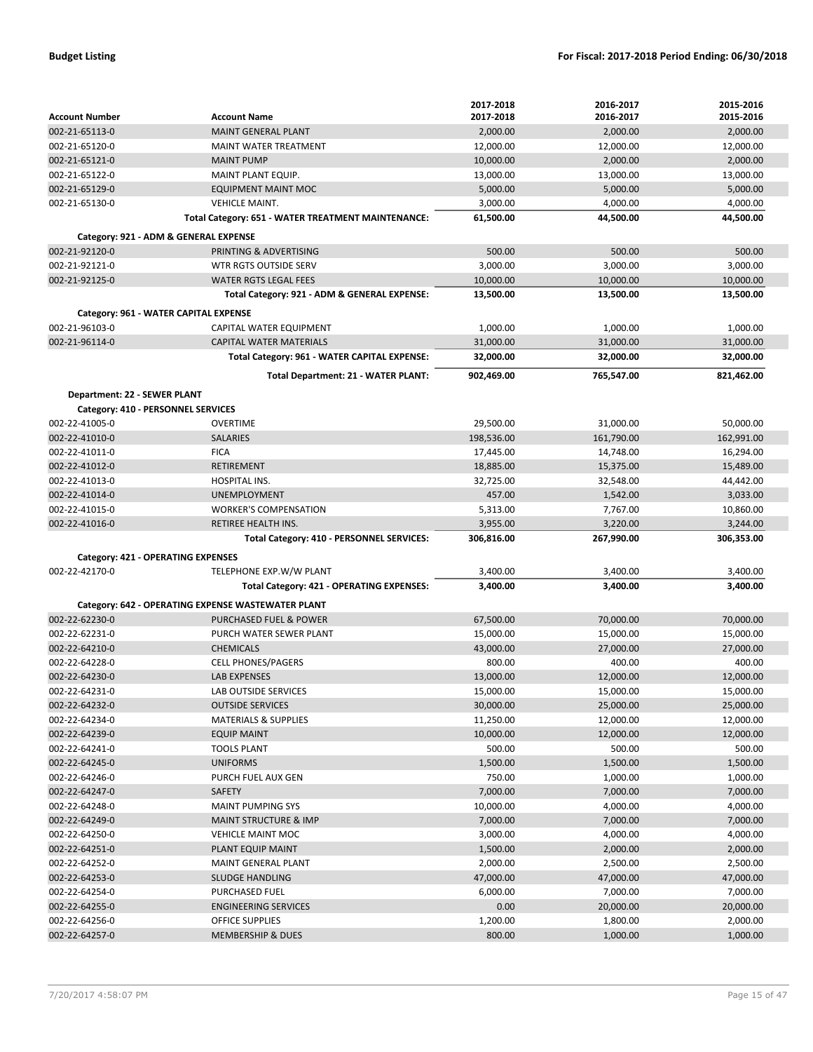| Account Number | Account Name | 2017-2018 2017-2018 | 2016-2017 2016-2017 | 2015-2016 2015-2016 |
|---|---|---|---|---|
| 002-21-65113-0 | MAINT GENERAL PLANT | 2,000.00 | 2,000.00 | 2,000.00 |
| 002-21-65120-0 | MAINT WATER TREATMENT | 12,000.00 | 12,000.00 | 12,000.00 |
| 002-21-65121-0 | MAINT PUMP | 10,000.00 | 2,000.00 | 2,000.00 |
| 002-21-65122-0 | MAINT PLANT EQUIP. | 13,000.00 | 13,000.00 | 13,000.00 |
| 002-21-65129-0 | EQUIPMENT MAINT MOC | 5,000.00 | 5,000.00 | 5,000.00 |
| 002-21-65130-0 | VEHICLE MAINT. | 3,000.00 | 4,000.00 | 4,000.00 |
| | **Total Category: 651 - WATER TREATMENT MAINTENANCE:** | **61,500.00** | **44,500.00** | **44,500.00** |
| **Category: 921 - ADM & GENERAL EXPENSE** | | | | |
| 002-21-92120-0 | PRINTING & ADVERTISING | 500.00 | 500.00 | 500.00 |
| 002-21-92121-0 | WTR RGTS OUTSIDE SERV | 3,000.00 | 3,000.00 | 3,000.00 |
| 002-21-92125-0 | WATER RGTS LEGAL FEES | 10,000.00 | 10,000.00 | 10,000.00 |
| | **Total Category: 921 - ADM & GENERAL EXPENSE:** | **13,500.00** | **13,500.00** | **13,500.00** |
| **Category: 961 - WATER CAPITAL EXPENSE** | | | | |
| 002-21-96103-0 | CAPITAL WATER EQUIPMENT | 1,000.00 | 1,000.00 | 1,000.00 |
| 002-21-96114-0 | CAPITAL WATER MATERIALS | 31,000.00 | 31,000.00 | 31,000.00 |
| | **Total Category: 961 - WATER CAPITAL EXPENSE:** | **32,000.00** | **32,000.00** | **32,000.00** |
| | **Total Department: 21 - WATER PLANT:** | **902,469.00** | **765,547.00** | **821,462.00** |
| **Department: 22 - SEWER PLANT** | | | | |
| **Category: 410 - PERSONNEL SERVICES** | | | | |
| 002-22-41005-0 | OVERTIME | 29,500.00 | 31,000.00 | 50,000.00 |
| 002-22-41010-0 | SALARIES | 198,536.00 | 161,790.00 | 162,991.00 |
| 002-22-41011-0 | FICA | 17,445.00 | 14,748.00 | 16,294.00 |
| 002-22-41012-0 | RETIREMENT | 18,885.00 | 15,375.00 | 15,489.00 |
| 002-22-41013-0 | HOSPITAL INS. | 32,725.00 | 32,548.00 | 44,442.00 |
| 002-22-41014-0 | UNEMPLOYMENT | 457.00 | 1,542.00 | 3,033.00 |
| 002-22-41015-0 | WORKER'S COMPENSATION | 5,313.00 | 7,767.00 | 10,860.00 |
| 002-22-41016-0 | RETIREE HEALTH INS. | 3,955.00 | 3,220.00 | 3,244.00 |
| | **Total Category: 410 - PERSONNEL SERVICES:** | **306,816.00** | **267,990.00** | **306,353.00** |
| **Category: 421 - OPERATING EXPENSES** | | | | |
| 002-22-42170-0 | TELEPHONE EXP.W/W PLANT | 3,400.00 | 3,400.00 | 3,400.00 |
| | **Total Category: 421 - OPERATING EXPENSES:** | **3,400.00** | **3,400.00** | **3,400.00** |
| **Category: 642 - OPERATING EXPENSE WASTEWATER PLANT** | | | | |
| 002-22-62230-0 | PURCHASED FUEL & POWER | 67,500.00 | 70,000.00 | 70,000.00 |
| 002-22-62231-0 | PURCH WATER SEWER PLANT | 15,000.00 | 15,000.00 | 15,000.00 |
| 002-22-64210-0 | CHEMICALS | 43,000.00 | 27,000.00 | 27,000.00 |
| 002-22-64228-0 | CELL PHONES/PAGERS | 800.00 | 400.00 | 400.00 |
| 002-22-64230-0 | LAB EXPENSES | 13,000.00 | 12,000.00 | 12,000.00 |
| 002-22-64231-0 | LAB OUTSIDE SERVICES | 15,000.00 | 15,000.00 | 15,000.00 |
| 002-22-64232-0 | OUTSIDE SERVICES | 30,000.00 | 25,000.00 | 25,000.00 |
| 002-22-64234-0 | MATERIALS & SUPPLIES | 11,250.00 | 12,000.00 | 12,000.00 |
| 002-22-64239-0 | EQUIP MAINT | 10,000.00 | 12,000.00 | 12,000.00 |
| 002-22-64241-0 | TOOLS PLANT | 500.00 | 500.00 | 500.00 |
| 002-22-64245-0 | UNIFORMS | 1,500.00 | 1,500.00 | 1,500.00 |
| 002-22-64246-0 | PURCH FUEL AUX GEN | 750.00 | 1,000.00 | 1,000.00 |
| 002-22-64247-0 | SAFETY | 7,000.00 | 7,000.00 | 7,000.00 |
| 002-22-64248-0 | MAINT PUMPING SYS | 10,000.00 | 4,000.00 | 4,000.00 |
| 002-22-64249-0 | MAINT STRUCTURE & IMP | 7,000.00 | 7,000.00 | 7,000.00 |
| 002-22-64250-0 | VEHICLE MAINT MOC | 3,000.00 | 4,000.00 | 4,000.00 |
| 002-22-64251-0 | PLANT EQUIP MAINT | 1,500.00 | 2,000.00 | 2,000.00 |
| 002-22-64252-0 | MAINT GENERAL PLANT | 2,000.00 | 2,500.00 | 2,500.00 |
| 002-22-64253-0 | SLUDGE HANDLING | 47,000.00 | 47,000.00 | 47,000.00 |
| 002-22-64254-0 | PURCHASED FUEL | 6,000.00 | 7,000.00 | 7,000.00 |
| 002-22-64255-0 | ENGINEERING SERVICES | 0.00 | 20,000.00 | 20,000.00 |
| 002-22-64256-0 | OFFICE SUPPLIES | 1,200.00 | 1,800.00 | 2,000.00 |
| 002-22-64257-0 | MEMBERSHIP & DUES | 800.00 | 1,000.00 | 1,000.00 |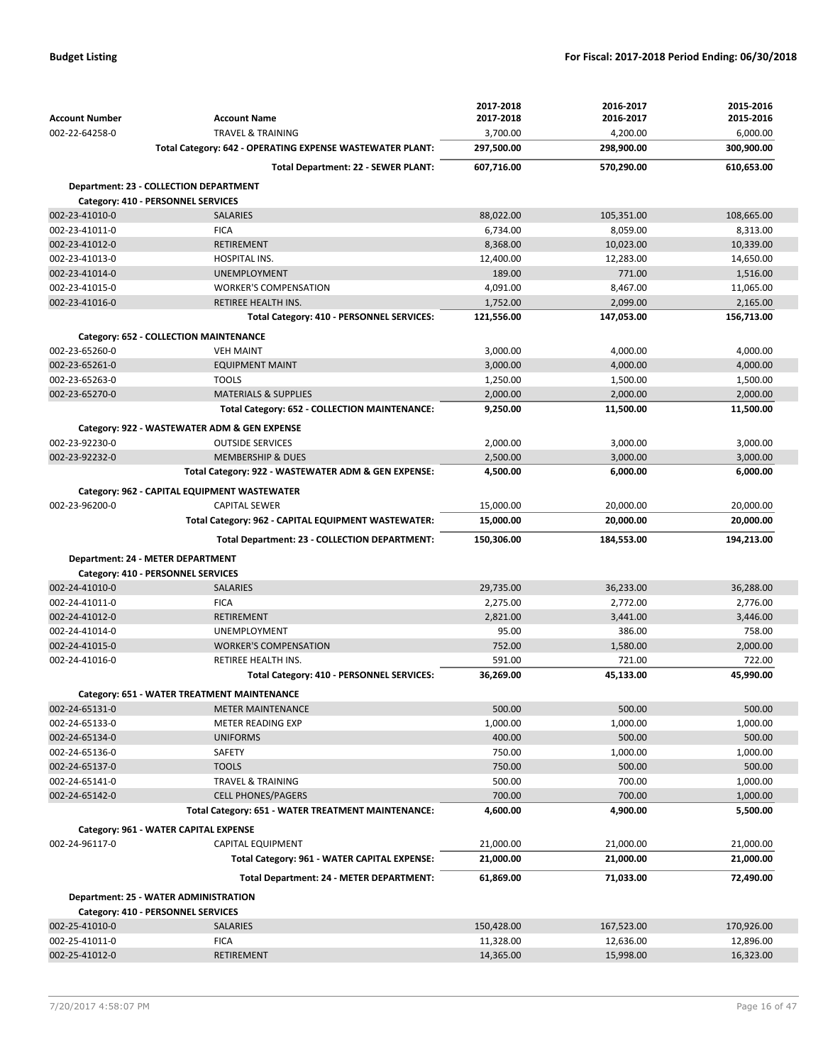| Account Number | Account Name | 2017-2018<br>2017-2018 | 2016-2017<br>2016-2017 | 2015-2016<br>2015-2016 |
|---|---|---|---|---|
| 002-22-64258-0 | TRAVEL & TRAINING | 3,700.00 | 4,200.00 | 6,000.00 |
| | **Total Category: 642 - OPERATING EXPENSE WASTEWATER PLANT:** | **297,500.00** | **298,900.00** | **300,900.00** |
| | **Total Department: 22 - SEWER PLANT:** | **607,716.00** | **570,290.00** | **610,653.00** |
| **Department: 23 - COLLECTION DEPARTMENT** | | | | |
| **Category: 410 - PERSONNEL SERVICES** | | | | |
| 002-23-41010-0 | SALARIES | 88,022.00 | 105,351.00 | 108,665.00 |
| 002-23-41011-0 | FICA | 6,734.00 | 8,059.00 | 8,313.00 |
| 002-23-41012-0 | RETIREMENT | 8,368.00 | 10,023.00 | 10,339.00 |
| 002-23-41013-0 | HOSPITAL INS. | 12,400.00 | 12,283.00 | 14,650.00 |
| 002-23-41014-0 | UNEMPLOYMENT | 189.00 | 771.00 | 1,516.00 |
| 002-23-41015-0 | WORKER'S COMPENSATION | 4,091.00 | 8,467.00 | 11,065.00 |
| 002-23-41016-0 | RETIREE HEALTH INS. | 1,752.00 | 2,099.00 | 2,165.00 |
| | **Total Category: 410 - PERSONNEL SERVICES:** | **121,556.00** | **147,053.00** | **156,713.00** |
| **Category: 652 - COLLECTION MAINTENANCE** | | | | |
| 002-23-65260-0 | VEH MAINT | 3,000.00 | 4,000.00 | 4,000.00 |
| 002-23-65261-0 | EQUIPMENT MAINT | 3,000.00 | 4,000.00 | 4,000.00 |
| 002-23-65263-0 | TOOLS | 1,250.00 | 1,500.00 | 1,500.00 |
| 002-23-65270-0 | MATERIALS & SUPPLIES | 2,000.00 | 2,000.00 | 2,000.00 |
| | **Total Category: 652 - COLLECTION MAINTENANCE:** | **9,250.00** | **11,500.00** | **11,500.00** |
| **Category: 922 - WASTEWATER ADM & GEN EXPENSE** | | | | |
| 002-23-92230-0 | OUTSIDE SERVICES | 2,000.00 | 3,000.00 | 3,000.00 |
| 002-23-92232-0 | MEMBERSHIP & DUES | 2,500.00 | 3,000.00 | 3,000.00 |
| | **Total Category: 922 - WASTEWATER ADM & GEN EXPENSE:** | **4,500.00** | **6,000.00** | **6,000.00** |
| **Category: 962 - CAPITAL EQUIPMENT WASTEWATER** | | | | |
| 002-23-96200-0 | CAPITAL SEWER | 15,000.00 | 20,000.00 | 20,000.00 |
| | **Total Category: 962 - CAPITAL EQUIPMENT WASTEWATER:** | **15,000.00** | **20,000.00** | **20,000.00** |
| | **Total Department: 23 - COLLECTION DEPARTMENT:** | **150,306.00** | **184,553.00** | **194,213.00** |
| **Department: 24 - METER DEPARTMENT** | | | | |
| **Category: 410 - PERSONNEL SERVICES** | | | | |
| 002-24-41010-0 | SALARIES | 29,735.00 | 36,233.00 | 36,288.00 |
| 002-24-41011-0 | FICA | 2,275.00 | 2,772.00 | 2,776.00 |
| 002-24-41012-0 | RETIREMENT | 2,821.00 | 3,441.00 | 3,446.00 |
| 002-24-41014-0 | UNEMPLOYMENT | 95.00 | 386.00 | 758.00 |
| 002-24-41015-0 | WORKER'S COMPENSATION | 752.00 | 1,580.00 | 2,000.00 |
| 002-24-41016-0 | RETIREE HEALTH INS. | 591.00 | 721.00 | 722.00 |
| | **Total Category: 410 - PERSONNEL SERVICES:** | **36,269.00** | **45,133.00** | **45,990.00** |
| **Category: 651 - WATER TREATMENT MAINTENANCE** | | | | |
| 002-24-65131-0 | METER MAINTENANCE | 500.00 | 500.00 | 500.00 |
| 002-24-65133-0 | METER READING EXP | 1,000.00 | 1,000.00 | 1,000.00 |
| 002-24-65134-0 | UNIFORMS | 400.00 | 500.00 | 500.00 |
| 002-24-65136-0 | SAFETY | 750.00 | 1,000.00 | 1,000.00 |
| 002-24-65137-0 | TOOLS | 750.00 | 500.00 | 500.00 |
| 002-24-65141-0 | TRAVEL & TRAINING | 500.00 | 700.00 | 1,000.00 |
| 002-24-65142-0 | CELL PHONES/PAGERS | 700.00 | 700.00 | 1,000.00 |
| | **Total Category: 651 - WATER TREATMENT MAINTENANCE:** | **4,600.00** | **4,900.00** | **5,500.00** |
| **Category: 961 - WATER CAPITAL EXPENSE** | | | | |
| 002-24-96117-0 | CAPITAL EQUIPMENT | 21,000.00 | 21,000.00 | 21,000.00 |
| | **Total Category: 961 - WATER CAPITAL EXPENSE:** | **21,000.00** | **21,000.00** | **21,000.00** |
| | **Total Department: 24 - METER DEPARTMENT:** | **61,869.00** | **71,033.00** | **72,490.00** |
| **Department: 25 - WATER ADMINISTRATION** | | | | |
| **Category: 410 - PERSONNEL SERVICES** | | | | |
| 002-25-41010-0 | SALARIES | 150,428.00 | 167,523.00 | 170,926.00 |
| 002-25-41011-0 | FICA | 11,328.00 | 12,636.00 | 12,896.00 |
| 002-25-41012-0 | RETIREMENT | 14,365.00 | 15,998.00 | 16,323.00 |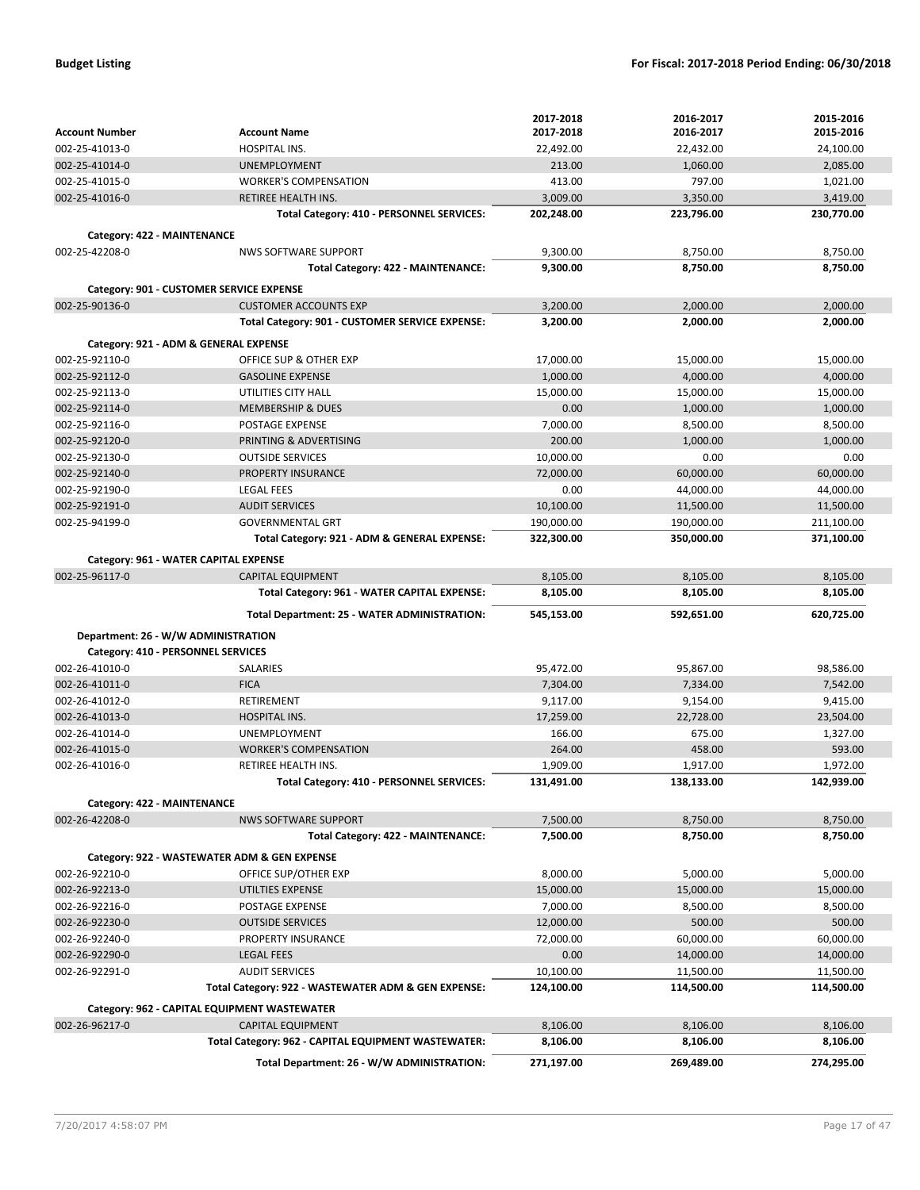| Account Number | Account Name | 2017-2018 2017-2018 | 2016-2017 2016-2017 | 2015-2016 2015-2016 |
|---|---|---|---|---|
| 002-25-41013-0 | HOSPITAL INS. | 22,492.00 | 22,432.00 | 24,100.00 |
| 002-25-41014-0 | UNEMPLOYMENT | 213.00 | 1,060.00 | 2,085.00 |
| 002-25-41015-0 | WORKER'S COMPENSATION | 413.00 | 797.00 | 1,021.00 |
| 002-25-41016-0 | RETIREE HEALTH INS. | 3,009.00 | 3,350.00 | 3,419.00 |
| | **Total Category: 410 - PERSONNEL SERVICES:** | **202,248.00** | **223,796.00** | **230,770.00** |
| **Category: 422 - MAINTENANCE** | | | | |
| 002-25-42208-0 | NWS SOFTWARE SUPPORT | 9,300.00 | 8,750.00 | 8,750.00 |
| | **Total Category: 422 - MAINTENANCE:** | **9,300.00** | **8,750.00** | **8,750.00** |
| **Category: 901 - CUSTOMER SERVICE EXPENSE** | | | | |
| 002-25-90136-0 | CUSTOMER ACCOUNTS EXP | 3,200.00 | 2,000.00 | 2,000.00 |
| | **Total Category: 901 - CUSTOMER SERVICE EXPENSE:** | **3,200.00** | **2,000.00** | **2,000.00** |
| **Category: 921 - ADM & GENERAL EXPENSE** | | | | |
| 002-25-92110-0 | OFFICE SUP & OTHER EXP | 17,000.00 | 15,000.00 | 15,000.00 |
| 002-25-92112-0 | GASOLINE EXPENSE | 1,000.00 | 4,000.00 | 4,000.00 |
| 002-25-92113-0 | UTILITIES CITY HALL | 15,000.00 | 15,000.00 | 15,000.00 |
| 002-25-92114-0 | MEMBERSHIP & DUES | 0.00 | 1,000.00 | 1,000.00 |
| 002-25-92116-0 | POSTAGE EXPENSE | 7,000.00 | 8,500.00 | 8,500.00 |
| 002-25-92120-0 | PRINTING & ADVERTISING | 200.00 | 1,000.00 | 1,000.00 |
| 002-25-92130-0 | OUTSIDE SERVICES | 10,000.00 | 0.00 | 0.00 |
| 002-25-92140-0 | PROPERTY INSURANCE | 72,000.00 | 60,000.00 | 60,000.00 |
| 002-25-92190-0 | LEGAL FEES | 0.00 | 44,000.00 | 44,000.00 |
| 002-25-92191-0 | AUDIT SERVICES | 10,100.00 | 11,500.00 | 11,500.00 |
| 002-25-94199-0 | GOVERNMENTAL GRT | 190,000.00 | 190,000.00 | 211,100.00 |
| | **Total Category: 921 - ADM & GENERAL EXPENSE:** | **322,300.00** | **350,000.00** | **371,100.00** |
| **Category: 961 - WATER CAPITAL EXPENSE** | | | | |
| 002-25-96117-0 | CAPITAL EQUIPMENT | 8,105.00 | 8,105.00 | 8,105.00 |
| | **Total Category: 961 - WATER CAPITAL EXPENSE:** | **8,105.00** | **8,105.00** | **8,105.00** |
| | **Total Department: 25 - WATER ADMINISTRATION:** | **545,153.00** | **592,651.00** | **620,725.00** |
| **Department: 26 - W/W ADMINISTRATION** | | | | |
| **Category: 410 - PERSONNEL SERVICES** | | | | |
| 002-26-41010-0 | SALARIES | 95,472.00 | 95,867.00 | 98,586.00 |
| 002-26-41011-0 | FICA | 7,304.00 | 7,334.00 | 7,542.00 |
| 002-26-41012-0 | RETIREMENT | 9,117.00 | 9,154.00 | 9,415.00 |
| 002-26-41013-0 | HOSPITAL INS. | 17,259.00 | 22,728.00 | 23,504.00 |
| 002-26-41014-0 | UNEMPLOYMENT | 166.00 | 675.00 | 1,327.00 |
| 002-26-41015-0 | WORKER'S COMPENSATION | 264.00 | 458.00 | 593.00 |
| 002-26-41016-0 | RETIREE HEALTH INS. | 1,909.00 | 1,917.00 | 1,972.00 |
| | **Total Category: 410 - PERSONNEL SERVICES:** | **131,491.00** | **138,133.00** | **142,939.00** |
| **Category: 422 - MAINTENANCE** | | | | |
| 002-26-42208-0 | NWS SOFTWARE SUPPORT | 7,500.00 | 8,750.00 | 8,750.00 |
| | **Total Category: 422 - MAINTENANCE:** | **7,500.00** | **8,750.00** | **8,750.00** |
| **Category: 922 - WASTEWATER ADM & GEN EXPENSE** | | | | |
| 002-26-92210-0 | OFFICE SUP/OTHER EXP | 8,000.00 | 5,000.00 | 5,000.00 |
| 002-26-92213-0 | UTILTIES EXPENSE | 15,000.00 | 15,000.00 | 15,000.00 |
| 002-26-92216-0 | POSTAGE EXPENSE | 7,000.00 | 8,500.00 | 8,500.00 |
| 002-26-92230-0 | OUTSIDE SERVICES | 12,000.00 | 500.00 | 500.00 |
| 002-26-92240-0 | PROPERTY INSURANCE | 72,000.00 | 60,000.00 | 60,000.00 |
| 002-26-92290-0 | LEGAL FEES | 0.00 | 14,000.00 | 14,000.00 |
| 002-26-92291-0 | AUDIT SERVICES | 10,100.00 | 11,500.00 | 11,500.00 |
| | **Total Category: 922 - WASTEWATER ADM & GEN EXPENSE:** | **124,100.00** | **114,500.00** | **114,500.00** |
| **Category: 962 - CAPITAL EQUIPMENT WASTEWATER** | | | | |
| 002-26-96217-0 | CAPITAL EQUIPMENT | 8,106.00 | 8,106.00 | 8,106.00 |
| | **Total Category: 962 - CAPITAL EQUIPMENT WASTEWATER:** | **8,106.00** | **8,106.00** | **8,106.00** |
| | **Total Department: 26 - W/W ADMINISTRATION:** | **271,197.00** | **269,489.00** | **274,295.00** |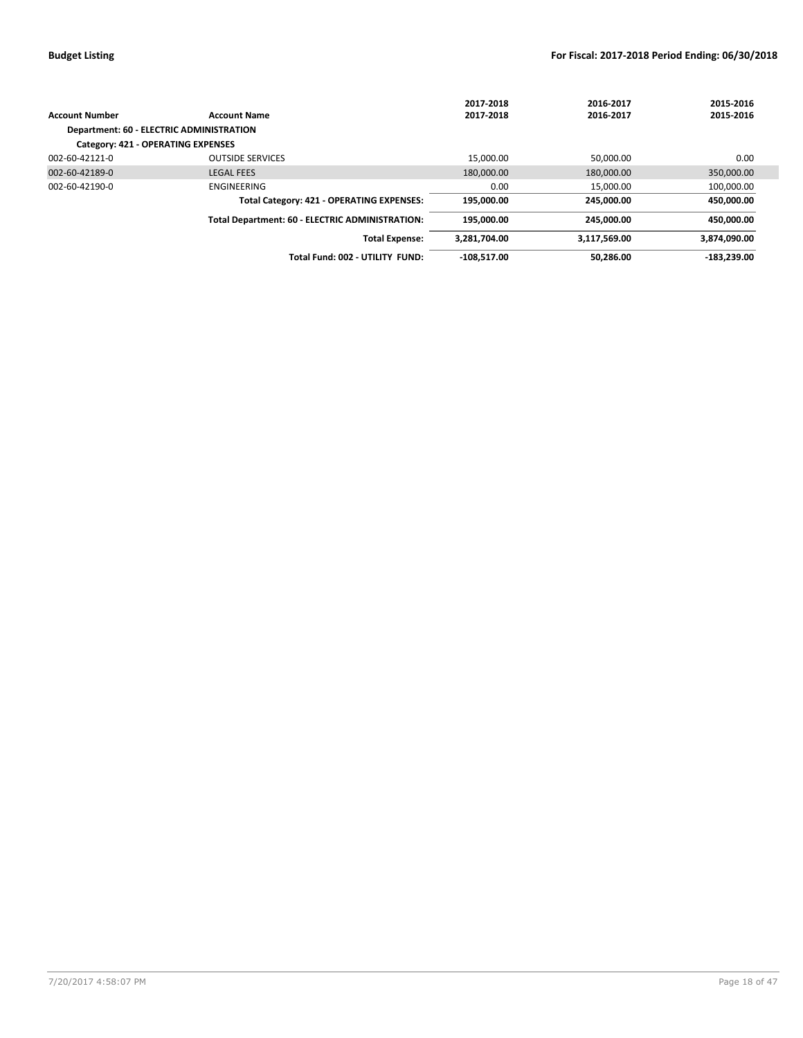| Account Number | Account Name | 2017-2018<br>2017-2018 | 2016-2017<br>2016-2017 | 2015-2016<br>2015-2016 |
|---|---|---|---|---|
| **Department: 60 - ELECTRIC ADMINISTRATION** | | | | |
| **Category: 421 - OPERATING EXPENSES** | | | | |
| 002-60-42121-0 | OUTSIDE SERVICES | 15,000.00 | 50,000.00 | 0.00 |
| 002-60-42189-0 | LEGAL FEES | 180,000.00 | 180,000.00 | 350,000.00 |
| 002-60-42190-0 | ENGINEERING | 0.00 | 15,000.00 | 100,000.00 |
| | **Total Category: 421 - OPERATING EXPENSES:** | **195,000.00** | **245,000.00** | **450,000.00** |
| | **Total Department: 60 - ELECTRIC ADMINISTRATION:** | **195,000.00** | **245,000.00** | **450,000.00** |
| | **Total Expense:** | **3,281,704.00** | **3,117,569.00** | **3,874,090.00** |
| | **Total Fund: 002 - UTILITY FUND:** | **-108,517.00** | **50,286.00** | **-183,239.00** |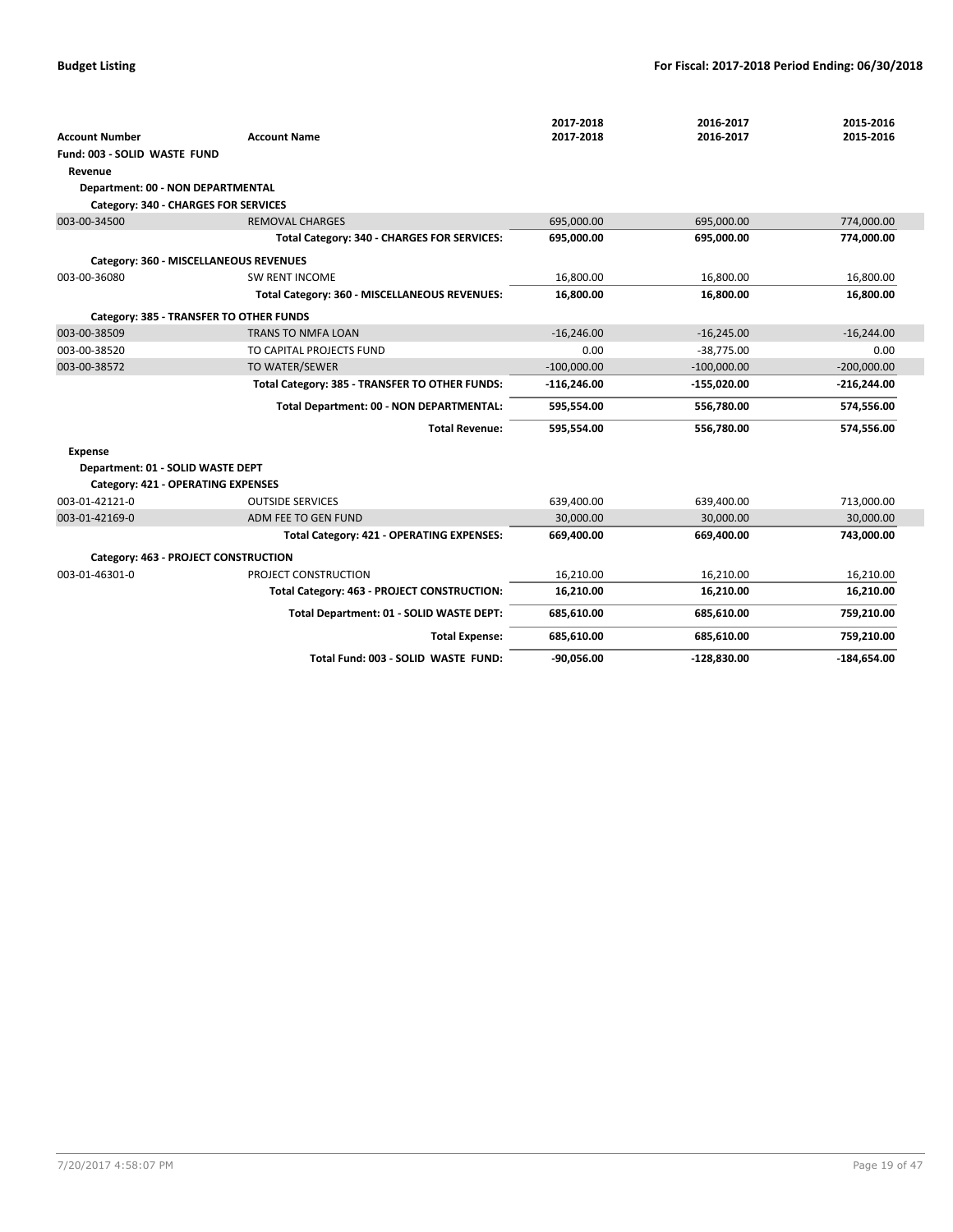| Account Number | Account Name | 2017-2018 2017-2018 | 2016-2017 2016-2017 | 2015-2016 2015-2016 |
|---|---|---|---|---|
| **Fund: 003 - SOLID WASTE FUND** | | | | |
| **Revenue** | | | | |
| **Department: 00 - NON DEPARTMENTAL** | | | | |
| **Category: 340 - CHARGES FOR SERVICES** | | | | |
| 003-00-34500 | REMOVAL CHARGES | 695,000.00 | 695,000.00 | 774,000.00 |
| | **Total Category: 340 - CHARGES FOR SERVICES:** | **695,000.00** | **695,000.00** | **774,000.00** |
| **Category: 360 - MISCELLANEOUS REVENUES** | | | | |
| 003-00-36080 | SW RENT INCOME | 16,800.00 | 16,800.00 | 16,800.00 |
| | **Total Category: 360 - MISCELLANEOUS REVENUES:** | **16,800.00** | **16,800.00** | **16,800.00** |
| **Category: 385 - TRANSFER TO OTHER FUNDS** | | | | |
| 003-00-38509 | TRANS TO NMFA LOAN | -16,246.00 | -16,245.00 | -16,244.00 |
| 003-00-38520 | TO CAPITAL PROJECTS FUND | 0.00 | -38,775.00 | 0.00 |
| 003-00-38572 | TO WATER/SEWER | -100,000.00 | -100,000.00 | -200,000.00 |
| | **Total Category: 385 - TRANSFER TO OTHER FUNDS:** | **-116,246.00** | **-155,020.00** | **-216,244.00** |
| | **Total Department: 00 - NON DEPARTMENTAL:** | **595,554.00** | **556,780.00** | **574,556.00** |
| | **Total Revenue:** | **595,554.00** | **556,780.00** | **574,556.00** |
| **Expense** | | | | |
| **Department: 01 - SOLID WASTE DEPT** | | | | |
| **Category: 421 - OPERATING EXPENSES** | | | | |
| 003-01-42121-0 | OUTSIDE SERVICES | 639,400.00 | 639,400.00 | 713,000.00 |
| 003-01-42169-0 | ADM FEE TO GEN FUND | 30,000.00 | 30,000.00 | 30,000.00 |
| | **Total Category: 421 - OPERATING EXPENSES:** | **669,400.00** | **669,400.00** | **743,000.00** |
| **Category: 463 - PROJECT CONSTRUCTION** | | | | |
| 003-01-46301-0 | PROJECT CONSTRUCTION | 16,210.00 | 16,210.00 | 16,210.00 |
| | **Total Category: 463 - PROJECT CONSTRUCTION:** | **16,210.00** | **16,210.00** | **16,210.00** |
| | **Total Department: 01 - SOLID WASTE DEPT:** | **685,610.00** | **685,610.00** | **759,210.00** |
| | **Total Expense:** | **685,610.00** | **685,610.00** | **759,210.00** |
| | **Total Fund: 003 - SOLID WASTE FUND:** | **-90,056.00** | **-128,830.00** | **-184,654.00** |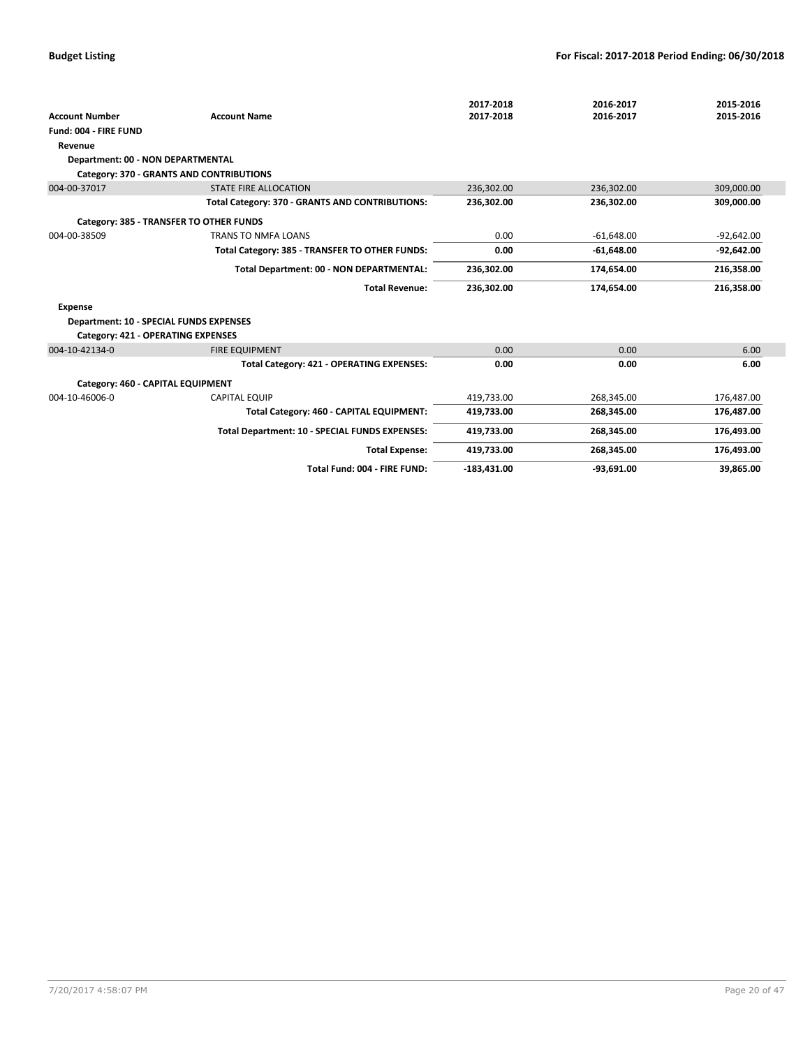| Account Number | Account Name | 2017-2018<br>2017-2018 | 2016-2017<br>2016-2017 | 2015-2016<br>2015-2016 |
|---|---|---|---|---|
| **Fund: 004 - FIRE FUND** | | | | |
| **Revenue** | | | | |
| **Department: 00 - NON DEPARTMENTAL** | | | | |
| **Category: 370 - GRANTS AND CONTRIBUTIONS** | | | | |
| 004-00-37017 | STATE FIRE ALLOCATION | 236,302.00 | 236,302.00 | 309,000.00 |
| | **Total Category: 370 - GRANTS AND CONTRIBUTIONS:** | **236,302.00** | **236,302.00** | **309,000.00** |
| **Category: 385 - TRANSFER TO OTHER FUNDS** | | | | |
| 004-00-38509 | TRANS TO NMFA LOANS | 0.00 | -61,648.00 | -92,642.00 |
| | **Total Category: 385 - TRANSFER TO OTHER FUNDS:** | **0.00** | **-61,648.00** | **-92,642.00** |
| | **Total Department: 00 - NON DEPARTMENTAL:** | **236,302.00** | **174,654.00** | **216,358.00** |
| | **Total Revenue:** | **236,302.00** | **174,654.00** | **216,358.00** |
| **Expense** | | | | |
| **Department: 10 - SPECIAL FUNDS EXPENSES** | | | | |
| **Category: 421 - OPERATING EXPENSES** | | | | |
| 004-10-42134-0 | FIRE EQUIPMENT | 0.00 | 0.00 | 6.00 |
| | **Total Category: 421 - OPERATING EXPENSES:** | **0.00** | **0.00** | **6.00** |
| **Category: 460 - CAPITAL EQUIPMENT** | | | | |
| 004-10-46006-0 | CAPITAL EQUIP | 419,733.00 | 268,345.00 | 176,487.00 |
| | **Total Category: 460 - CAPITAL EQUIPMENT:** | **419,733.00** | **268,345.00** | **176,487.00** |
| | **Total Department: 10 - SPECIAL FUNDS EXPENSES:** | **419,733.00** | **268,345.00** | **176,493.00** |
| | **Total Expense:** | **419,733.00** | **268,345.00** | **176,493.00** |
| | **Total Fund: 004 - FIRE FUND:** | **-183,431.00** | **-93,691.00** | **39,865.00** |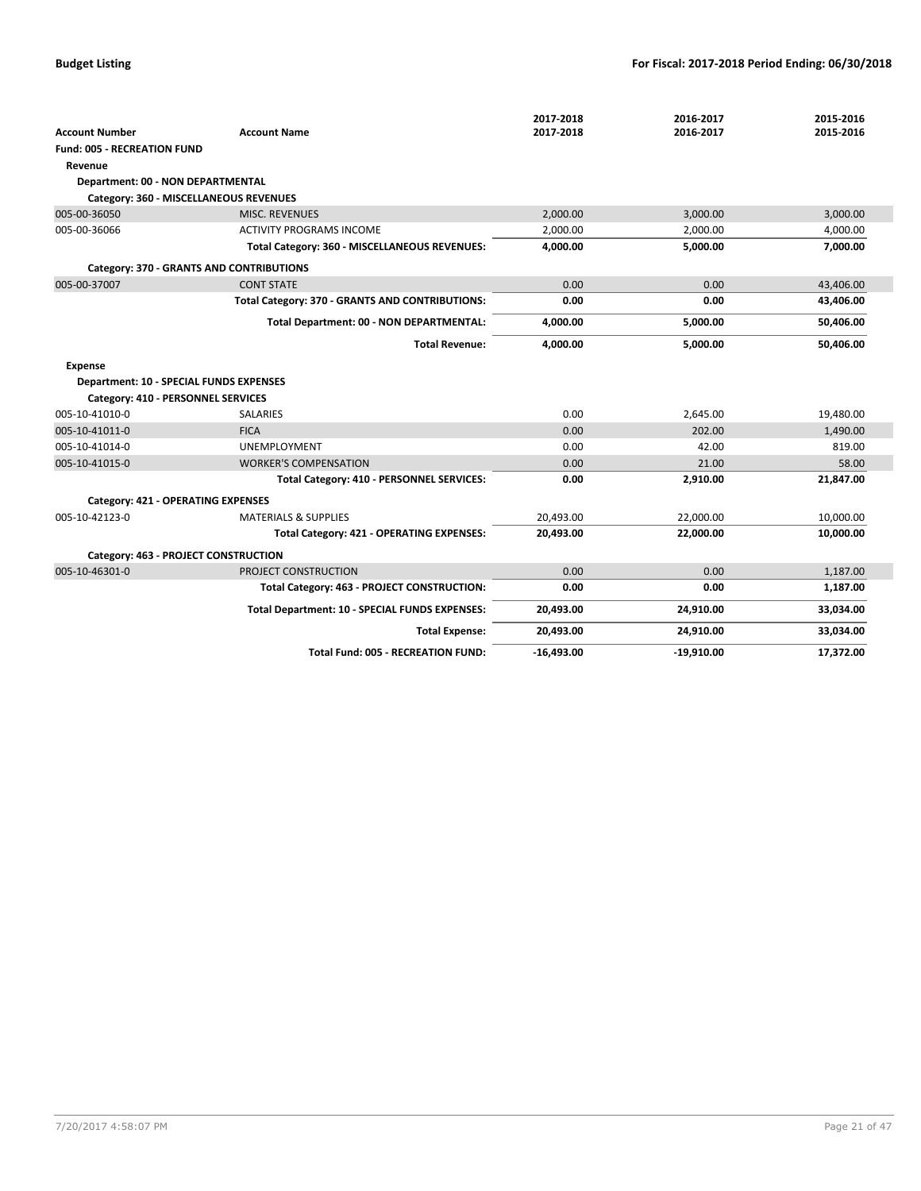**Budget Listing** **For Fiscal: 2017-2018 Period Ending: 06/30/2018**

| Account Number | Account Name | 2017-2018<br>2017-2018 | 2016-2017<br>2016-2017 | 2015-2016<br>2015-2016 |
|---|---|---|---|---|
| **Fund: 005 - RECREATION FUND** | | | | |
| **Revenue** | | | | |
| **Department: 00 - NON DEPARTMENTAL** | | | | |
| **Category: 360 - MISCELLANEOUS REVENUES** | | | | |
| 005-00-36050 | MISC. REVENUES | 2,000.00 | 3,000.00 | 3,000.00 |
| 005-00-36066 | ACTIVITY PROGRAMS INCOME | 2,000.00 | 2,000.00 | 4,000.00 |
| | **Total Category: 360 - MISCELLANEOUS REVENUES:** | **4,000.00** | **5,000.00** | **7,000.00** |
| **Category: 370 - GRANTS AND CONTRIBUTIONS** | | | | |
| 005-00-37007 | CONT STATE | 0.00 | 0.00 | 43,406.00 |
| | **Total Category: 370 - GRANTS AND CONTRIBUTIONS:** | **0.00** | **0.00** | **43,406.00** |
| | **Total Department: 00 - NON DEPARTMENTAL:** | **4,000.00** | **5,000.00** | **50,406.00** |
| | **Total Revenue:** | **4,000.00** | **5,000.00** | **50,406.00** |
| **Expense** | | | | |
| **Department: 10 - SPECIAL FUNDS EXPENSES** | | | | |
| **Category: 410 - PERSONNEL SERVICES** | | | | |
| 005-10-41010-0 | SALARIES | 0.00 | 2,645.00 | 19,480.00 |
| 005-10-41011-0 | FICA | 0.00 | 202.00 | 1,490.00 |
| 005-10-41014-0 | UNEMPLOYMENT | 0.00 | 42.00 | 819.00 |
| 005-10-41015-0 | WORKER'S COMPENSATION | 0.00 | 21.00 | 58.00 |
| | **Total Category: 410 - PERSONNEL SERVICES:** | **0.00** | **2,910.00** | **21,847.00** |
| **Category: 421 - OPERATING EXPENSES** | | | | |
| 005-10-42123-0 | MATERIALS & SUPPLIES | 20,493.00 | 22,000.00 | 10,000.00 |
| | **Total Category: 421 - OPERATING EXPENSES:** | **20,493.00** | **22,000.00** | **10,000.00** |
| **Category: 463 - PROJECT CONSTRUCTION** | | | | |
| 005-10-46301-0 | PROJECT CONSTRUCTION | 0.00 | 0.00 | 1,187.00 |
| | **Total Category: 463 - PROJECT CONSTRUCTION:** | **0.00** | **0.00** | **1,187.00** |
| | **Total Department: 10 - SPECIAL FUNDS EXPENSES:** | **20,493.00** | **24,910.00** | **33,034.00** |
| | **Total Expense:** | **20,493.00** | **24,910.00** | **33,034.00** |
| | **Total Fund: 005 - RECREATION FUND:** | **-16,493.00** | **-19,910.00** | **17,372.00** |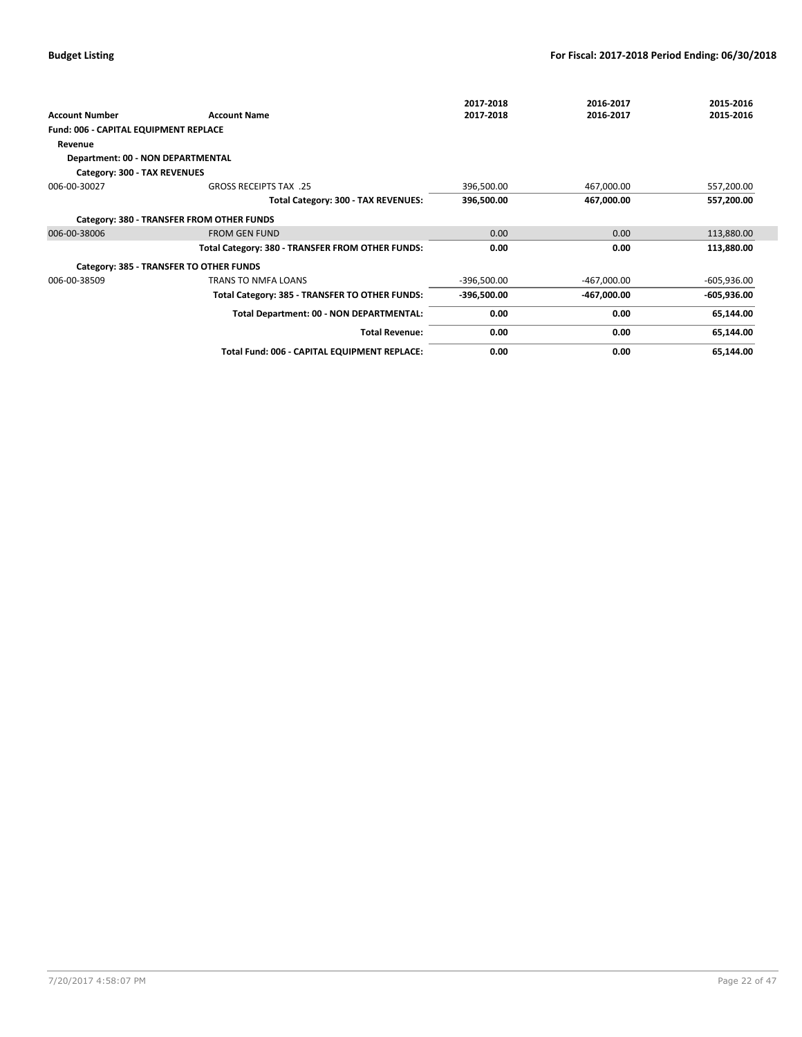| Account Number | Account Name | 2017-2018<br>2017-2018 | 2016-2017<br>2016-2017 | 2015-2016<br>2015-2016 |
|---|---|---|---|---|
| **Fund: 006 - CAPITAL EQUIPMENT REPLACE** | | | | |
| **Revenue** | | | | |
| **Department: 00 - NON DEPARTMENTAL** | | | | |
| **Category: 300 - TAX REVENUES** | | | | |
| 006-00-30027 | GROSS RECEIPTS TAX .25 | 396,500.00 | 467,000.00 | 557,200.00 |
| | **Total Category: 300 - TAX REVENUES:** | **396,500.00** | **467,000.00** | **557,200.00** |
| **Category: 380 - TRANSFER FROM OTHER FUNDS** | | | | |
| 006-00-38006 | FROM GEN FUND | 0.00 | 0.00 | 113,880.00 |
| | **Total Category: 380 - TRANSFER FROM OTHER FUNDS:** | **0.00** | **0.00** | **113,880.00** |
| **Category: 385 - TRANSFER TO OTHER FUNDS** | | | | |
| 006-00-38509 | TRANS TO NMFA LOANS | -396,500.00 | -467,000.00 | -605,936.00 |
| | **Total Category: 385 - TRANSFER TO OTHER FUNDS:** | **-396,500.00** | **-467,000.00** | **-605,936.00** |
| | **Total Department: 00 - NON DEPARTMENTAL:** | **0.00** | **0.00** | **65,144.00** |
| | **Total Revenue:** | **0.00** | **0.00** | **65,144.00** |
| | **Total Fund: 006 - CAPITAL EQUIPMENT REPLACE:** | **0.00** | **0.00** | **65,144.00** |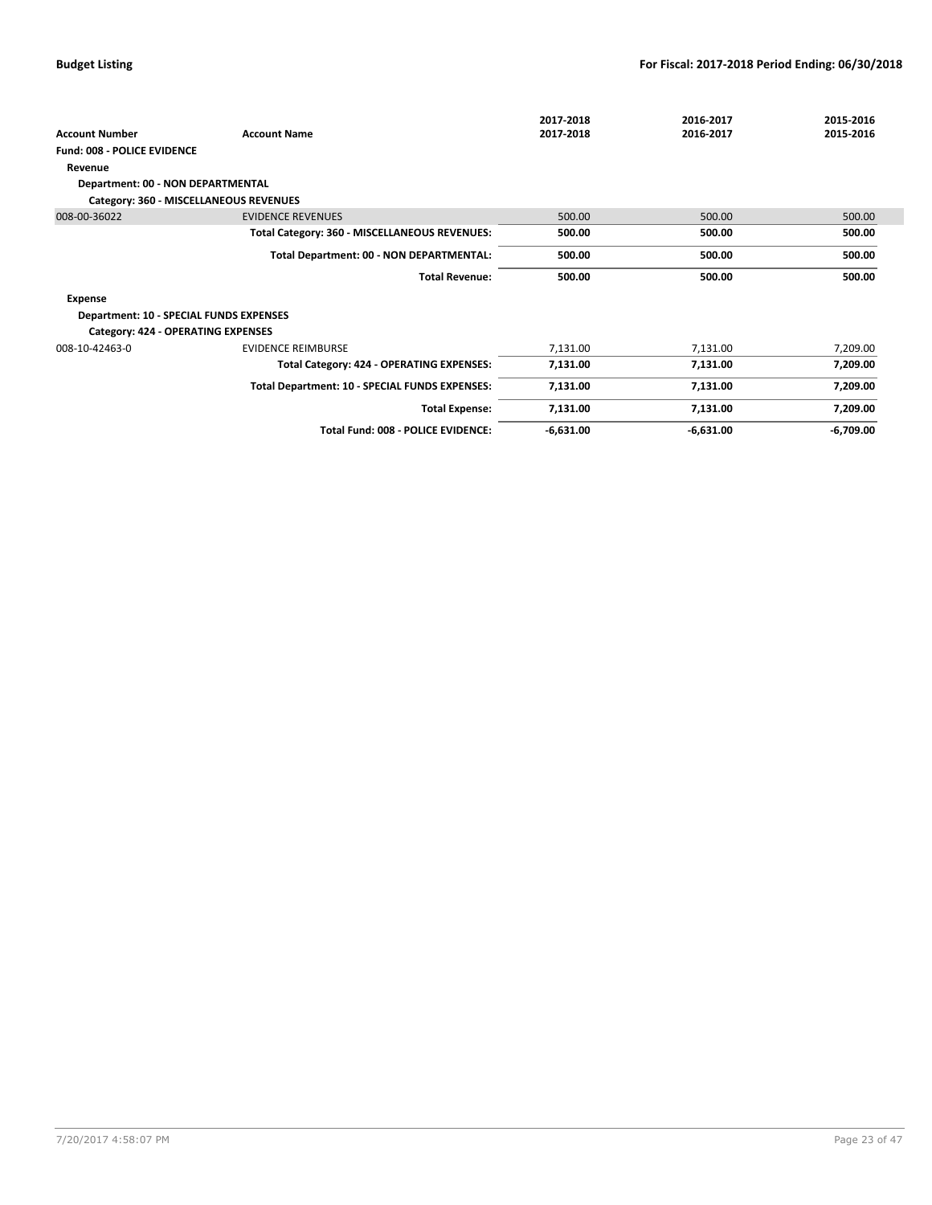| Account Number | Account Name | 2017-2018<br>2017-2018 | 2016-2017<br>2016-2017 | 2015-2016<br>2015-2016 |
|---|---|---|---|---|
| **Fund: 008 - POLICE EVIDENCE** | | | | |
| **Revenue** | | | | |
| **Department: 00 - NON DEPARTMENTAL** | | | | |
| **Category: 360 - MISCELLANEOUS REVENUES** | | | | |
| 008-00-36022 | EVIDENCE REVENUES | 500.00 | 500.00 | 500.00 |
| | **Total Category: 360 - MISCELLANEOUS REVENUES:** | **500.00** | **500.00** | **500.00** |
| | **Total Department: 00 - NON DEPARTMENTAL:** | **500.00** | **500.00** | **500.00** |
| | **Total Revenue:** | **500.00** | **500.00** | **500.00** |
| **Expense** | | | | |
| **Department: 10 - SPECIAL FUNDS EXPENSES** | | | | |
| **Category: 424 - OPERATING EXPENSES** | | | | |
| 008-10-42463-0 | EVIDENCE REIMBURSE | 7,131.00 | 7,131.00 | 7,209.00 |
| | **Total Category: 424 - OPERATING EXPENSES:** | **7,131.00** | **7,131.00** | **7,209.00** |
| | **Total Department: 10 - SPECIAL FUNDS EXPENSES:** | **7,131.00** | **7,131.00** | **7,209.00** |
| | **Total Expense:** | **7,131.00** | **7,131.00** | **7,209.00** |
| | **Total Fund: 008 - POLICE EVIDENCE:** | **-6,631.00** | **-6,631.00** | **-6,709.00** |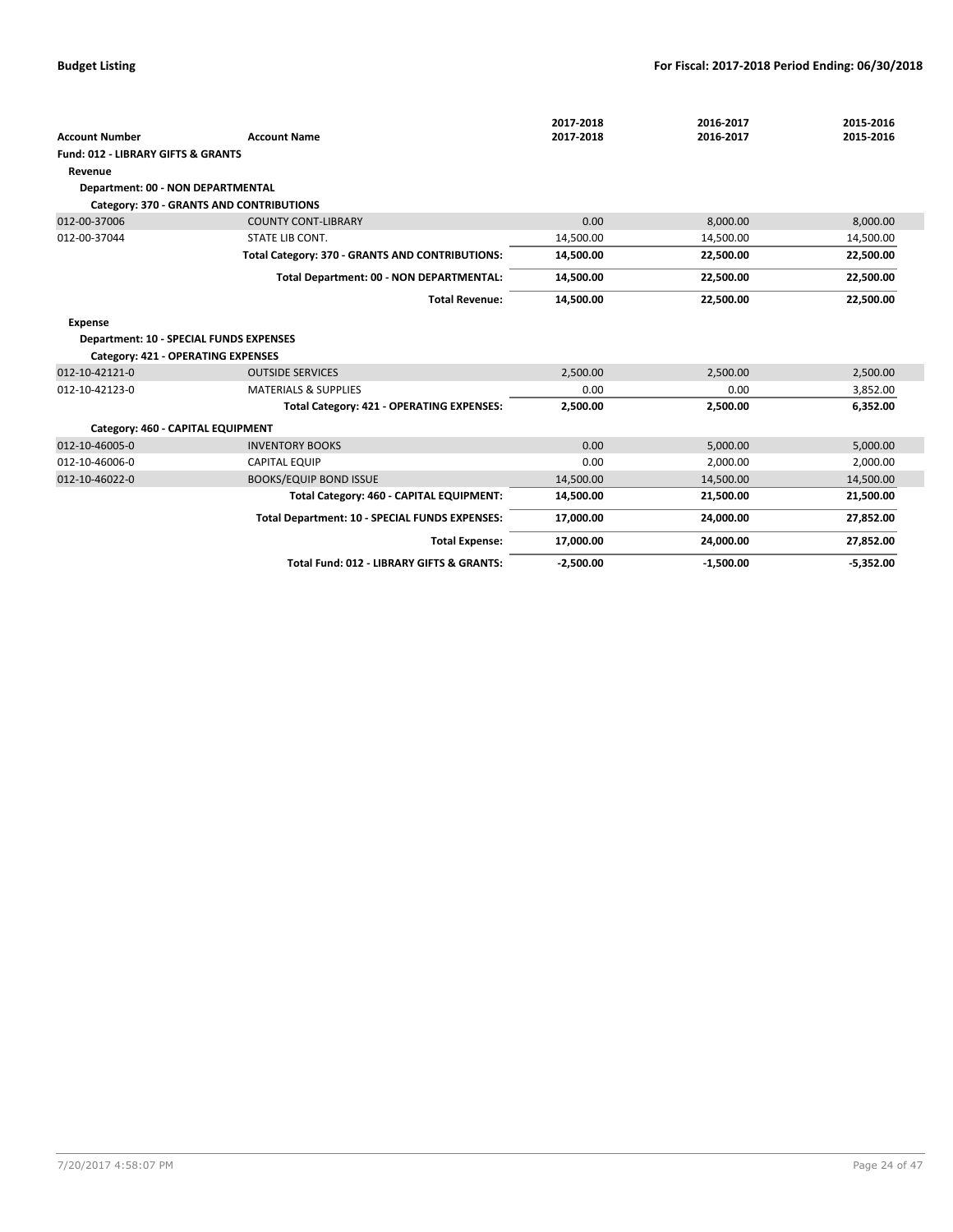**Budget Listing** | **For Fiscal: 2017-2018 Period Ending: 06/30/2018**

| Account Number | Account Name | 2017-2018 2017-2018 | 2016-2017 2016-2017 | 2015-2016 2015-2016 |
|---|---|---|---|---|
| **Fund: 012 - LIBRARY GIFTS & GRANTS** | | | | |
| **Revenue** | | | | |
| **Department: 00 - NON DEPARTMENTAL** | | | | |
| **Category: 370 - GRANTS AND CONTRIBUTIONS** | | | | |
| 012-00-37006 | COUNTY CONT-LIBRARY | 0.00 | 8,000.00 | 8,000.00 |
| 012-00-37044 | STATE LIB CONT. | 14,500.00 | 14,500.00 | 14,500.00 |
| | **Total Category: 370 - GRANTS AND CONTRIBUTIONS:** | **14,500.00** | **22,500.00** | **22,500.00** |
| | **Total Department: 00 - NON DEPARTMENTAL:** | **14,500.00** | **22,500.00** | **22,500.00** |
| | **Total Revenue:** | **14,500.00** | **22,500.00** | **22,500.00** |
| **Expense** | | | | |
| **Department: 10 - SPECIAL FUNDS EXPENSES** | | | | |
| **Category: 421 - OPERATING EXPENSES** | | | | |
| 012-10-42121-0 | OUTSIDE SERVICES | 2,500.00 | 2,500.00 | 2,500.00 |
| 012-10-42123-0 | MATERIALS & SUPPLIES | 0.00 | 0.00 | 3,852.00 |
| | **Total Category: 421 - OPERATING EXPENSES:** | **2,500.00** | **2,500.00** | **6,352.00** |
| **Category: 460 - CAPITAL EQUIPMENT** | | | | |
| 012-10-46005-0 | INVENTORY BOOKS | 0.00 | 5,000.00 | 5,000.00 |
| 012-10-46006-0 | CAPITAL EQUIP | 0.00 | 2,000.00 | 2,000.00 |
| 012-10-46022-0 | BOOKS/EQUIP BOND ISSUE | 14,500.00 | 14,500.00 | 14,500.00 |
| | **Total Category: 460 - CAPITAL EQUIPMENT:** | **14,500.00** | **21,500.00** | **21,500.00** |
| | **Total Department: 10 - SPECIAL FUNDS EXPENSES:** | **17,000.00** | **24,000.00** | **27,852.00** |
| | **Total Expense:** | **17,000.00** | **24,000.00** | **27,852.00** |
| | **Total Fund: 012 - LIBRARY GIFTS & GRANTS:** | **-2,500.00** | **-1,500.00** | **-5,352.00** |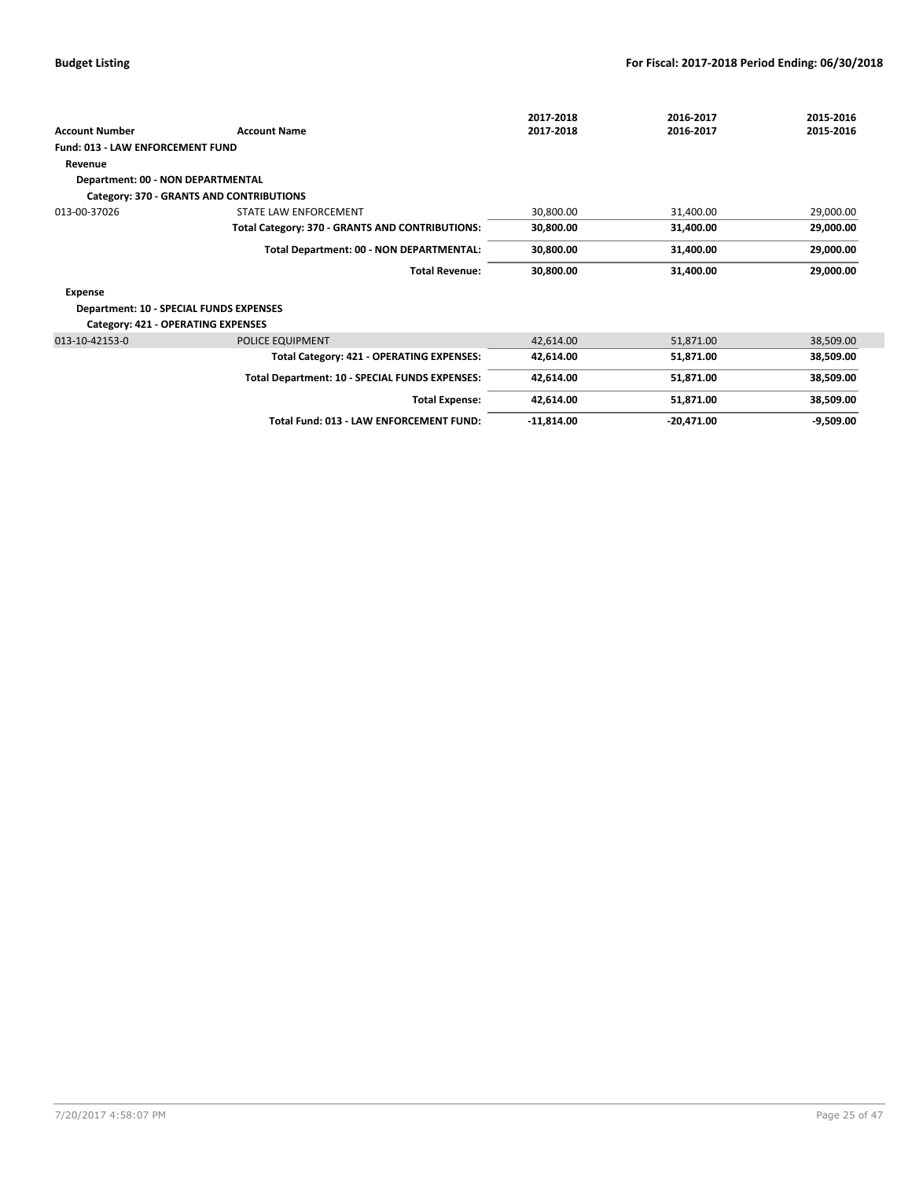| Account Number | Account Name | 2017-2018 2017-2018 | 2016-2017 2016-2017 | 2015-2016 2015-2016 |
|---|---|---|---|---|
| **Fund: 013 - LAW ENFORCEMENT FUND** | | | | |
| **Revenue** | | | | |
| **Department: 00 - NON DEPARTMENTAL** | | | | |
| **Category: 370 - GRANTS AND CONTRIBUTIONS** | | | | |
| 013-00-37026 | STATE LAW ENFORCEMENT | 30,800.00 | 31,400.00 | 29,000.00 |
| | **Total Category: 370 - GRANTS AND CONTRIBUTIONS:** | **30,800.00** | **31,400.00** | **29,000.00** |
| | **Total Department: 00 - NON DEPARTMENTAL:** | **30,800.00** | **31,400.00** | **29,000.00** |
| | **Total Revenue:** | **30,800.00** | **31,400.00** | **29,000.00** |
| **Expense** | | | | |
| **Department: 10 - SPECIAL FUNDS EXPENSES** | | | | |
| **Category: 421 - OPERATING EXPENSES** | | | | |
| 013-10-42153-0 | POLICE EQUIPMENT | 42,614.00 | 51,871.00 | 38,509.00 |
| | **Total Category: 421 - OPERATING EXPENSES:** | **42,614.00** | **51,871.00** | **38,509.00** |
| | **Total Department: 10 - SPECIAL FUNDS EXPENSES:** | **42,614.00** | **51,871.00** | **38,509.00** |
| | **Total Expense:** | **42,614.00** | **51,871.00** | **38,509.00** |
| | **Total Fund: 013 - LAW ENFORCEMENT FUND:** | **-11,814.00** | **-20,471.00** | **-9,509.00** |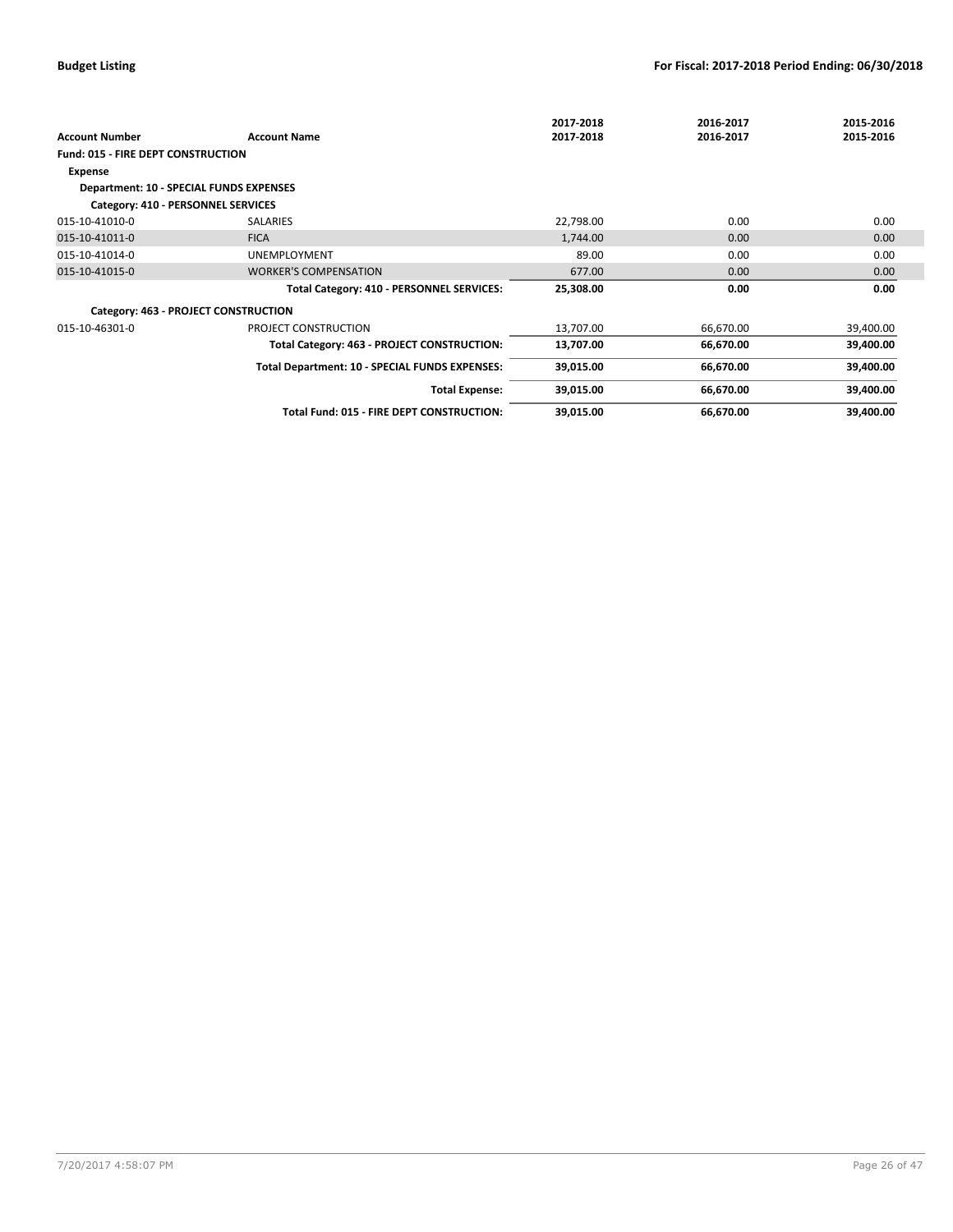| Account Number | Account Name | 2017-2018<br>2017-2018 | 2016-2017<br>2016-2017 | 2015-2016<br>2015-2016 |
|---|---|---|---|---|
| **Fund: 015 - FIRE DEPT CONSTRUCTION** | | | | |
| **Expense** | | | | |
| **Department: 10 - SPECIAL FUNDS EXPENSES** | | | | |
| **Category: 410 - PERSONNEL SERVICES** | | | | |
| 015-10-41010-0 | SALARIES | 22,798.00 | 0.00 | 0.00 |
| 015-10-41011-0 | FICA | 1,744.00 | 0.00 | 0.00 |
| 015-10-41014-0 | UNEMPLOYMENT | 89.00 | 0.00 | 0.00 |
| 015-10-41015-0 | WORKER'S COMPENSATION | 677.00 | 0.00 | 0.00 |
| | **Total Category: 410 - PERSONNEL SERVICES:** | **25,308.00** | **0.00** | **0.00** |
| **Category: 463 - PROJECT CONSTRUCTION** | | | | |
| 015-10-46301-0 | PROJECT CONSTRUCTION | 13,707.00 | 66,670.00 | 39,400.00 |
| | **Total Category: 463 - PROJECT CONSTRUCTION:** | **13,707.00** | **66,670.00** | **39,400.00** |
| | **Total Department: 10 - SPECIAL FUNDS EXPENSES:** | **39,015.00** | **66,670.00** | **39,400.00** |
| | **Total Expense:** | **39,015.00** | **66,670.00** | **39,400.00** |
| | **Total Fund: 015 - FIRE DEPT CONSTRUCTION:** | **39,015.00** | **66,670.00** | **39,400.00** |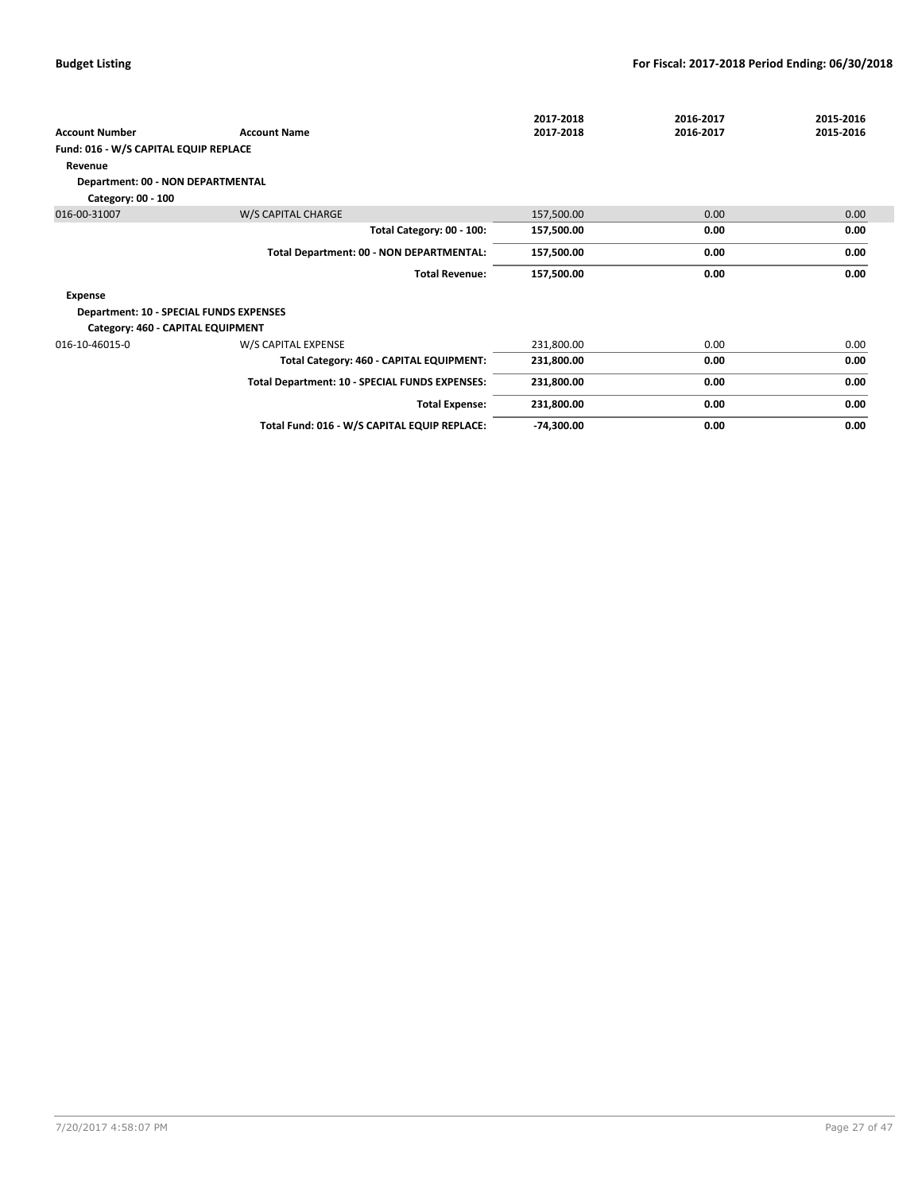| Account Number | Account Name | 2017-2018<br>2017-2018 | 2016-2017<br>2016-2017 | 2015-2016<br>2015-2016 |
|---|---|---|---|---|
| **Fund: 016 - W/S CAPITAL EQUIP REPLACE** | | | | |
| **Revenue** | | | | |
| **Department: 00 - NON DEPARTMENTAL** | | | | |
| **Category: 00 - 100** | | | | |
| 016-00-31007 | W/S CAPITAL CHARGE | 157,500.00 | 0.00 | 0.00 |
| | **Total Category: 00 - 100:** | **157,500.00** | **0.00** | **0.00** |
| | **Total Department: 00 - NON DEPARTMENTAL:** | **157,500.00** | **0.00** | **0.00** |
| | **Total Revenue:** | **157,500.00** | **0.00** | **0.00** |
| **Expense** | | | | |
| **Department: 10 - SPECIAL FUNDS EXPENSES** | | | | |
| **Category: 460 - CAPITAL EQUIPMENT** | | | | |
| 016-10-46015-0 | W/S CAPITAL EXPENSE | 231,800.00 | 0.00 | 0.00 |
| | **Total Category: 460 - CAPITAL EQUIPMENT:** | **231,800.00** | **0.00** | **0.00** |
| | **Total Department: 10 - SPECIAL FUNDS EXPENSES:** | **231,800.00** | **0.00** | **0.00** |
| | **Total Expense:** | **231,800.00** | **0.00** | **0.00** |
| | **Total Fund: 016 - W/S CAPITAL EQUIP REPLACE:** | **-74,300.00** | **0.00** | **0.00** |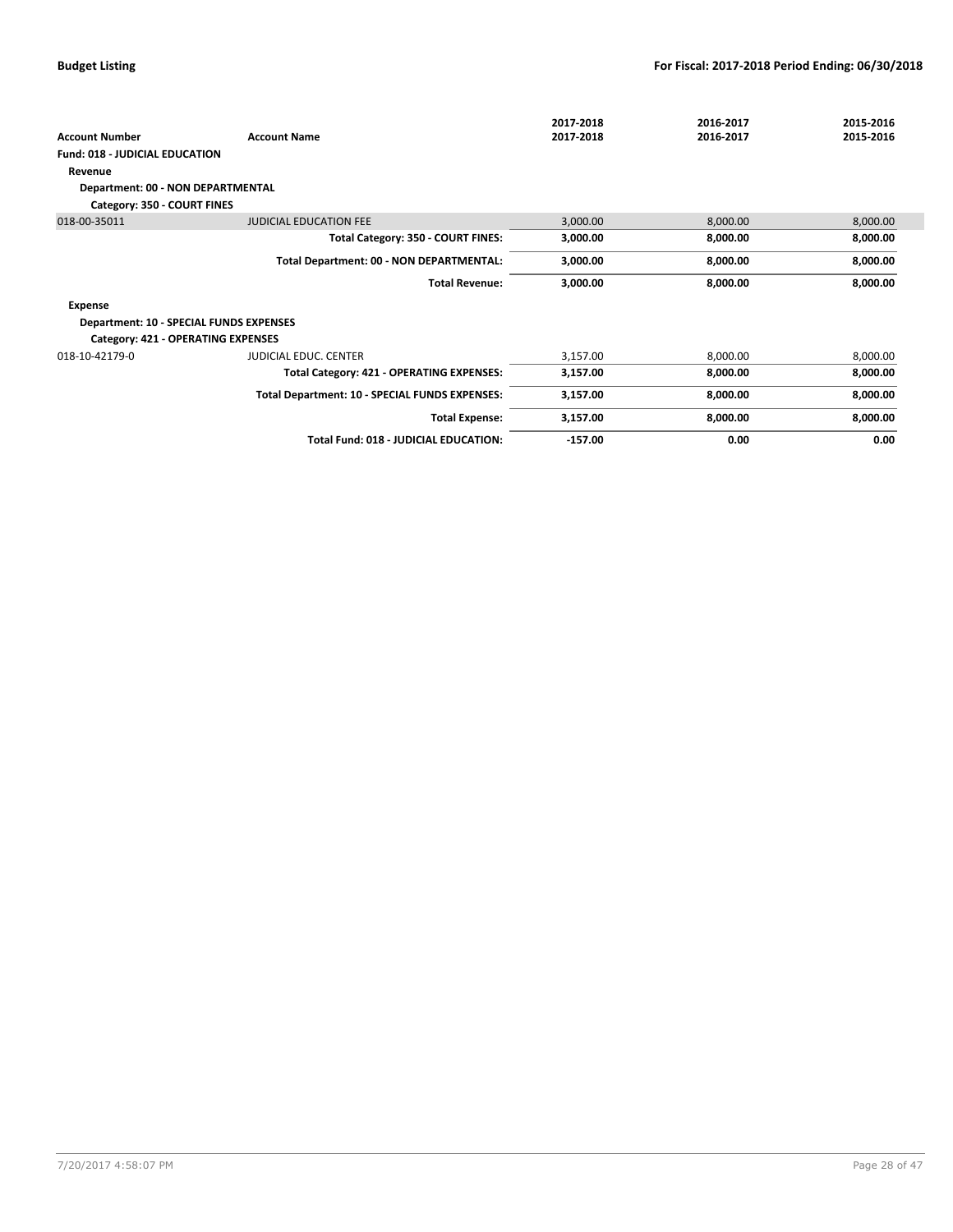| Account Number | Account Name | 2017-2018 2017-2018 | 2016-2017 2016-2017 | 2015-2016 2015-2016 |
|---|---|---|---|---|
| **Fund: 018 - JUDICIAL EDUCATION** | | | | |
| **Revenue** | | | | |
| **Department: 00 - NON DEPARTMENTAL** | | | | |
| **Category: 350 - COURT FINES** | | | | |
| 018-00-35011 | JUDICIAL EDUCATION FEE | 3,000.00 | 8,000.00 | 8,000.00 |
| | **Total Category: 350 - COURT FINES:** | **3,000.00** | **8,000.00** | **8,000.00** |
| | **Total Department: 00 - NON DEPARTMENTAL:** | **3,000.00** | **8,000.00** | **8,000.00** |
| | **Total Revenue:** | **3,000.00** | **8,000.00** | **8,000.00** |
| **Expense** | | | | |
| **Department: 10 - SPECIAL FUNDS EXPENSES** | | | | |
| **Category: 421 - OPERATING EXPENSES** | | | | |
| 018-10-42179-0 | JUDICIAL EDUC. CENTER | 3,157.00 | 8,000.00 | 8,000.00 |
| | **Total Category: 421 - OPERATING EXPENSES:** | **3,157.00** | **8,000.00** | **8,000.00** |
| | **Total Department: 10 - SPECIAL FUNDS EXPENSES:** | **3,157.00** | **8,000.00** | **8,000.00** |
| | **Total Expense:** | **3,157.00** | **8,000.00** | **8,000.00** |
| | **Total Fund: 018 - JUDICIAL EDUCATION:** | **-157.00** | **0.00** | **0.00** |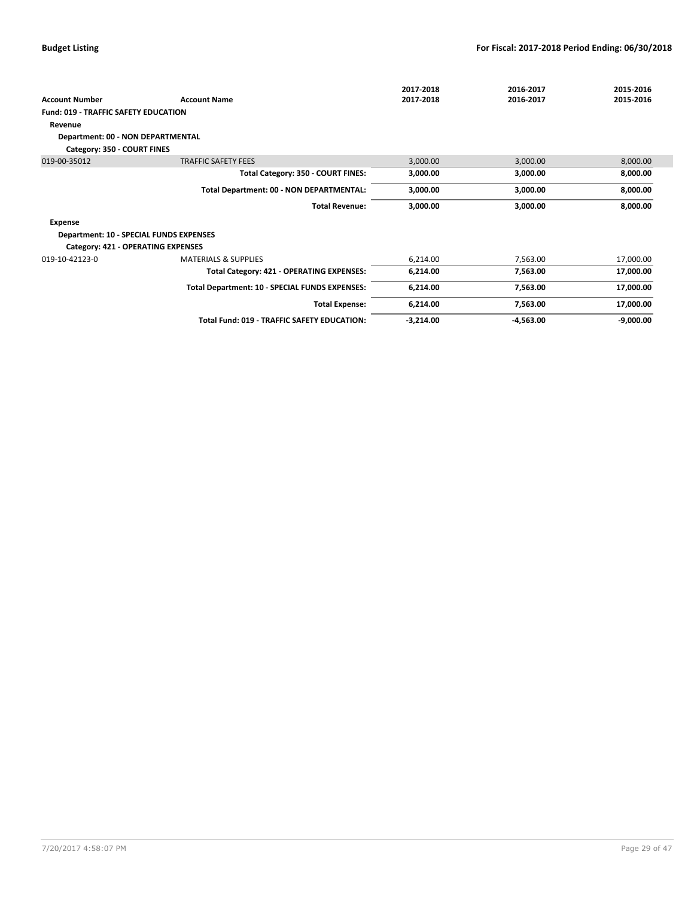| Account Number | Account Name | 2017-2018<br>2017-2018 | 2016-2017<br>2016-2017 | 2015-2016<br>2015-2016 |
|---|---|---|---|---|
| **Fund: 019 - TRAFFIC SAFETY EDUCATION** | | | | |
| **Revenue** | | | | |
| **Department: 00 - NON DEPARTMENTAL** | | | | |
| **Category: 350 - COURT FINES** | | | | |
| 019-00-35012 | TRAFFIC SAFETY FEES | 3,000.00 | 3,000.00 | 8,000.00 |
| | **Total Category: 350 - COURT FINES:** | **3,000.00** | **3,000.00** | **8,000.00** |
| | **Total Department: 00 - NON DEPARTMENTAL:** | **3,000.00** | **3,000.00** | **8,000.00** |
| | **Total Revenue:** | **3,000.00** | **3,000.00** | **8,000.00** |
| **Expense** | | | | |
| **Department: 10 - SPECIAL FUNDS EXPENSES** | | | | |
| **Category: 421 - OPERATING EXPENSES** | | | | |
| 019-10-42123-0 | MATERIALS & SUPPLIES | 6,214.00 | 7,563.00 | 17,000.00 |
| | **Total Category: 421 - OPERATING EXPENSES:** | **6,214.00** | **7,563.00** | **17,000.00** |
| | **Total Department: 10 - SPECIAL FUNDS EXPENSES:** | **6,214.00** | **7,563.00** | **17,000.00** |
| | **Total Expense:** | **6,214.00** | **7,563.00** | **17,000.00** |
| | **Total Fund: 019 - TRAFFIC SAFETY EDUCATION:** | **-3,214.00** | **-4,563.00** | **-9,000.00** |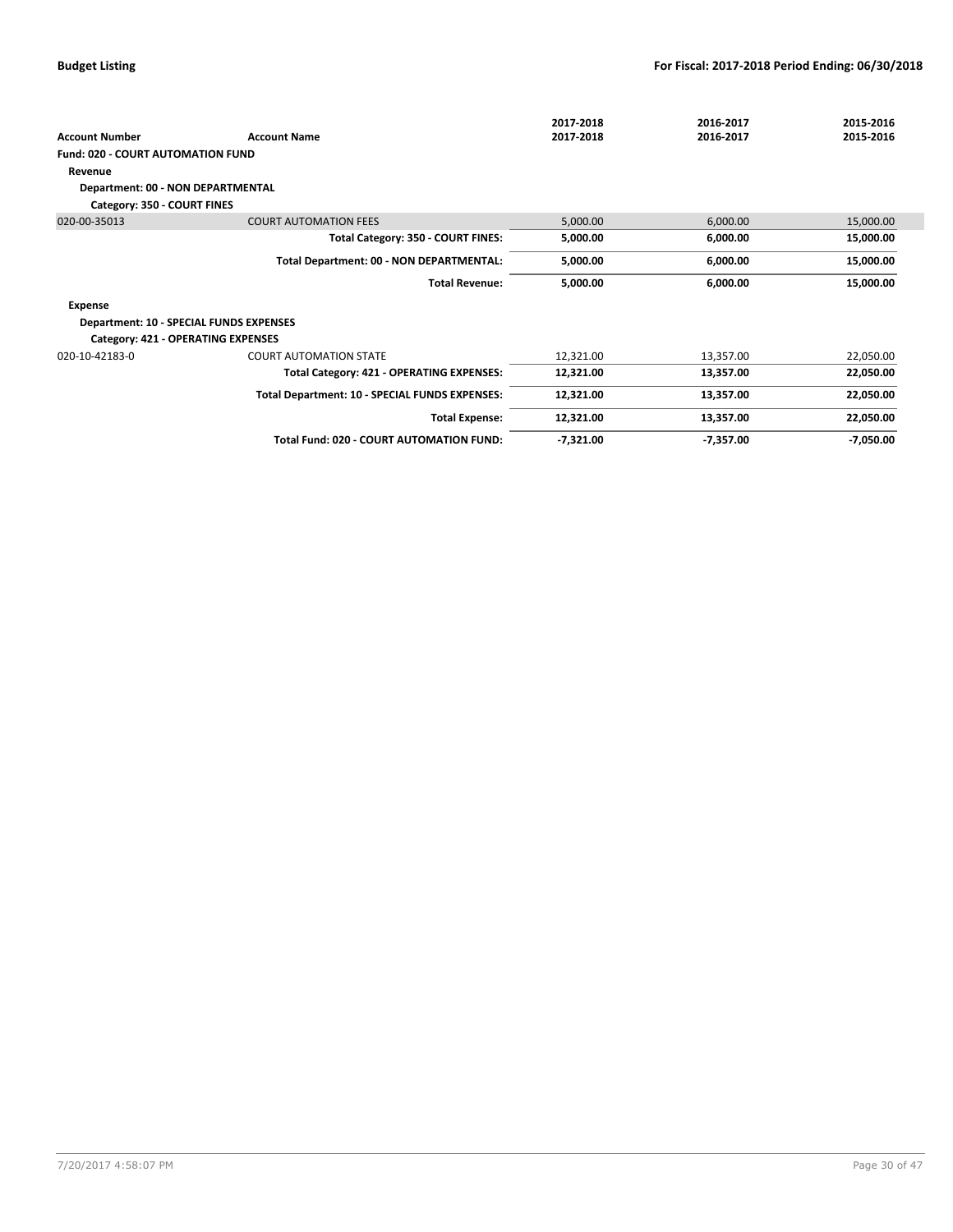| Account Number | Account Name | 2017-2018<br>2017-2018 | 2016-2017<br>2016-2017 | 2015-2016<br>2015-2016 |
|---|---|---|---|---|
| **Fund: 020 - COURT AUTOMATION FUND** | | | | |
| **Revenue** | | | | |
| **Department: 00 - NON DEPARTMENTAL** | | | | |
| **Category: 350 - COURT FINES** | | | | |
| 020-00-35013 | COURT AUTOMATION FEES | 5,000.00 | 6,000.00 | 15,000.00 |
| | **Total Category: 350 - COURT FINES:** | **5,000.00** | **6,000.00** | **15,000.00** |
| | **Total Department: 00 - NON DEPARTMENTAL:** | **5,000.00** | **6,000.00** | **15,000.00** |
| | **Total Revenue:** | **5,000.00** | **6,000.00** | **15,000.00** |
| **Expense** | | | | |
| **Department: 10 - SPECIAL FUNDS EXPENSES** | | | | |
| **Category: 421 - OPERATING EXPENSES** | | | | |
| 020-10-42183-0 | COURT AUTOMATION STATE | 12,321.00 | 13,357.00 | 22,050.00 |
| | **Total Category: 421 - OPERATING EXPENSES:** | **12,321.00** | **13,357.00** | **22,050.00** |
| | **Total Department: 10 - SPECIAL FUNDS EXPENSES:** | **12,321.00** | **13,357.00** | **22,050.00** |
| | **Total Expense:** | **12,321.00** | **13,357.00** | **22,050.00** |
| | **Total Fund: 020 - COURT AUTOMATION FUND:** | **-7,321.00** | **-7,357.00** | **-7,050.00** |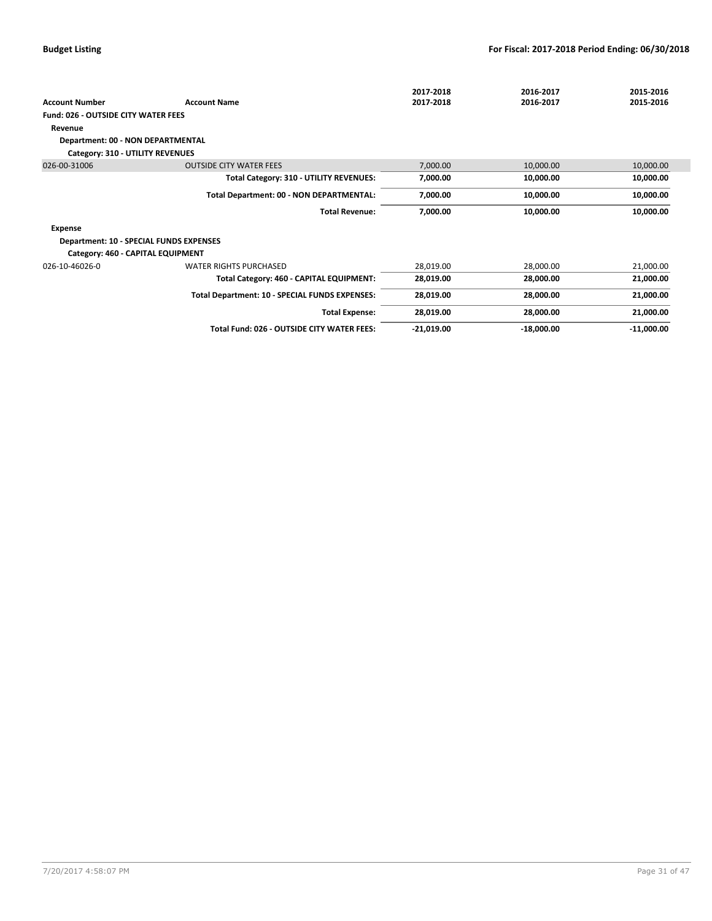| Account Number | Account Name | 2017-2018<br>2017-2018 | 2016-2017<br>2016-2017 | 2015-2016<br>2015-2016 |
|---|---|---|---|---|
| **Fund: 026 - OUTSIDE CITY WATER FEES** | | | | |
| **Revenue** | | | | |
| **Department: 00 - NON DEPARTMENTAL** | | | | |
| **Category: 310 - UTILITY REVENUES** | | | | |
| 026-00-31006 | OUTSIDE CITY WATER FEES | 7,000.00 | 10,000.00 | 10,000.00 |
| | **Total Category: 310 - UTILITY REVENUES:** | **7,000.00** | **10,000.00** | **10,000.00** |
| | **Total Department: 00 - NON DEPARTMENTAL:** | **7,000.00** | **10,000.00** | **10,000.00** |
| | **Total Revenue:** | **7,000.00** | **10,000.00** | **10,000.00** |
| **Expense** | | | | |
| **Department: 10 - SPECIAL FUNDS EXPENSES** | | | | |
| **Category: 460 - CAPITAL EQUIPMENT** | | | | |
| 026-10-46026-0 | WATER RIGHTS PURCHASED | 28,019.00 | 28,000.00 | 21,000.00 |
| | **Total Category: 460 - CAPITAL EQUIPMENT:** | **28,019.00** | **28,000.00** | **21,000.00** |
| | **Total Department: 10 - SPECIAL FUNDS EXPENSES:** | **28,019.00** | **28,000.00** | **21,000.00** |
| | **Total Expense:** | **28,019.00** | **28,000.00** | **21,000.00** |
| | **Total Fund: 026 - OUTSIDE CITY WATER FEES:** | **-21,019.00** | **-18,000.00** | **-11,000.00** |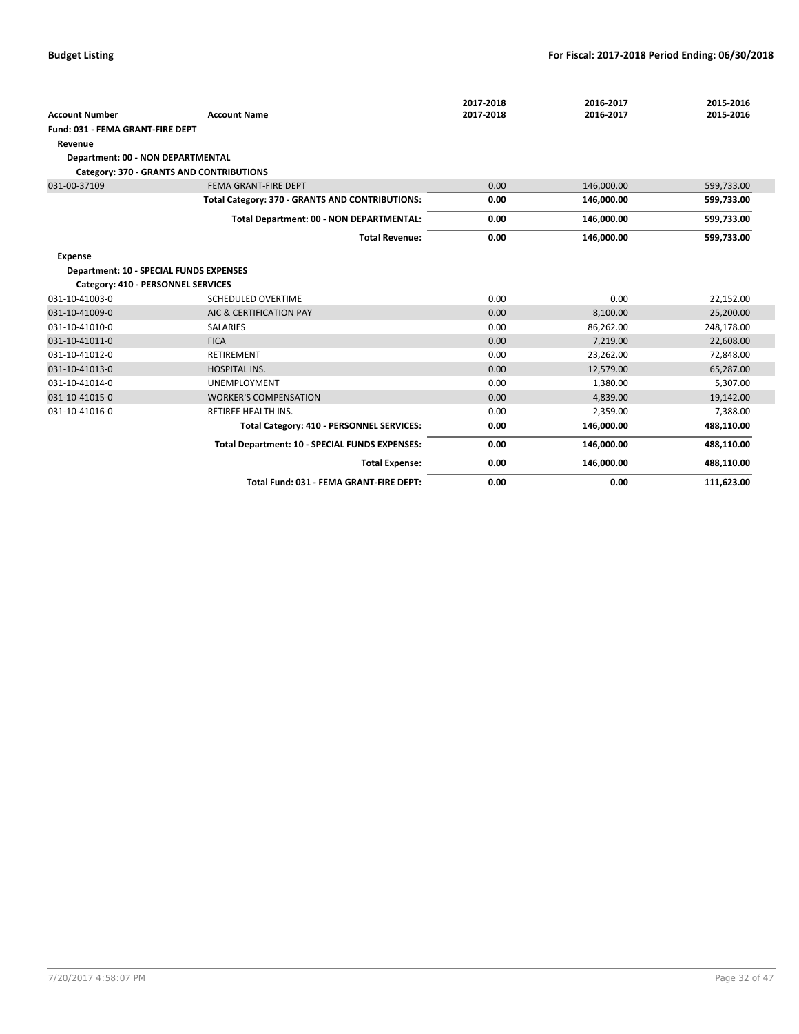| Account Number | Account Name | 2017-2018 2017-2018 | 2016-2017 2016-2017 | 2015-2016 2015-2016 |
|---|---|---|---|---|
| **Fund: 031 - FEMA GRANT-FIRE DEPT** | | | | |
| **Revenue** | | | | |
| **Department: 00 - NON DEPARTMENTAL** | | | | |
| **Category: 370 - GRANTS AND CONTRIBUTIONS** | | | | |
| 031-00-37109 | FEMA GRANT-FIRE DEPT | 0.00 | 146,000.00 | 599,733.00 |
| | **Total Category: 370 - GRANTS AND CONTRIBUTIONS:** | **0.00** | **146,000.00** | **599,733.00** |
| | **Total Department: 00 - NON DEPARTMENTAL:** | **0.00** | **146,000.00** | **599,733.00** |
| | **Total Revenue:** | **0.00** | **146,000.00** | **599,733.00** |
| **Expense** | | | | |
| **Department: 10 - SPECIAL FUNDS EXPENSES** | | | | |
| **Category: 410 - PERSONNEL SERVICES** | | | | |
| 031-10-41003-0 | SCHEDULED OVERTIME | 0.00 | 0.00 | 22,152.00 |
| 031-10-41009-0 | AIC & CERTIFICATION PAY | 0.00 | 8,100.00 | 25,200.00 |
| 031-10-41010-0 | SALARIES | 0.00 | 86,262.00 | 248,178.00 |
| 031-10-41011-0 | FICA | 0.00 | 7,219.00 | 22,608.00 |
| 031-10-41012-0 | RETIREMENT | 0.00 | 23,262.00 | 72,848.00 |
| 031-10-41013-0 | HOSPITAL INS. | 0.00 | 12,579.00 | 65,287.00 |
| 031-10-41014-0 | UNEMPLOYMENT | 0.00 | 1,380.00 | 5,307.00 |
| 031-10-41015-0 | WORKER'S COMPENSATION | 0.00 | 4,839.00 | 19,142.00 |
| 031-10-41016-0 | RETIREE HEALTH INS. | 0.00 | 2,359.00 | 7,388.00 |
| | **Total Category: 410 - PERSONNEL SERVICES:** | **0.00** | **146,000.00** | **488,110.00** |
| | **Total Department: 10 - SPECIAL FUNDS EXPENSES:** | **0.00** | **146,000.00** | **488,110.00** |
| | **Total Expense:** | **0.00** | **146,000.00** | **488,110.00** |
| | **Total Fund: 031 - FEMA GRANT-FIRE DEPT:** | **0.00** | **0.00** | **111,623.00** |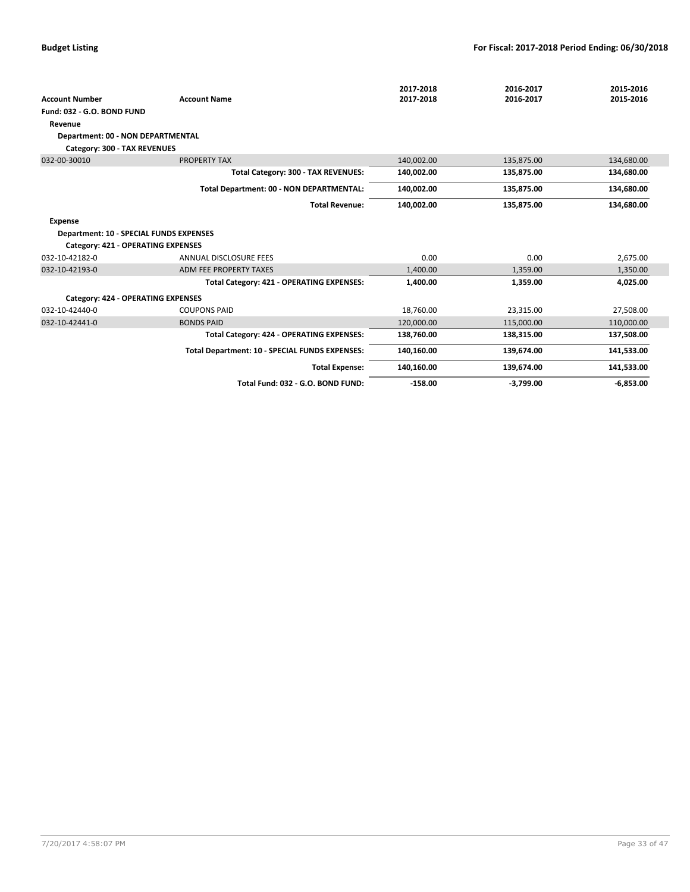**Budget Listing** | **For Fiscal: 2017-2018 Period Ending: 06/30/2018**

| Account Number | Account Name | 2017-2018<br>2017-2018 | 2016-2017<br>2016-2017 | 2015-2016<br>2015-2016 |
|---|---|---|---|---|
| **Fund: 032 - G.O. BOND FUND** | | | | |
| **Revenue** | | | | |
| **Department: 00 - NON DEPARTMENTAL** | | | | |
| **Category: 300 - TAX REVENUES** | | | | |
| 032-00-30010 | PROPERTY TAX | 140,002.00 | 135,875.00 | 134,680.00 |
| | **Total Category: 300 - TAX REVENUES:** | **140,002.00** | **135,875.00** | **134,680.00** |
| | **Total Department: 00 - NON DEPARTMENTAL:** | **140,002.00** | **135,875.00** | **134,680.00** |
| | **Total Revenue:** | **140,002.00** | **135,875.00** | **134,680.00** |
| **Expense** | | | | |
| **Department: 10 - SPECIAL FUNDS EXPENSES** | | | | |
| **Category: 421 - OPERATING EXPENSES** | | | | |
| 032-10-42182-0 | ANNUAL DISCLOSURE FEES | 0.00 | 0.00 | 2,675.00 |
| 032-10-42193-0 | ADM FEE PROPERTY TAXES | 1,400.00 | 1,359.00 | 1,350.00 |
| | **Total Category: 421 - OPERATING EXPENSES:** | **1,400.00** | **1,359.00** | **4,025.00** |
| **Category: 424 - OPERATING EXPENSES** | | | | |
| 032-10-42440-0 | COUPONS PAID | 18,760.00 | 23,315.00 | 27,508.00 |
| 032-10-42441-0 | BONDS PAID | 120,000.00 | 115,000.00 | 110,000.00 |
| | **Total Category: 424 - OPERATING EXPENSES:** | **138,760.00** | **138,315.00** | **137,508.00** |
| | **Total Department: 10 - SPECIAL FUNDS EXPENSES:** | **140,160.00** | **139,674.00** | **141,533.00** |
| | **Total Expense:** | **140,160.00** | **139,674.00** | **141,533.00** |
| | **Total Fund: 032 - G.O. BOND FUND:** | **-158.00** | **-3,799.00** | **-6,853.00** |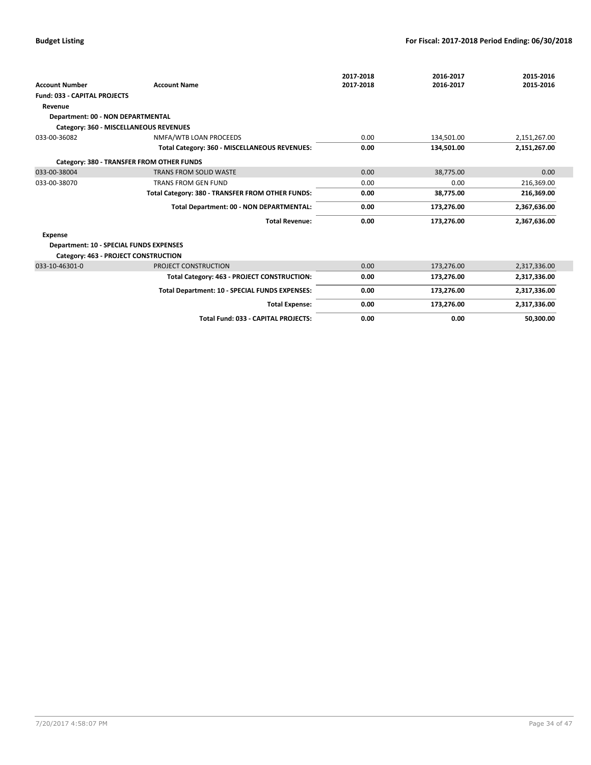| Account Number | Account Name | 2017-2018<br>2017-2018 | 2016-2017<br>2016-2017 | 2015-2016<br>2015-2016 |
|---|---|---|---|---|
| **Fund: 033 - CAPITAL PROJECTS** | | | | |
| **Revenue** | | | | |
| **Department: 00 - NON DEPARTMENTAL** | | | | |
| **Category: 360 - MISCELLANEOUS REVENUES** | | | | |
| 033-00-36082 | NMFA/WTB LOAN PROCEEDS | 0.00 | 134,501.00 | 2,151,267.00 |
| | **Total Category: 360 - MISCELLANEOUS REVENUES:** | **0.00** | **134,501.00** | **2,151,267.00** |
| **Category: 380 - TRANSFER FROM OTHER FUNDS** | | | | |
| 033-00-38004 | TRANS FROM SOLID WASTE | 0.00 | 38,775.00 | 0.00 |
| 033-00-38070 | TRANS FROM GEN FUND | 0.00 | 0.00 | 216,369.00 |
| | **Total Category: 380 - TRANSFER FROM OTHER FUNDS:** | **0.00** | **38,775.00** | **216,369.00** |
| | **Total Department: 00 - NON DEPARTMENTAL:** | **0.00** | **173,276.00** | **2,367,636.00** |
| | **Total Revenue:** | **0.00** | **173,276.00** | **2,367,636.00** |
| **Expense** | | | | |
| **Department: 10 - SPECIAL FUNDS EXPENSES** | | | | |
| **Category: 463 - PROJECT CONSTRUCTION** | | | | |
| 033-10-46301-0 | PROJECT CONSTRUCTION | 0.00 | 173,276.00 | 2,317,336.00 |
| | **Total Category: 463 - PROJECT CONSTRUCTION:** | **0.00** | **173,276.00** | **2,317,336.00** |
| | **Total Department: 10 - SPECIAL FUNDS EXPENSES:** | **0.00** | **173,276.00** | **2,317,336.00** |
| | **Total Expense:** | **0.00** | **173,276.00** | **2,317,336.00** |
| | **Total Fund: 033 - CAPITAL PROJECTS:** | **0.00** | **0.00** | **50,300.00** |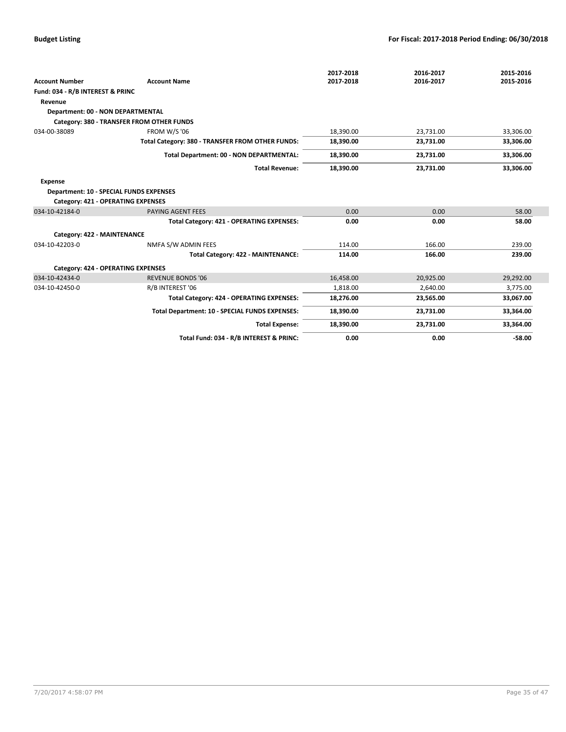| Account Number | Account Name | 2017-2018 2017-2018 | 2016-2017 2016-2017 | 2015-2016 2015-2016 |
|---|---|---|---|---|
| **Fund: 034 - R/B INTEREST & PRINC** | | | | |
| **Revenue** | | | | |
| **Department: 00 - NON DEPARTMENTAL** | | | | |
| **Category: 380 - TRANSFER FROM OTHER FUNDS** | | | | |
| 034-00-38089 | FROM W/S '06 | 18,390.00 | 23,731.00 | 33,306.00 |
| | **Total Category: 380 - TRANSFER FROM OTHER FUNDS:** | **18,390.00** | **23,731.00** | **33,306.00** |
| | **Total Department: 00 - NON DEPARTMENTAL:** | **18,390.00** | **23,731.00** | **33,306.00** |
| | **Total Revenue:** | **18,390.00** | **23,731.00** | **33,306.00** |
| **Expense** | | | | |
| **Department: 10 - SPECIAL FUNDS EXPENSES** | | | | |
| **Category: 421 - OPERATING EXPENSES** | | | | |
| 034-10-42184-0 | PAYING AGENT FEES | 0.00 | 0.00 | 58.00 |
| | **Total Category: 421 - OPERATING EXPENSES:** | **0.00** | **0.00** | **58.00** |
| **Category: 422 - MAINTENANCE** | | | | |
| 034-10-42203-0 | NMFA S/W ADMIN FEES | 114.00 | 166.00 | 239.00 |
| | **Total Category: 422 - MAINTENANCE:** | **114.00** | **166.00** | **239.00** |
| **Category: 424 - OPERATING EXPENSES** | | | | |
| 034-10-42434-0 | REVENUE BONDS '06 | 16,458.00 | 20,925.00 | 29,292.00 |
| 034-10-42450-0 | R/B INTEREST '06 | 1,818.00 | 2,640.00 | 3,775.00 |
| | **Total Category: 424 - OPERATING EXPENSES:** | **18,276.00** | **23,565.00** | **33,067.00** |
| | **Total Department: 10 - SPECIAL FUNDS EXPENSES:** | **18,390.00** | **23,731.00** | **33,364.00** |
| | **Total Expense:** | **18,390.00** | **23,731.00** | **33,364.00** |
| | **Total Fund: 034 - R/B INTEREST & PRINC:** | **0.00** | **0.00** | **-58.00** |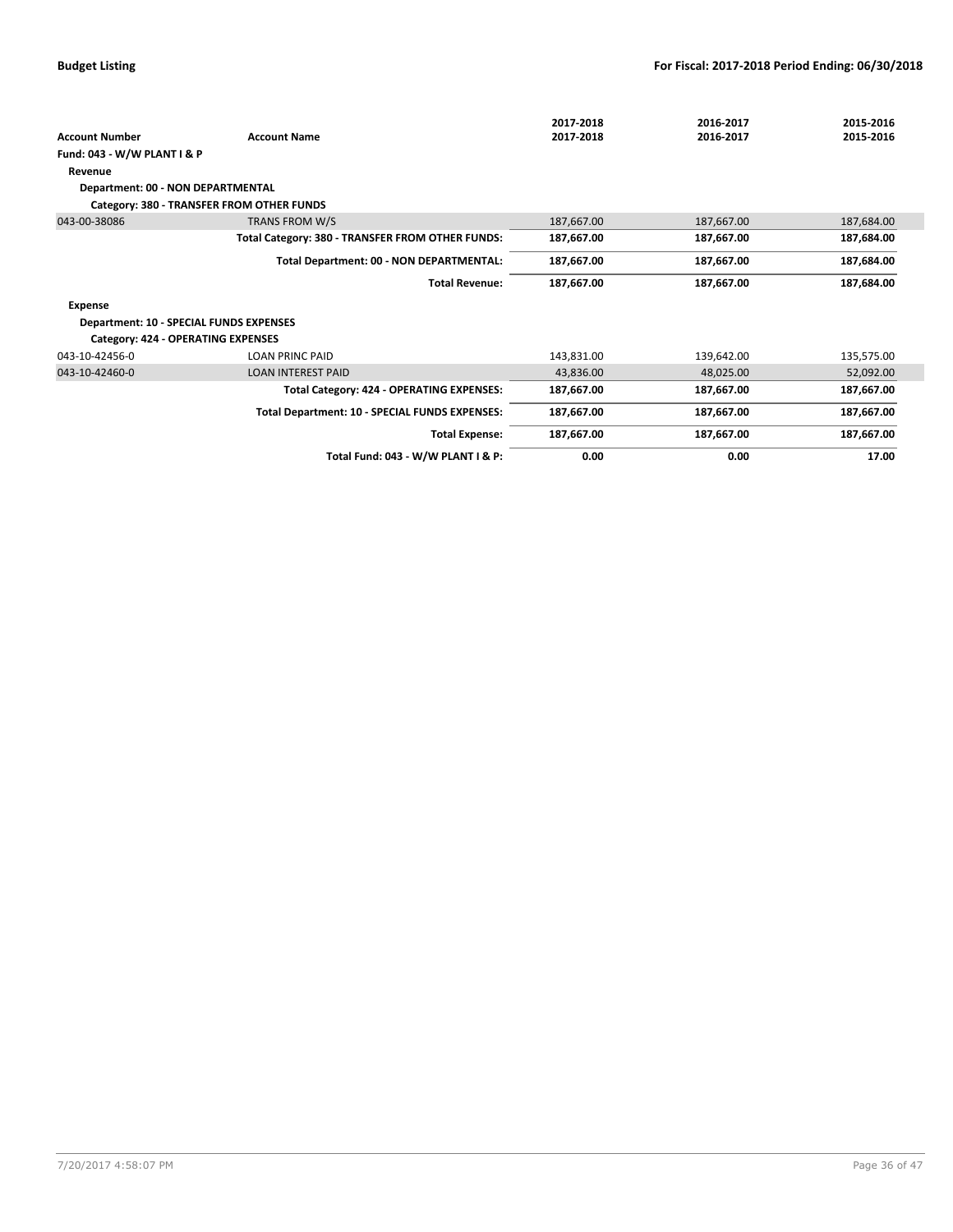**Budget Listing** | **For Fiscal: 2017-2018 Period Ending: 06/30/2018**

| Account Number | Account Name | 2017-2018<br>2017-2018 | 2016-2017<br>2016-2017 | 2015-2016<br>2015-2016 |
|---|---|---|---|---|
| **Fund: 043 - W/W PLANT I & P** | | | | |
| **Revenue** | | | | |
| **Department: 00 - NON DEPARTMENTAL** | | | | |
| **Category: 380 - TRANSFER FROM OTHER FUNDS** | | | | |
| 043-00-38086 | TRANS FROM W/S | 187,667.00 | 187,667.00 | 187,684.00 |
| | **Total Category: 380 - TRANSFER FROM OTHER FUNDS:** | **187,667.00** | **187,667.00** | **187,684.00** |
| | **Total Department: 00 - NON DEPARTMENTAL:** | **187,667.00** | **187,667.00** | **187,684.00** |
| | **Total Revenue:** | **187,667.00** | **187,667.00** | **187,684.00** |
| **Expense** | | | | |
| **Department: 10 - SPECIAL FUNDS EXPENSES** | | | | |
| **Category: 424 - OPERATING EXPENSES** | | | | |
| 043-10-42456-0 | LOAN PRINC PAID | 143,831.00 | 139,642.00 | 135,575.00 |
| 043-10-42460-0 | LOAN INTEREST PAID | 43,836.00 | 48,025.00 | 52,092.00 |
| | **Total Category: 424 - OPERATING EXPENSES:** | **187,667.00** | **187,667.00** | **187,667.00** |
| | **Total Department: 10 - SPECIAL FUNDS EXPENSES:** | **187,667.00** | **187,667.00** | **187,667.00** |
| | **Total Expense:** | **187,667.00** | **187,667.00** | **187,667.00** |
| | **Total Fund: 043 - W/W PLANT I & P:** | **0.00** | **0.00** | **17.00** |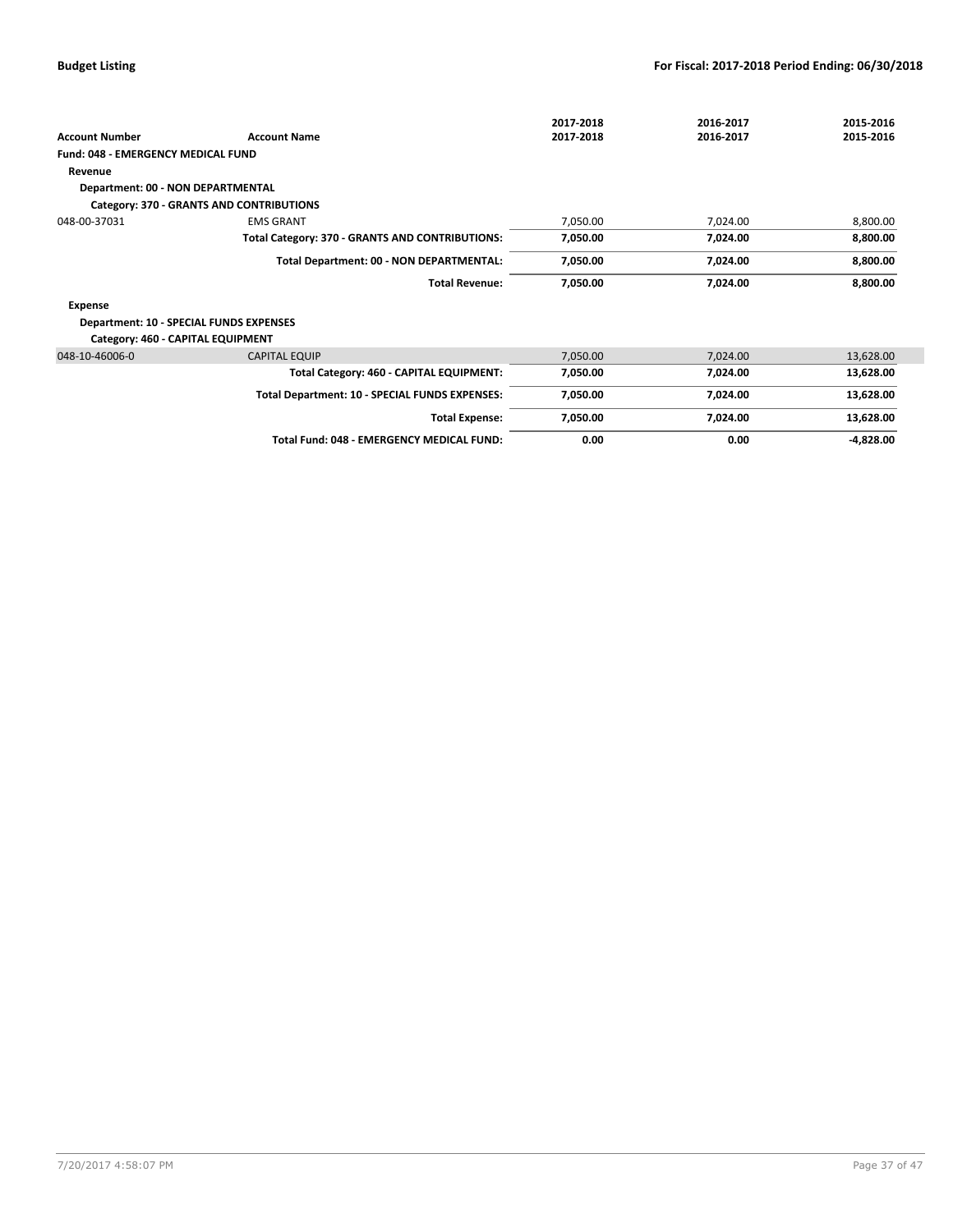| Account Number | Account Name | 2017-2018<br>2017-2018 | 2016-2017<br>2016-2017 | 2015-2016<br>2015-2016 |
|---|---|---|---|---|
| **Fund: 048 - EMERGENCY MEDICAL FUND** | | | | |
| **Revenue** | | | | |
| **Department: 00 - NON DEPARTMENTAL** | | | | |
| **Category: 370 - GRANTS AND CONTRIBUTIONS** | | | | |
| 048-00-37031 | EMS GRANT | 7,050.00 | 7,024.00 | 8,800.00 |
| | **Total Category: 370 - GRANTS AND CONTRIBUTIONS:** | **7,050.00** | **7,024.00** | **8,800.00** |
| | **Total Department: 00 - NON DEPARTMENTAL:** | **7,050.00** | **7,024.00** | **8,800.00** |
| | **Total Revenue:** | **7,050.00** | **7,024.00** | **8,800.00** |
| **Expense** | | | | |
| **Department: 10 - SPECIAL FUNDS EXPENSES** | | | | |
| **Category: 460 - CAPITAL EQUIPMENT** | | | | |
| 048-10-46006-0 | CAPITAL EQUIP | 7,050.00 | 7,024.00 | 13,628.00 |
| | **Total Category: 460 - CAPITAL EQUIPMENT:** | **7,050.00** | **7,024.00** | **13,628.00** |
| | **Total Department: 10 - SPECIAL FUNDS EXPENSES:** | **7,050.00** | **7,024.00** | **13,628.00** |
| | **Total Expense:** | **7,050.00** | **7,024.00** | **13,628.00** |
| | **Total Fund: 048 - EMERGENCY MEDICAL FUND:** | **0.00** | **0.00** | **-4,828.00** |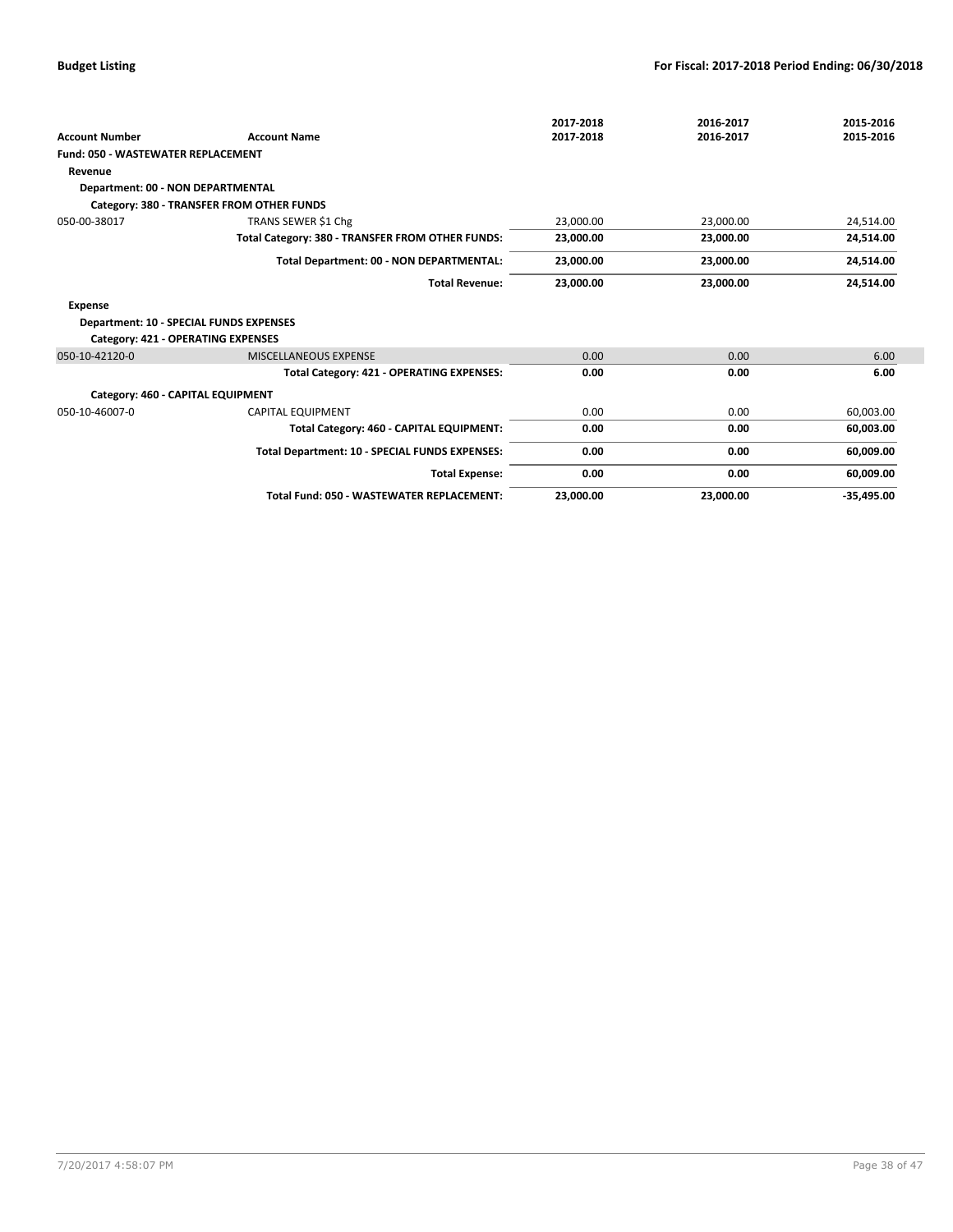| Account Number | Account Name | 2017-2018<br>2017-2018 | 2016-2017<br>2016-2017 | 2015-2016<br>2015-2016 |
|---|---|---|---|---|
| **Fund: 050 - WASTEWATER REPLACEMENT** | | | | |
| **Revenue** | | | | |
| **Department: 00 - NON DEPARTMENTAL** | | | | |
| **Category: 380 - TRANSFER FROM OTHER FUNDS** | | | | |
| 050-00-38017 | TRANS SEWER $1 Chg | 23,000.00 | 23,000.00 | 24,514.00 |
| | **Total Category: 380 - TRANSFER FROM OTHER FUNDS:** | **23,000.00** | **23,000.00** | **24,514.00** |
| | **Total Department: 00 - NON DEPARTMENTAL:** | **23,000.00** | **23,000.00** | **24,514.00** |
| | **Total Revenue:** | **23,000.00** | **23,000.00** | **24,514.00** |
| **Expense** | | | | |
| **Department: 10 - SPECIAL FUNDS EXPENSES** | | | | |
| **Category: 421 - OPERATING EXPENSES** | | | | |
| 050-10-42120-0 | MISCELLANEOUS EXPENSE | 0.00 | 0.00 | 6.00 |
| | **Total Category: 421 - OPERATING EXPENSES:** | **0.00** | **0.00** | **6.00** |
| **Category: 460 - CAPITAL EQUIPMENT** | | | | |
| 050-10-46007-0 | CAPITAL EQUIPMENT | 0.00 | 0.00 | 60,003.00 |
| | **Total Category: 460 - CAPITAL EQUIPMENT:** | **0.00** | **0.00** | **60,003.00** |
| | **Total Department: 10 - SPECIAL FUNDS EXPENSES:** | **0.00** | **0.00** | **60,009.00** |
| | **Total Expense:** | **0.00** | **0.00** | **60,009.00** |
| | **Total Fund: 050 - WASTEWATER REPLACEMENT:** | **23,000.00** | **23,000.00** | **-35,495.00** |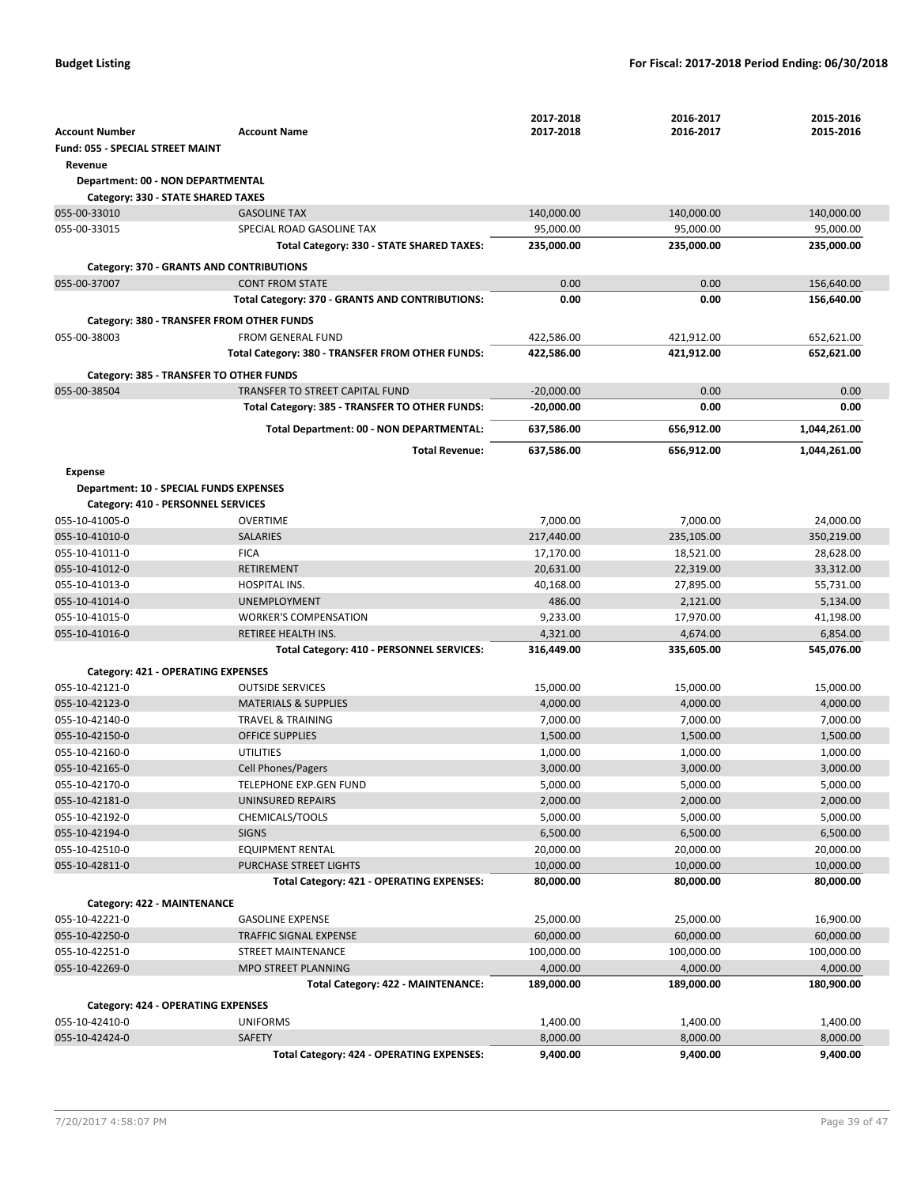| Account Number | Account Name | 2017-2018<br>2017-2018 | 2016-2017<br>2016-2017 | 2015-2016<br>2015-2016 |
|---|---|---|---|---|
| **Fund: 055 - SPECIAL STREET MAINT** | | | | |
| **Revenue** | | | | |
| **Department: 00 - NON DEPARTMENTAL** | | | | |
| **Category: 330 - STATE SHARED TAXES** | | | | |
| 055-00-33010 | GASOLINE TAX | 140,000.00 | 140,000.00 | 140,000.00 |
| 055-00-33015 | SPECIAL ROAD GASOLINE TAX | 95,000.00 | 95,000.00 | 95,000.00 |
| | **Total Category: 330 - STATE SHARED TAXES:** | **235,000.00** | **235,000.00** | **235,000.00** |
| **Category: 370 - GRANTS AND CONTRIBUTIONS** | | | | |
| 055-00-37007 | CONT FROM STATE | 0.00 | 0.00 | 156,640.00 |
| | **Total Category: 370 - GRANTS AND CONTRIBUTIONS:** | **0.00** | **0.00** | **156,640.00** |
| **Category: 380 - TRANSFER FROM OTHER FUNDS** | | | | |
| 055-00-38003 | FROM GENERAL FUND | 422,586.00 | 421,912.00 | 652,621.00 |
| | **Total Category: 380 - TRANSFER FROM OTHER FUNDS:** | **422,586.00** | **421,912.00** | **652,621.00** |
| **Category: 385 - TRANSFER TO OTHER FUNDS** | | | | |
| 055-00-38504 | TRANSFER TO STREET CAPITAL FUND | -20,000.00 | 0.00 | 0.00 |
| | **Total Category: 385 - TRANSFER TO OTHER FUNDS:** | **-20,000.00** | **0.00** | **0.00** |
| | **Total Department: 00 - NON DEPARTMENTAL:** | **637,586.00** | **656,912.00** | **1,044,261.00** |
| | **Total Revenue:** | **637,586.00** | **656,912.00** | **1,044,261.00** |
| **Expense** | | | | |
| **Department: 10 - SPECIAL FUNDS EXPENSES** | | | | |
| **Category: 410 - PERSONNEL SERVICES** | | | | |
| 055-10-41005-0 | OVERTIME | 7,000.00 | 7,000.00 | 24,000.00 |
| 055-10-41010-0 | SALARIES | 217,440.00 | 235,105.00 | 350,219.00 |
| 055-10-41011-0 | FICA | 17,170.00 | 18,521.00 | 28,628.00 |
| 055-10-41012-0 | RETIREMENT | 20,631.00 | 22,319.00 | 33,312.00 |
| 055-10-41013-0 | HOSPITAL INS. | 40,168.00 | 27,895.00 | 55,731.00 |
| 055-10-41014-0 | UNEMPLOYMENT | 486.00 | 2,121.00 | 5,134.00 |
| 055-10-41015-0 | WORKER'S COMPENSATION | 9,233.00 | 17,970.00 | 41,198.00 |
| 055-10-41016-0 | RETIREE HEALTH INS. | 4,321.00 | 4,674.00 | 6,854.00 |
| | **Total Category: 410 - PERSONNEL SERVICES:** | **316,449.00** | **335,605.00** | **545,076.00** |
| **Category: 421 - OPERATING EXPENSES** | | | | |
| 055-10-42121-0 | OUTSIDE SERVICES | 15,000.00 | 15,000.00 | 15,000.00 |
| 055-10-42123-0 | MATERIALS & SUPPLIES | 4,000.00 | 4,000.00 | 4,000.00 |
| 055-10-42140-0 | TRAVEL & TRAINING | 7,000.00 | 7,000.00 | 7,000.00 |
| 055-10-42150-0 | OFFICE SUPPLIES | 1,500.00 | 1,500.00 | 1,500.00 |
| 055-10-42160-0 | UTILITIES | 1,000.00 | 1,000.00 | 1,000.00 |
| 055-10-42165-0 | Cell Phones/Pagers | 3,000.00 | 3,000.00 | 3,000.00 |
| 055-10-42170-0 | TELEPHONE EXP.GEN FUND | 5,000.00 | 5,000.00 | 5,000.00 |
| 055-10-42181-0 | UNINSURED REPAIRS | 2,000.00 | 2,000.00 | 2,000.00 |
| 055-10-42192-0 | CHEMICALS/TOOLS | 5,000.00 | 5,000.00 | 5,000.00 |
| 055-10-42194-0 | SIGNS | 6,500.00 | 6,500.00 | 6,500.00 |
| 055-10-42510-0 | EQUIPMENT RENTAL | 20,000.00 | 20,000.00 | 20,000.00 |
| 055-10-42811-0 | PURCHASE STREET LIGHTS | 10,000.00 | 10,000.00 | 10,000.00 |
| | **Total Category: 421 - OPERATING EXPENSES:** | **80,000.00** | **80,000.00** | **80,000.00** |
| **Category: 422 - MAINTENANCE** | | | | |
| 055-10-42221-0 | GASOLINE EXPENSE | 25,000.00 | 25,000.00 | 16,900.00 |
| 055-10-42250-0 | TRAFFIC SIGNAL EXPENSE | 60,000.00 | 60,000.00 | 60,000.00 |
| 055-10-42251-0 | STREET MAINTENANCE | 100,000.00 | 100,000.00 | 100,000.00 |
| 055-10-42269-0 | MPO STREET PLANNING | 4,000.00 | 4,000.00 | 4,000.00 |
| | **Total Category: 422 - MAINTENANCE:** | **189,000.00** | **189,000.00** | **180,900.00** |
| **Category: 424 - OPERATING EXPENSES** | | | | |
| 055-10-42410-0 | UNIFORMS | 1,400.00 | 1,400.00 | 1,400.00 |
| 055-10-42424-0 | SAFETY | 8,000.00 | 8,000.00 | 8,000.00 |
| | **Total Category: 424 - OPERATING EXPENSES:** | **9,400.00** | **9,400.00** | **9,400.00** |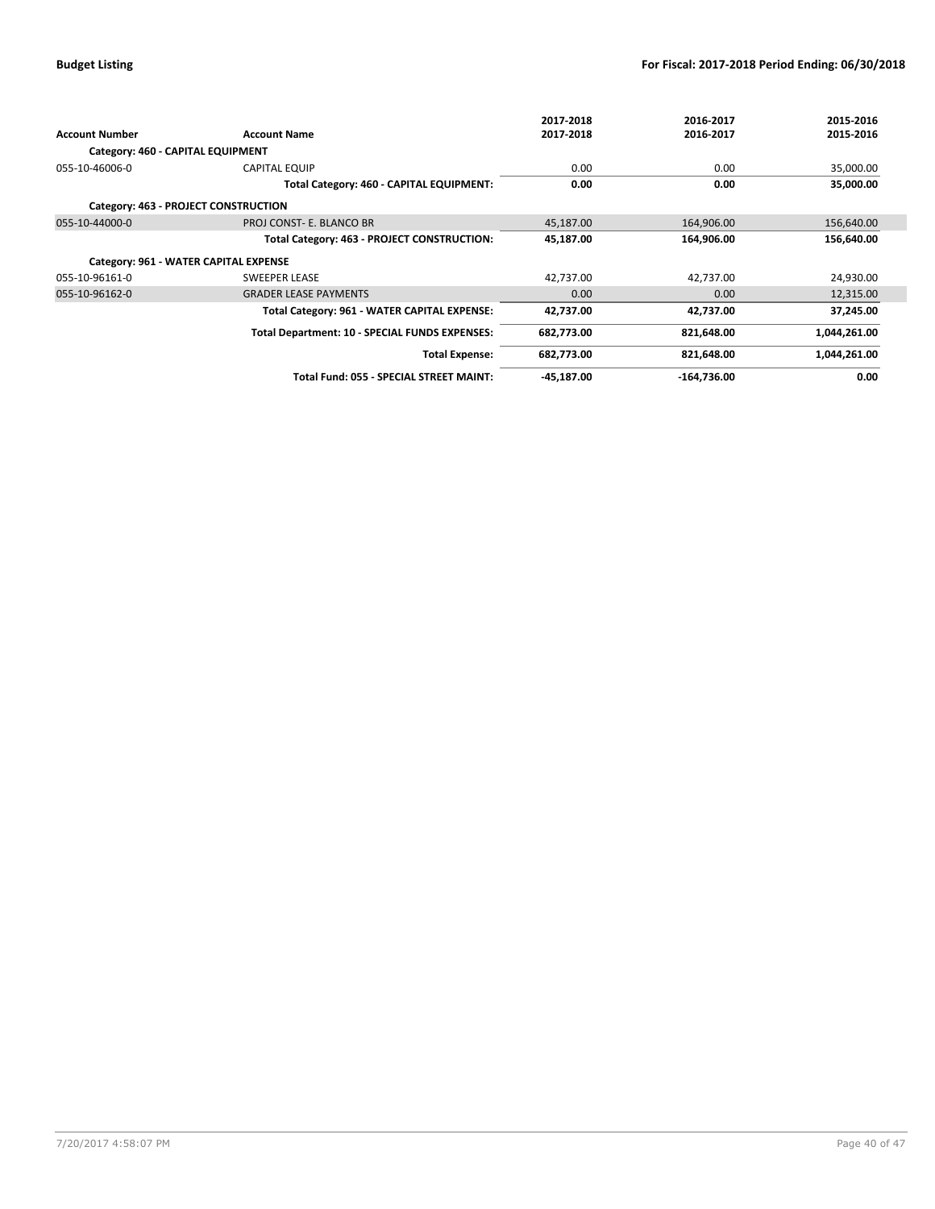| Account Number | Account Name | 2017-2018<br>2017-2018 | 2016-2017<br>2016-2017 | 2015-2016<br>2015-2016 |
|---|---|---|---|---|
| **Category: 460 - CAPITAL EQUIPMENT** | | | | |
| 055-10-46006-0 | CAPITAL EQUIP | 0.00 | 0.00 | 35,000.00 |
| | **Total Category: 460 - CAPITAL EQUIPMENT:** | **0.00** | **0.00** | **35,000.00** |
| **Category: 463 - PROJECT CONSTRUCTION** | | | | |
| 055-10-44000-0 | PROJ CONST- E. BLANCO BR | 45,187.00 | 164,906.00 | 156,640.00 |
| | **Total Category: 463 - PROJECT CONSTRUCTION:** | **45,187.00** | **164,906.00** | **156,640.00** |
| **Category: 961 - WATER CAPITAL EXPENSE** | | | | |
| 055-10-96161-0 | SWEEPER LEASE | 42,737.00 | 42,737.00 | 24,930.00 |
| 055-10-96162-0 | GRADER LEASE PAYMENTS | 0.00 | 0.00 | 12,315.00 |
| | **Total Category: 961 - WATER CAPITAL EXPENSE:** | **42,737.00** | **42,737.00** | **37,245.00** |
| | **Total Department: 10 - SPECIAL FUNDS EXPENSES:** | **682,773.00** | **821,648.00** | **1,044,261.00** |
| | **Total Expense:** | **682,773.00** | **821,648.00** | **1,044,261.00** |
| | **Total Fund: 055 - SPECIAL STREET MAINT:** | **-45,187.00** | **-164,736.00** | **0.00** |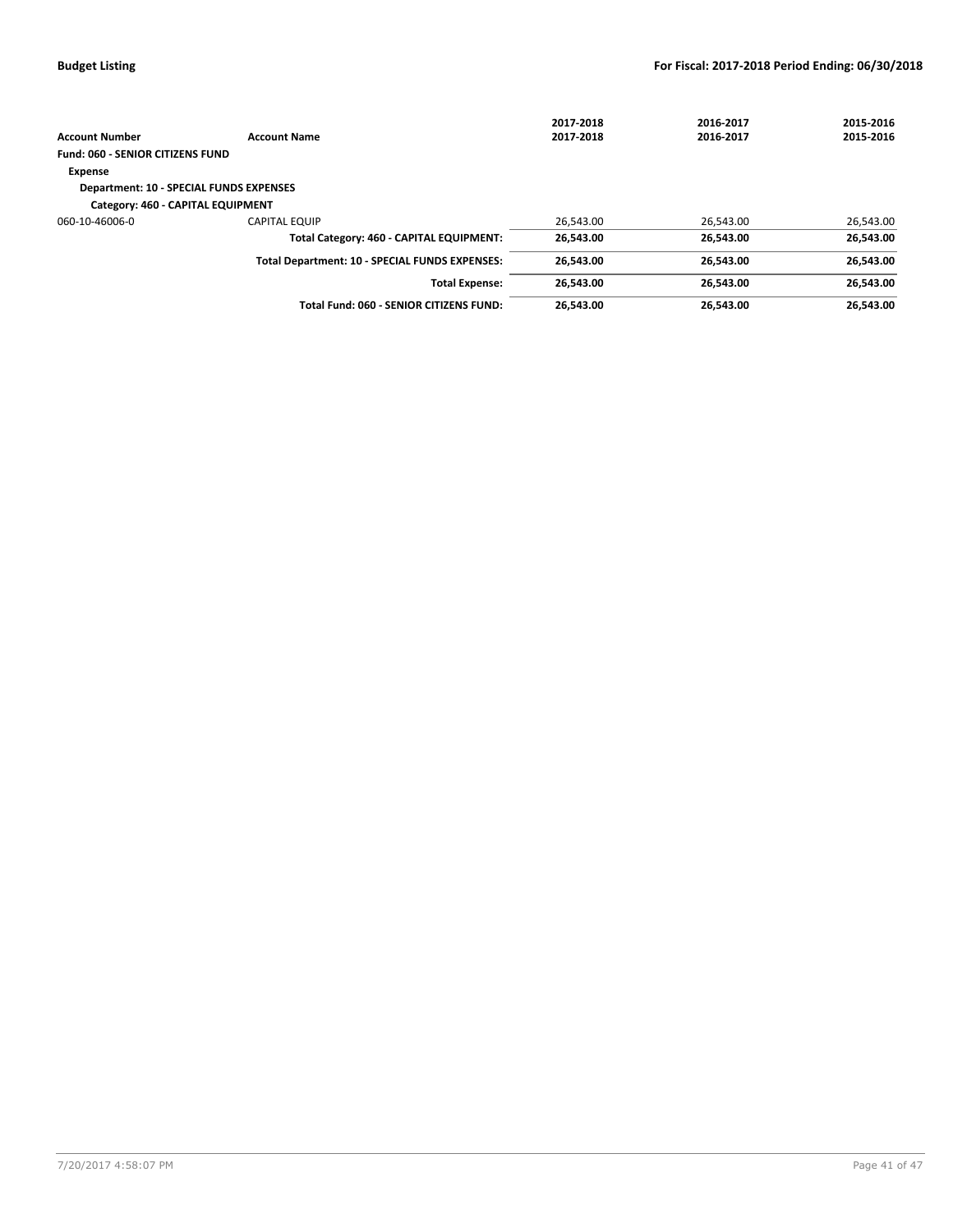| Account Number | Account Name | 2017-2018<br>2017-2018 | 2016-2017<br>2016-2017 | 2015-2016<br>2015-2016 |
|---|---|---|---|---|
| **Fund: 060 - SENIOR CITIZENS FUND** | | | | |
| **Expense** | | | | |
| **Department: 10 - SPECIAL FUNDS EXPENSES** | | | | |
| **Category: 460 - CAPITAL EQUIPMENT** | | | | |
| 060-10-46006-0 | CAPITAL EQUIP | 26,543.00 | 26,543.00 | 26,543.00 |
| | **Total Category: 460 - CAPITAL EQUIPMENT:** | **26,543.00** | **26,543.00** | **26,543.00** |
| | **Total Department: 10 - SPECIAL FUNDS EXPENSES:** | **26,543.00** | **26,543.00** | **26,543.00** |
| | **Total Expense:** | **26,543.00** | **26,543.00** | **26,543.00** |
| | **Total Fund: 060 - SENIOR CITIZENS FUND:** | **26,543.00** | **26,543.00** | **26,543.00** |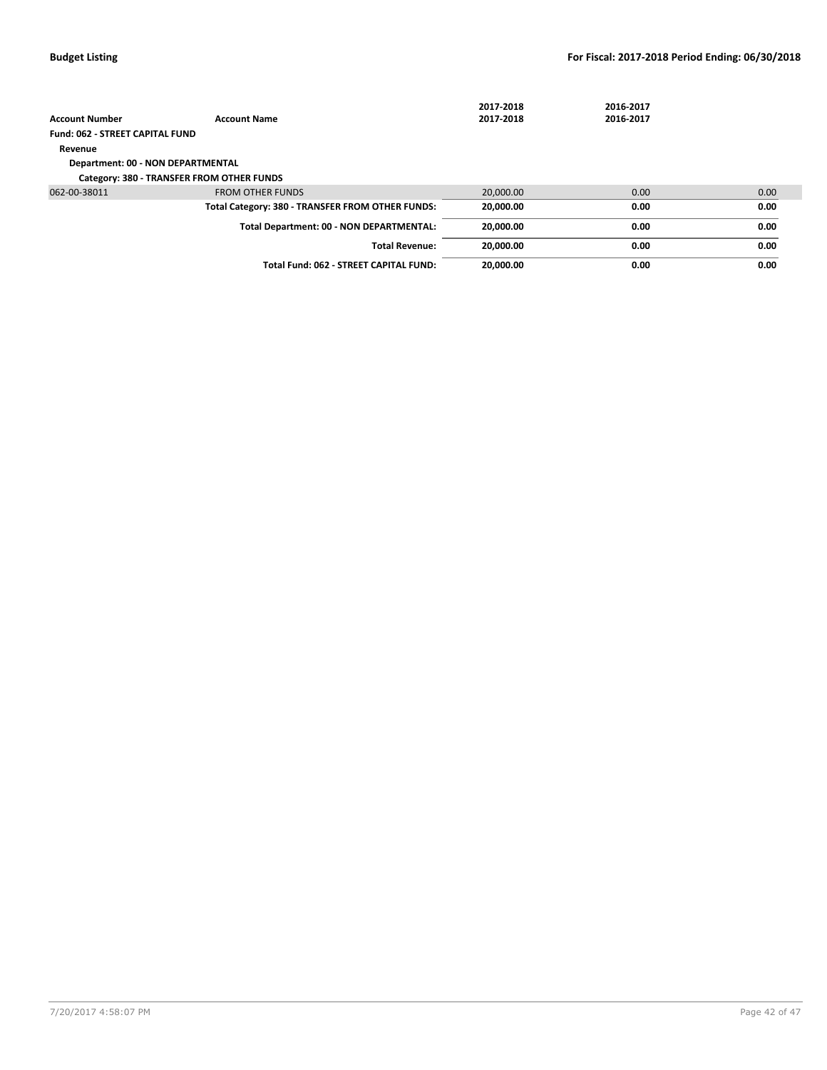| Account Number | Account Name | 2017-2018<br>2017-2018 | 2016-2017<br>2016-2017 | |
|---|---|---|---|---|
| **Fund: 062 - STREET CAPITAL FUND** | | | | |
| **Revenue** | | | | |
| **Department: 00 - NON DEPARTMENTAL** | | | | |
| **Category: 380 - TRANSFER FROM OTHER FUNDS** | | | | |
| 062-00-38011 | FROM OTHER FUNDS | 20,000.00 | 0.00 | 0.00 |
| | **Total Category: 380 - TRANSFER FROM OTHER FUNDS:** | **20,000.00** | **0.00** | **0.00** |
| | **Total Department: 00 - NON DEPARTMENTAL:** | **20,000.00** | **0.00** | **0.00** |
| | **Total Revenue:** | **20,000.00** | **0.00** | **0.00** |
| | **Total Fund: 062 - STREET CAPITAL FUND:** | **20,000.00** | **0.00** | **0.00** |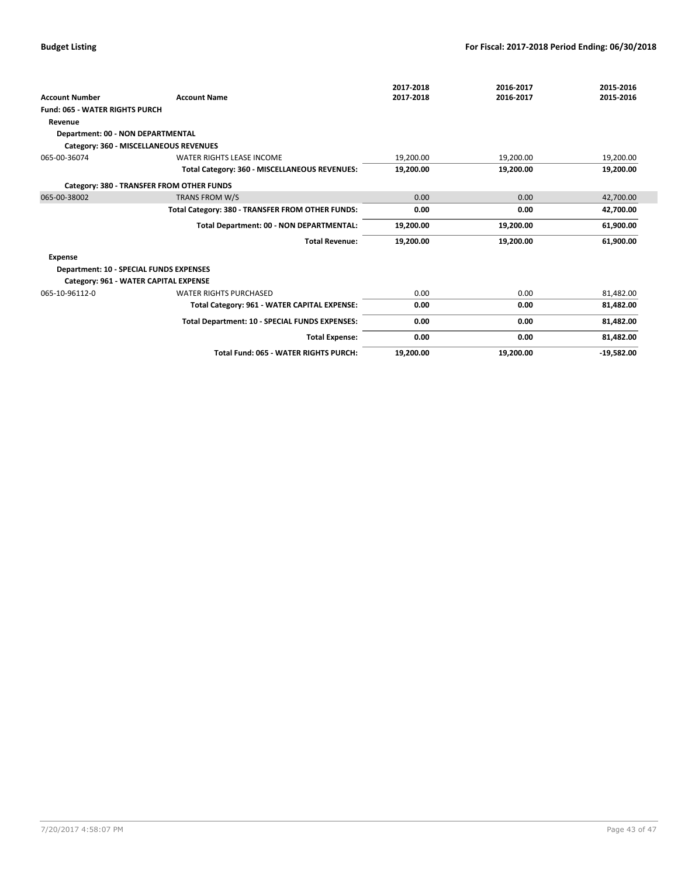| Account Number | Account Name | 2017-2018<br>2017-2018 | 2016-2017<br>2016-2017 | 2015-2016<br>2015-2016 |
|---|---|---|---|---|
| **Fund: 065 - WATER RIGHTS PURCH** | | | | |
| **Revenue** | | | | |
| **Department: 00 - NON DEPARTMENTAL** | | | | |
| **Category: 360 - MISCELLANEOUS REVENUES** | | | | |
| 065-00-36074 | WATER RIGHTS LEASE INCOME | 19,200.00 | 19,200.00 | 19,200.00 |
| | **Total Category: 360 - MISCELLANEOUS REVENUES:** | **19,200.00** | **19,200.00** | **19,200.00** |
| **Category: 380 - TRANSFER FROM OTHER FUNDS** | | | | |
| 065-00-38002 | TRANS FROM W/S | 0.00 | 0.00 | 42,700.00 |
| | **Total Category: 380 - TRANSFER FROM OTHER FUNDS:** | **0.00** | **0.00** | **42,700.00** |
| | **Total Department: 00 - NON DEPARTMENTAL:** | **19,200.00** | **19,200.00** | **61,900.00** |
| | **Total Revenue:** | **19,200.00** | **19,200.00** | **61,900.00** |
| **Expense** | | | | |
| **Department: 10 - SPECIAL FUNDS EXPENSES** | | | | |
| **Category: 961 - WATER CAPITAL EXPENSE** | | | | |
| 065-10-96112-0 | WATER RIGHTS PURCHASED | 0.00 | 0.00 | 81,482.00 |
| | **Total Category: 961 - WATER CAPITAL EXPENSE:** | **0.00** | **0.00** | **81,482.00** |
| | **Total Department: 10 - SPECIAL FUNDS EXPENSES:** | **0.00** | **0.00** | **81,482.00** |
| | **Total Expense:** | **0.00** | **0.00** | **81,482.00** |
| | **Total Fund: 065 - WATER RIGHTS PURCH:** | **19,200.00** | **19,200.00** | **-19,582.00** |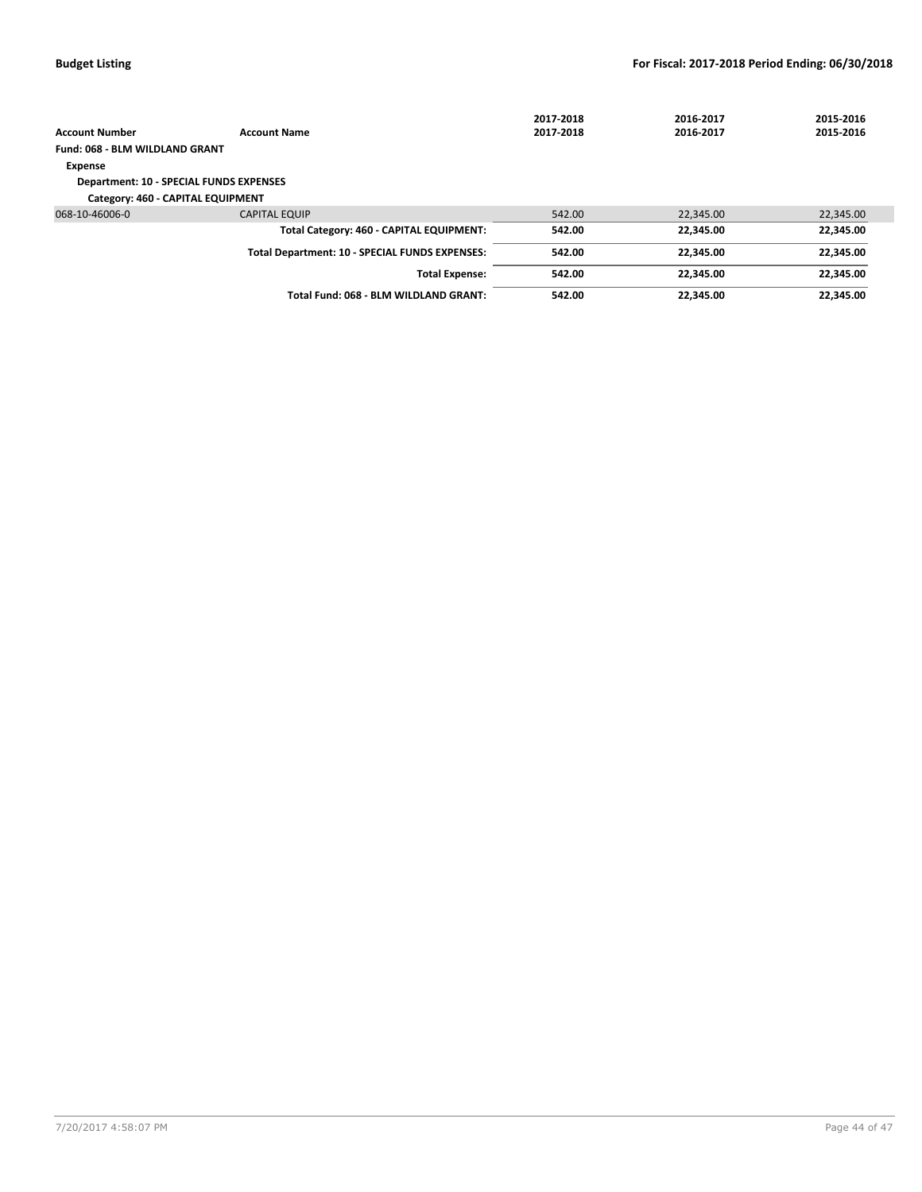| Account Number | Account Name | 2017-2018<br>2017-2018 | 2016-2017<br>2016-2017 | 2015-2016<br>2015-2016 |
|---|---|---|---|---|
| **Fund: 068 - BLM WILDLAND GRANT** | | | | |
| **Expense** | | | | |
| **Department: 10 - SPECIAL FUNDS EXPENSES** | | | | |
| **Category: 460 - CAPITAL EQUIPMENT** | | | | |
| 068-10-46006-0 | CAPITAL EQUIP | 542.00 | 22,345.00 | 22,345.00 |
| | **Total Category: 460 - CAPITAL EQUIPMENT:** | **542.00** | **22,345.00** | **22,345.00** |
| | **Total Department: 10 - SPECIAL FUNDS EXPENSES:** | **542.00** | **22,345.00** | **22,345.00** |
| | **Total Expense:** | **542.00** | **22,345.00** | **22,345.00** |
| | **Total Fund: 068 - BLM WILDLAND GRANT:** | **542.00** | **22,345.00** | **22,345.00** |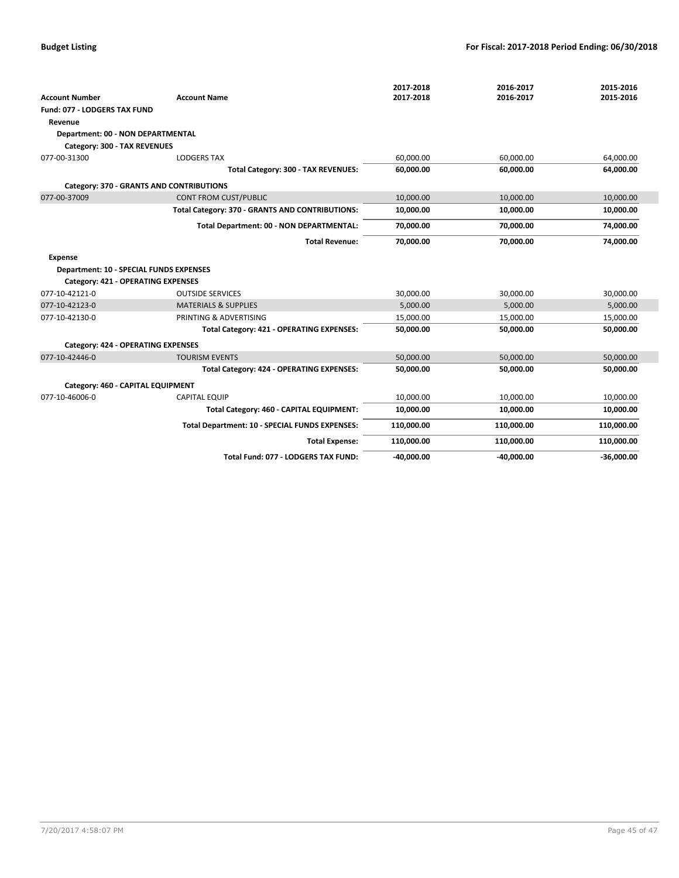| Account Number | Account Name | 2017-2018 2017-2018 | 2016-2017 2016-2017 | 2015-2016 2015-2016 |
|---|---|---|---|---|
| **Fund: 077 - LODGERS TAX FUND** | | | | |
| **Revenue** | | | | |
| **Department: 00 - NON DEPARTMENTAL** | | | | |
| **Category: 300 - TAX REVENUES** | | | | |
| 077-00-31300 | LODGERS TAX | 60,000.00 | 60,000.00 | 64,000.00 |
| | **Total Category: 300 - TAX REVENUES:** | **60,000.00** | **60,000.00** | **64,000.00** |
| **Category: 370 - GRANTS AND CONTRIBUTIONS** | | | | |
| 077-00-37009 | CONT FROM CUST/PUBLIC | 10,000.00 | 10,000.00 | 10,000.00 |
| | **Total Category: 370 - GRANTS AND CONTRIBUTIONS:** | **10,000.00** | **10,000.00** | **10,000.00** |
| | **Total Department: 00 - NON DEPARTMENTAL:** | **70,000.00** | **70,000.00** | **74,000.00** |
| | **Total Revenue:** | **70,000.00** | **70,000.00** | **74,000.00** |
| **Expense** | | | | |
| **Department: 10 - SPECIAL FUNDS EXPENSES** | | | | |
| **Category: 421 - OPERATING EXPENSES** | | | | |
| 077-10-42121-0 | OUTSIDE SERVICES | 30,000.00 | 30,000.00 | 30,000.00 |
| 077-10-42123-0 | MATERIALS & SUPPLIES | 5,000.00 | 5,000.00 | 5,000.00 |
| 077-10-42130-0 | PRINTING & ADVERTISING | 15,000.00 | 15,000.00 | 15,000.00 |
| | **Total Category: 421 - OPERATING EXPENSES:** | **50,000.00** | **50,000.00** | **50,000.00** |
| **Category: 424 - OPERATING EXPENSES** | | | | |
| 077-10-42446-0 | TOURISM EVENTS | 50,000.00 | 50,000.00 | 50,000.00 |
| | **Total Category: 424 - OPERATING EXPENSES:** | **50,000.00** | **50,000.00** | **50,000.00** |
| **Category: 460 - CAPITAL EQUIPMENT** | | | | |
| 077-10-46006-0 | CAPITAL EQUIP | 10,000.00 | 10,000.00 | 10,000.00 |
| | **Total Category: 460 - CAPITAL EQUIPMENT:** | **10,000.00** | **10,000.00** | **10,000.00** |
| | **Total Department: 10 - SPECIAL FUNDS EXPENSES:** | **110,000.00** | **110,000.00** | **110,000.00** |
| | **Total Expense:** | **110,000.00** | **110,000.00** | **110,000.00** |
| | **Total Fund: 077 - LODGERS TAX FUND:** | **-40,000.00** | **-40,000.00** | **-36,000.00** |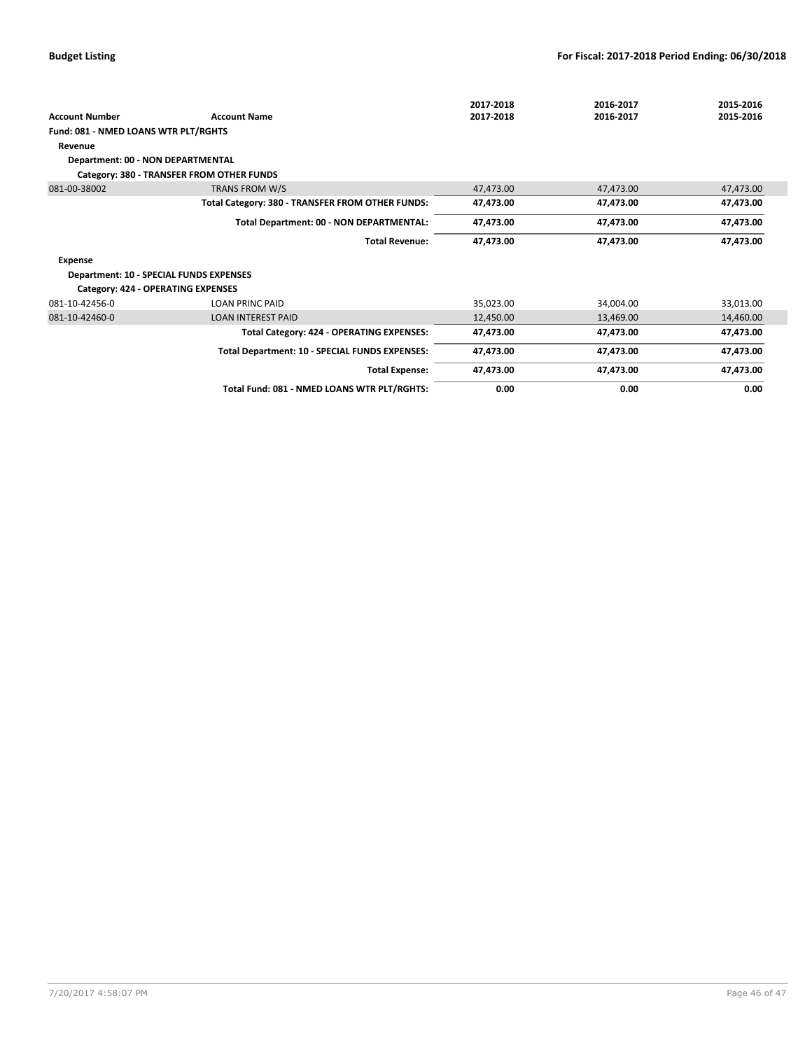| Account Number | Account Name | 2017-2018<br>2017-2018 | 2016-2017<br>2016-2017 | 2015-2016<br>2015-2016 |
|---|---|---|---|---|
| **Fund: 081 - NMED LOANS WTR PLT/RGHTS** | | | | |
| **Revenue** | | | | |
| **Department: 00 - NON DEPARTMENTAL** | | | | |
| **Category: 380 - TRANSFER FROM OTHER FUNDS** | | | | |
| 081-00-38002 | TRANS FROM W/S | 47,473.00 | 47,473.00 | 47,473.00 |
| | **Total Category: 380 - TRANSFER FROM OTHER FUNDS:** | **47,473.00** | **47,473.00** | **47,473.00** |
| | **Total Department: 00 - NON DEPARTMENTAL:** | **47,473.00** | **47,473.00** | **47,473.00** |
| | **Total Revenue:** | **47,473.00** | **47,473.00** | **47,473.00** |
| **Expense** | | | | |
| **Department: 10 - SPECIAL FUNDS EXPENSES** | | | | |
| **Category: 424 - OPERATING EXPENSES** | | | | |
| 081-10-42456-0 | LOAN PRINC PAID | 35,023.00 | 34,004.00 | 33,013.00 |
| 081-10-42460-0 | LOAN INTEREST PAID | 12,450.00 | 13,469.00 | 14,460.00 |
| | **Total Category: 424 - OPERATING EXPENSES:** | **47,473.00** | **47,473.00** | **47,473.00** |
| | **Total Department: 10 - SPECIAL FUNDS EXPENSES:** | **47,473.00** | **47,473.00** | **47,473.00** |
| | **Total Expense:** | **47,473.00** | **47,473.00** | **47,473.00** |
| | **Total Fund: 081 - NMED LOANS WTR PLT/RGHTS:** | **0.00** | **0.00** | **0.00** |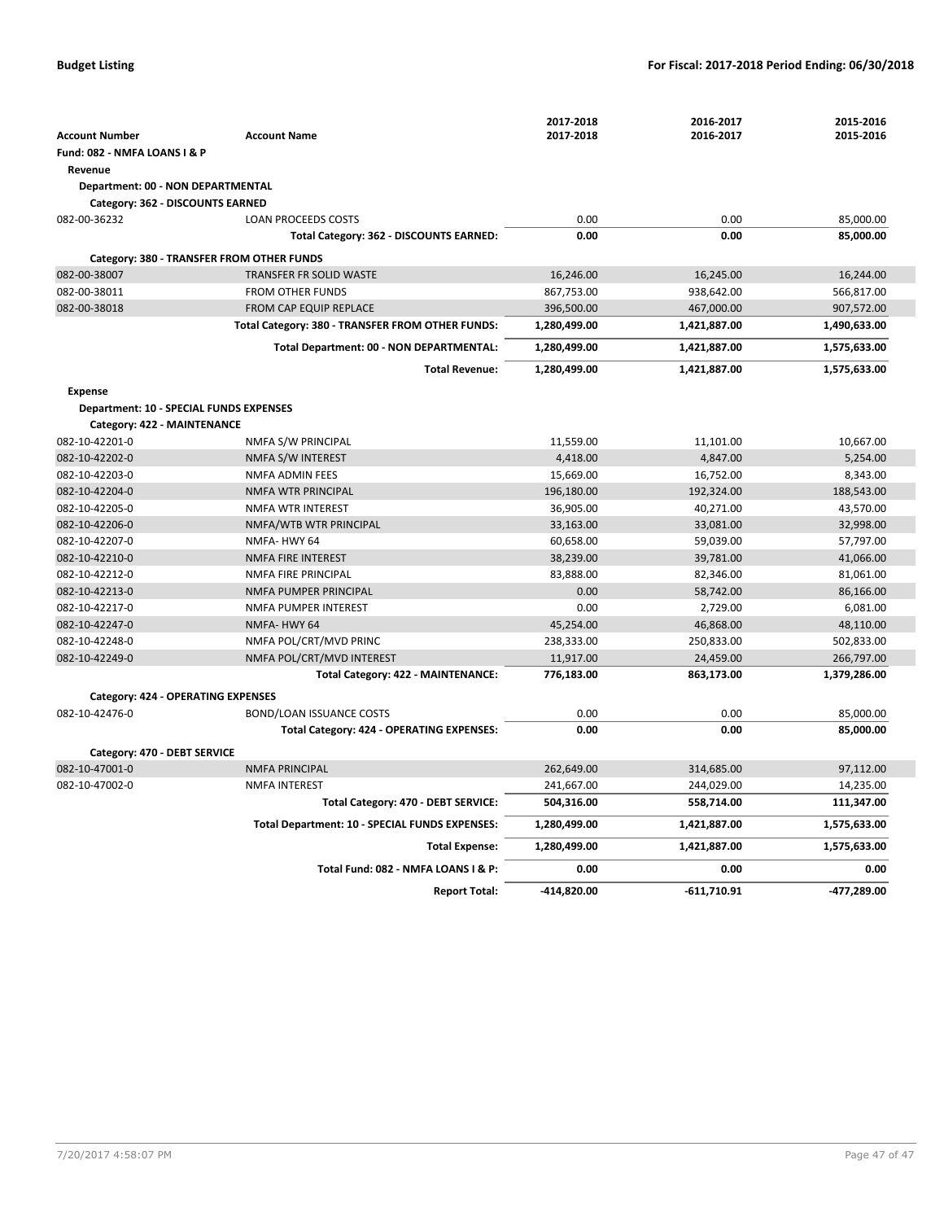| Account Number | Account Name | 2017-2018<br>2017-2018 | 2016-2017<br>2016-2017 | 2015-2016<br>2015-2016 |
|---|---|---|---|---|
| **Fund: 082 - NMFA LOANS I & P** | | | | |
| **Revenue** | | | | |
| **Department: 00 - NON DEPARTMENTAL** | | | | |
| **Category: 362 - DISCOUNTS EARNED** | | | | |
| 082-00-36232 | LOAN PROCEEDS COSTS | 0.00 | 0.00 | 85,000.00 |
| | **Total Category: 362 - DISCOUNTS EARNED:** | **0.00** | **0.00** | **85,000.00** |
| **Category: 380 - TRANSFER FROM OTHER FUNDS** | | | | |
| 082-00-38007 | TRANSFER FR SOLID WASTE | 16,246.00 | 16,245.00 | 16,244.00 |
| 082-00-38011 | FROM OTHER FUNDS | 867,753.00 | 938,642.00 | 566,817.00 |
| 082-00-38018 | FROM CAP EQUIP REPLACE | 396,500.00 | 467,000.00 | 907,572.00 |
| | **Total Category: 380 - TRANSFER FROM OTHER FUNDS:** | **1,280,499.00** | **1,421,887.00** | **1,490,633.00** |
| | **Total Department: 00 - NON DEPARTMENTAL:** | **1,280,499.00** | **1,421,887.00** | **1,575,633.00** |
| | **Total Revenue:** | **1,280,499.00** | **1,421,887.00** | **1,575,633.00** |
| **Expense** | | | | |
| **Department: 10 - SPECIAL FUNDS EXPENSES** | | | | |
| **Category: 422 - MAINTENANCE** | | | | |
| 082-10-42201-0 | NMFA S/W PRINCIPAL | 11,559.00 | 11,101.00 | 10,667.00 |
| 082-10-42202-0 | NMFA S/W INTEREST | 4,418.00 | 4,847.00 | 5,254.00 |
| 082-10-42203-0 | NMFA ADMIN FEES | 15,669.00 | 16,752.00 | 8,343.00 |
| 082-10-42204-0 | NMFA WTR PRINCIPAL | 196,180.00 | 192,324.00 | 188,543.00 |
| 082-10-42205-0 | NMFA WTR INTEREST | 36,905.00 | 40,271.00 | 43,570.00 |
| 082-10-42206-0 | NMFA/WTB WTR PRINCIPAL | 33,163.00 | 33,081.00 | 32,998.00 |
| 082-10-42207-0 | NMFA- HWY 64 | 60,658.00 | 59,039.00 | 57,797.00 |
| 082-10-42210-0 | NMFA FIRE INTEREST | 38,239.00 | 39,781.00 | 41,066.00 |
| 082-10-42212-0 | NMFA FIRE PRINCIPAL | 83,888.00 | 82,346.00 | 81,061.00 |
| 082-10-42213-0 | NMFA PUMPER PRINCIPAL | 0.00 | 58,742.00 | 86,166.00 |
| 082-10-42217-0 | NMFA PUMPER INTEREST | 0.00 | 2,729.00 | 6,081.00 |
| 082-10-42247-0 | NMFA- HWY 64 | 45,254.00 | 46,868.00 | 48,110.00 |
| 082-10-42248-0 | NMFA POL/CRT/MVD PRINC | 238,333.00 | 250,833.00 | 502,833.00 |
| 082-10-42249-0 | NMFA POL/CRT/MVD INTEREST | 11,917.00 | 24,459.00 | 266,797.00 |
| | **Total Category: 422 - MAINTENANCE:** | **776,183.00** | **863,173.00** | **1,379,286.00** |
| **Category: 424 - OPERATING EXPENSES** | | | | |
| 082-10-42476-0 | BOND/LOAN ISSUANCE COSTS | 0.00 | 0.00 | 85,000.00 |
| | **Total Category: 424 - OPERATING EXPENSES:** | **0.00** | **0.00** | **85,000.00** |
| **Category: 470 - DEBT SERVICE** | | | | |
| 082-10-47001-0 | NMFA PRINCIPAL | 262,649.00 | 314,685.00 | 97,112.00 |
| 082-10-47002-0 | NMFA INTEREST | 241,667.00 | 244,029.00 | 14,235.00 |
| | **Total Category: 470 - DEBT SERVICE:** | **504,316.00** | **558,714.00** | **111,347.00** |
| | **Total Department: 10 - SPECIAL FUNDS EXPENSES:** | **1,280,499.00** | **1,421,887.00** | **1,575,633.00** |
| | **Total Expense:** | **1,280,499.00** | **1,421,887.00** | **1,575,633.00** |
| | **Total Fund: 082 - NMFA LOANS I & P:** | **0.00** | **0.00** | **0.00** |
| | **Report Total:** | **-414,820.00** | **-611,710.91** | **-477,289.00** |